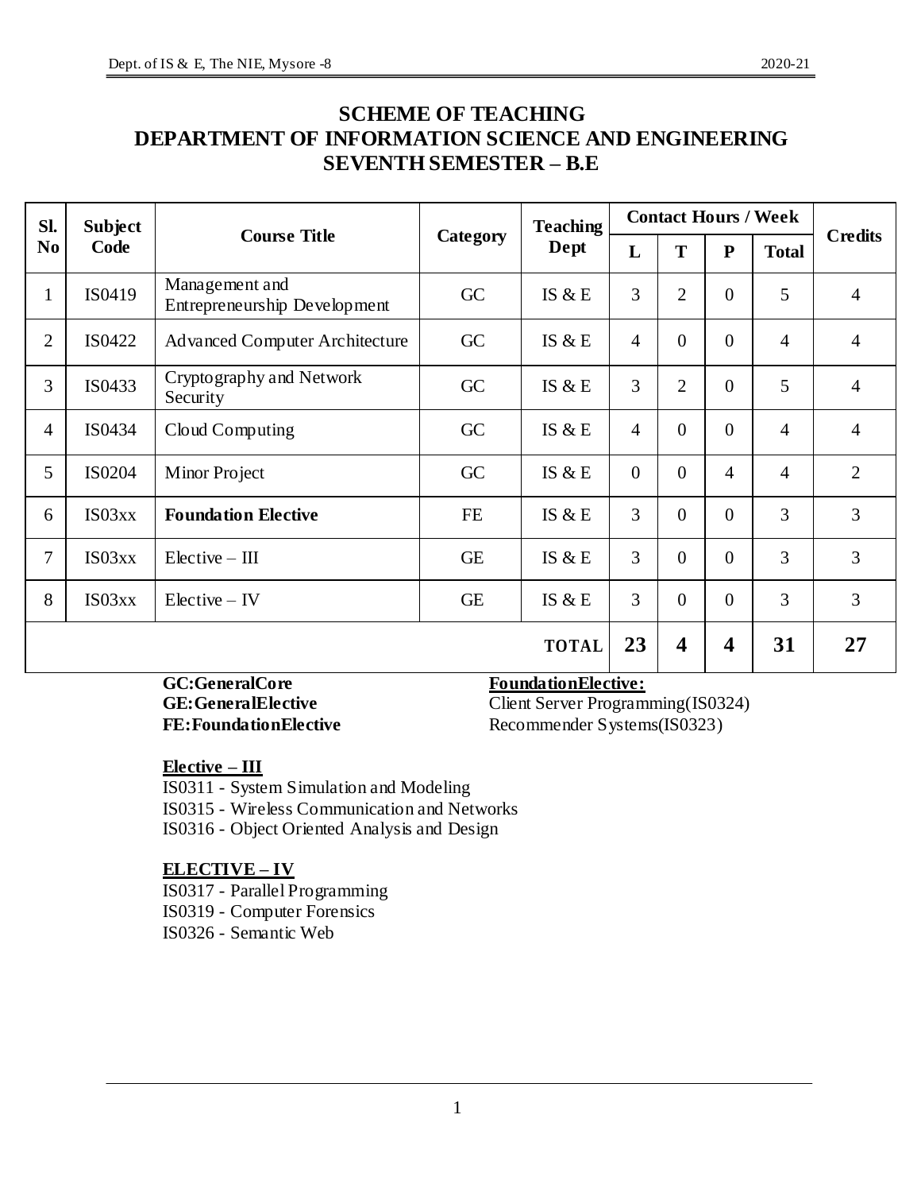# SCHEME OF TEACHING
# DEPARTMENT OF INFORMATION SCIENCE AND ENGINEERING
# SEVENTH SEMESTER – B.E

| Sl. No | Subject Code | Course Title | Category | Teaching Dept | Contact Hours / Week | | | | Credits |
|---|---|---|---|---|---|---|---|---|---|
| | | | | | L | T | P | Total | |
| 1 | IS0419 | Management and Entrepreneurship Development | GC | IS & E | 3 | 2 | 0 | 5 | 4 |
| 2 | IS0422 | Advanced Computer Architecture | GC | IS & E | 4 | 0 | 0 | 4 | 4 |
| 3 | IS0433 | Cryptography and Network Security | GC | IS & E | 3 | 2 | 0 | 5 | 4 |
| 4 | IS0434 | Cloud Computing | GC | IS & E | 4 | 0 | 0 | 4 | 4 |
| 5 | IS0204 | Minor Project | GC | IS & E | 0 | 0 | 4 | 4 | 2 |
| 6 | IS03xx | **Foundation Elective** | FE | IS & E | 3 | 0 | 0 | 3 | 3 |
| 7 | IS03xx | Elective – III | GE | IS & E | 3 | 0 | 0 | 3 | 3 |
| 8 | IS03xx | Elective – IV | GE | IS & E | 3 | 0 | 0 | 3 | 3 |
| | | | | **TOTAL** | **23** | **4** | **4** | **31** | **27** |

**GC:GeneralCore**
**GE:GeneralElective**
**FE:FoundationElective**

**FoundationElective:**
Client Server Programming(IS0324)
Recommender Systems(IS0323)

**Elective – III**

IS0311 - System Simulation and Modeling
IS0315 - Wireless Communication and Networks
IS0316 - Object Oriented Analysis and Design

**ELECTIVE – IV**

IS0317 - Parallel Programming
IS0319 - Computer Forensics
IS0326 - Semantic Web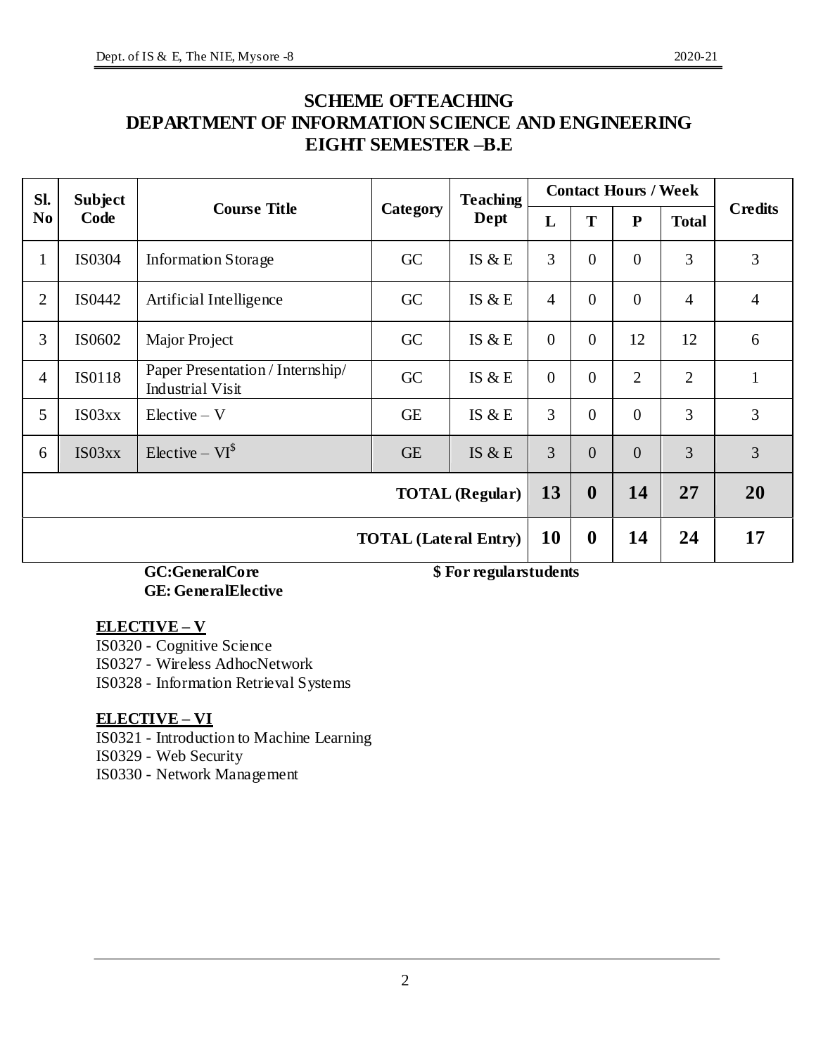# SCHEME OFTEACHING
# DEPARTMENT OF INFORMATION SCIENCE AND ENGINEERING
# EIGHT SEMESTER –B.E

| Sl. No | Subject Code | Course Title | Category | Teaching Dept | Contact Hours / Week | | | | Credits |
|---|---|---|---|---|---|---|---|---|---|
| | | | | | L | T | P | Total | |
| 1 | IS0304 | Information Storage | GC | IS & E | 3 | 0 | 0 | 3 | 3 |
| 2 | IS0442 | Artificial Intelligence | GC | IS & E | 4 | 0 | 0 | 4 | 4 |
| 3 | IS0602 | Major Project | GC | IS & E | 0 | 0 | 12 | 12 | 6 |
| 4 | IS0118 | Paper Presentation / Internship/ Industrial Visit | GC | IS & E | 0 | 0 | 2 | 2 | 1 |
| 5 | IS03xx | Elective – V | GE | IS & E | 3 | 0 | 0 | 3 | 3 |
| 6 | IS03xx | Elective – VI$ | GE | IS & E | 3 | 0 | 0 | 3 | 3 |
| **TOTAL (Regular)** | | | | | **13** | **0** | **14** | **27** | **20** |
| **TOTAL (Lateral Entry)** | | | | | **10** | **0** | **14** | **24** | **17** |

**GC:GeneralCore**
**GE: GeneralElective**

**$ For regularstudents**

**ELECTIVE – V**

IS0320 - Cognitive Science
IS0327 - Wireless AdhocNetwork
IS0328 - Information Retrieval Systems

**ELECTIVE – VI**

IS0321 - Introduction to Machine Learning
IS0329 - Web Security
IS0330 - Network Management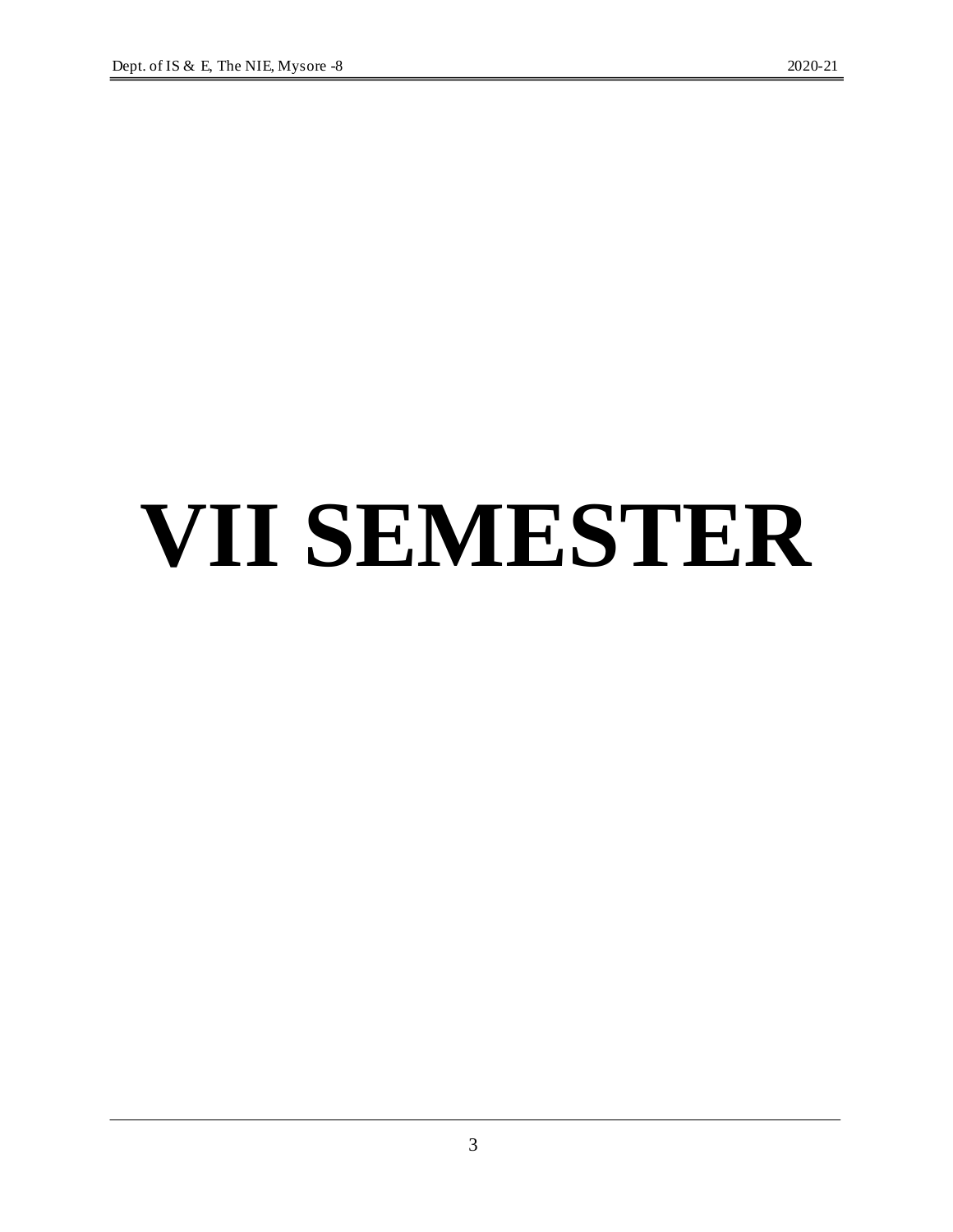# VII SEMESTER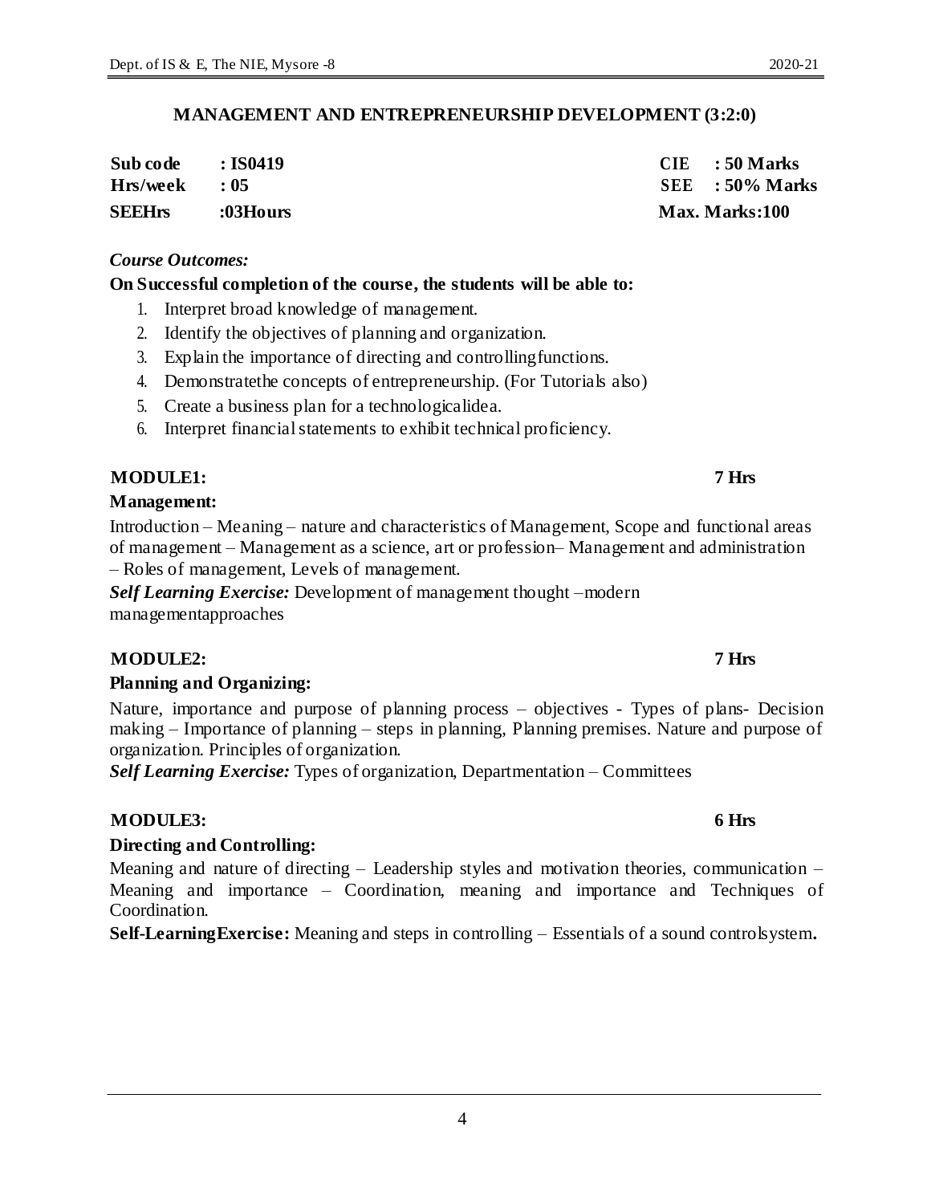## MANAGEMENT AND ENTREPRENEURSHIP DEVELOPMENT (3:2:0)

| | | | |
|---|---|---|---|
| **Sub code** | **: IS0419** | **CIE** | **: 50 Marks** |
| **Hrs/week** | **: 05** | **SEE** | **: 50% Marks** |
| **SEEHrs** | **:03Hours** | **Max. Marks:100** | |

*Course Outcomes:*

**On Successful completion of the course, the students will be able to:**

1. Interpret broad knowledge of management.
2. Identify the objectives of planning and organization.
3. Explain the importance of directing and controllingfunctions.
4. Demonstratethe concepts of entrepreneurship. (For Tutorials also)
5. Create a business plan for a technologicalidea.
6. Interpret financial statements to exhibit technical proficiency.

### MODULE1: 7 Hrs

**Management:**

Introduction – Meaning – nature and characteristics of Management, Scope and functional areas of management – Management as a science, art or profession– Management and administration – Roles of management, Levels of management.

***Self Learning Exercise:*** Development of management thought –modern managementapproaches

### MODULE2: 7 Hrs

**Planning and Organizing:**

Nature, importance and purpose of planning process – objectives - Types of plans- Decision making – Importance of planning – steps in planning, Planning premises. Nature and purpose of organization. Principles of organization.

***Self Learning Exercise:*** Types of organization, Departmentation – Committees

### MODULE3: 6 Hrs

**Directing and Controlling:**

Meaning and nature of directing – Leadership styles and motivation theories, communication – Meaning and importance – Coordination, meaning and importance and Techniques of Coordination.

**Self-LearningExercise:** Meaning and steps in controlling – Essentials of a sound controlsystem**.**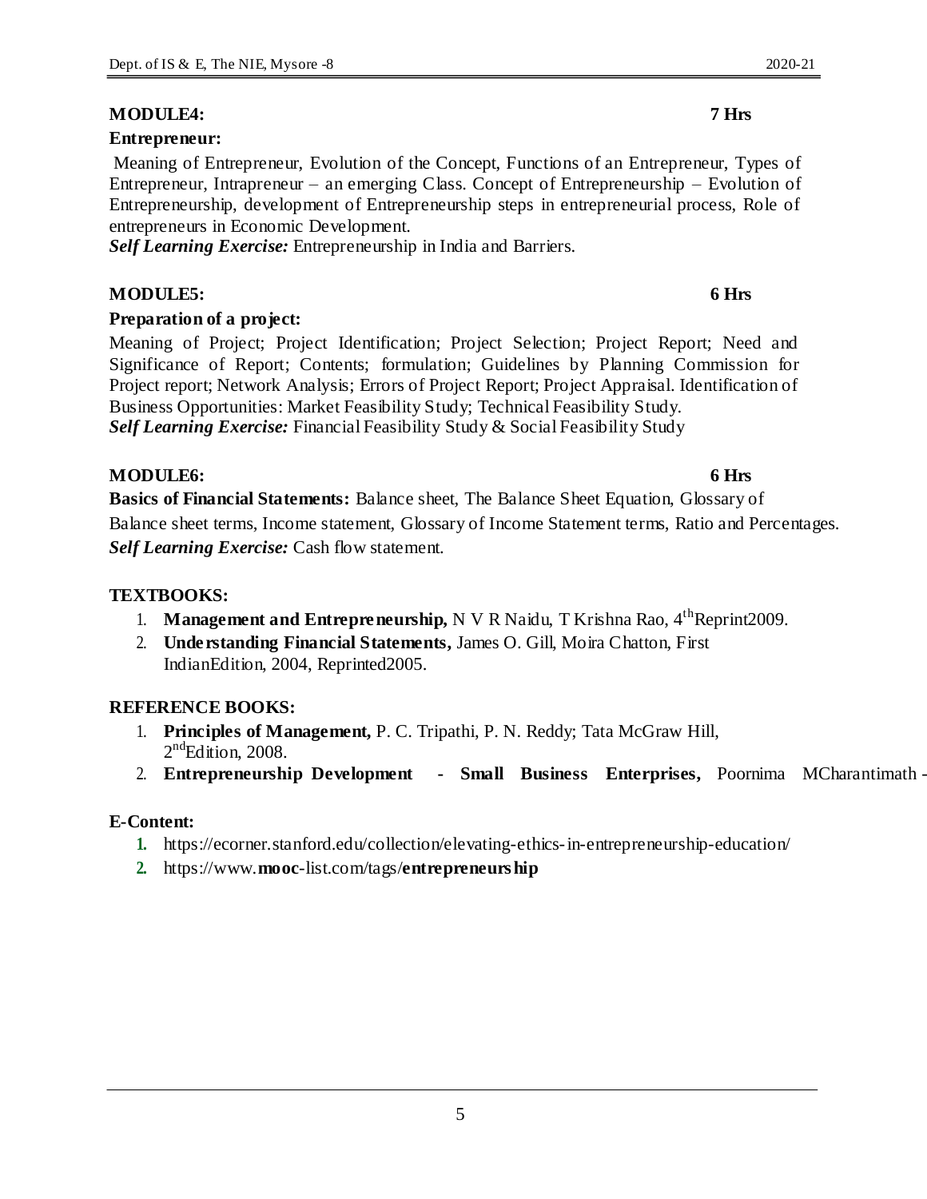**MODULE4: 7 Hrs**

**Entrepreneur:**

Meaning of Entrepreneur, Evolution of the Concept, Functions of an Entrepreneur, Types of Entrepreneur, Intrapreneur – an emerging Class. Concept of Entrepreneurship – Evolution of Entrepreneurship, development of Entrepreneurship steps in entrepreneurial process, Role of entrepreneurs in Economic Development.

***Self Learning Exercise:*** Entrepreneurship in India and Barriers.

**MODULE5: 6 Hrs**

**Preparation of a project:**

Meaning of Project; Project Identification; Project Selection; Project Report; Need and Significance of Report; Contents; formulation; Guidelines by Planning Commission for Project report; Network Analysis; Errors of Project Report; Project Appraisal. Identification of Business Opportunities: Market Feasibility Study; Technical Feasibility Study.

***Self Learning Exercise:*** Financial Feasibility Study & Social Feasibility Study

**MODULE6: 6 Hrs**

**Basics of Financial Statements:** Balance sheet, The Balance Sheet Equation, Glossary of Balance sheet terms, Income statement, Glossary of Income Statement terms, Ratio and Percentages.

***Self Learning Exercise:*** Cash flow statement.

**TEXTBOOKS:**

1. **Management and Entrepreneurship,** N V R Naidu, T Krishna Rao, 4th Reprint2009.
2. **Understanding Financial Statements,** James O. Gill, Moira Chatton, First IndianEdition, 2004, Reprinted2005.

**REFERENCE BOOKS:**

1. **Principles of Management,** P. C. Tripathi, P. N. Reddy; Tata McGraw Hill, 2nd Edition, 2008.
2. **Entrepreneurship Development - Small Business Enterprises,** Poornima MCharantimath -

**E-Content:**

1. https://ecorner.stanford.edu/collection/elevating-ethics-in-entrepreneurship-education/
2. https://www.**mooc**-list.com/tags/**entrepreneurship**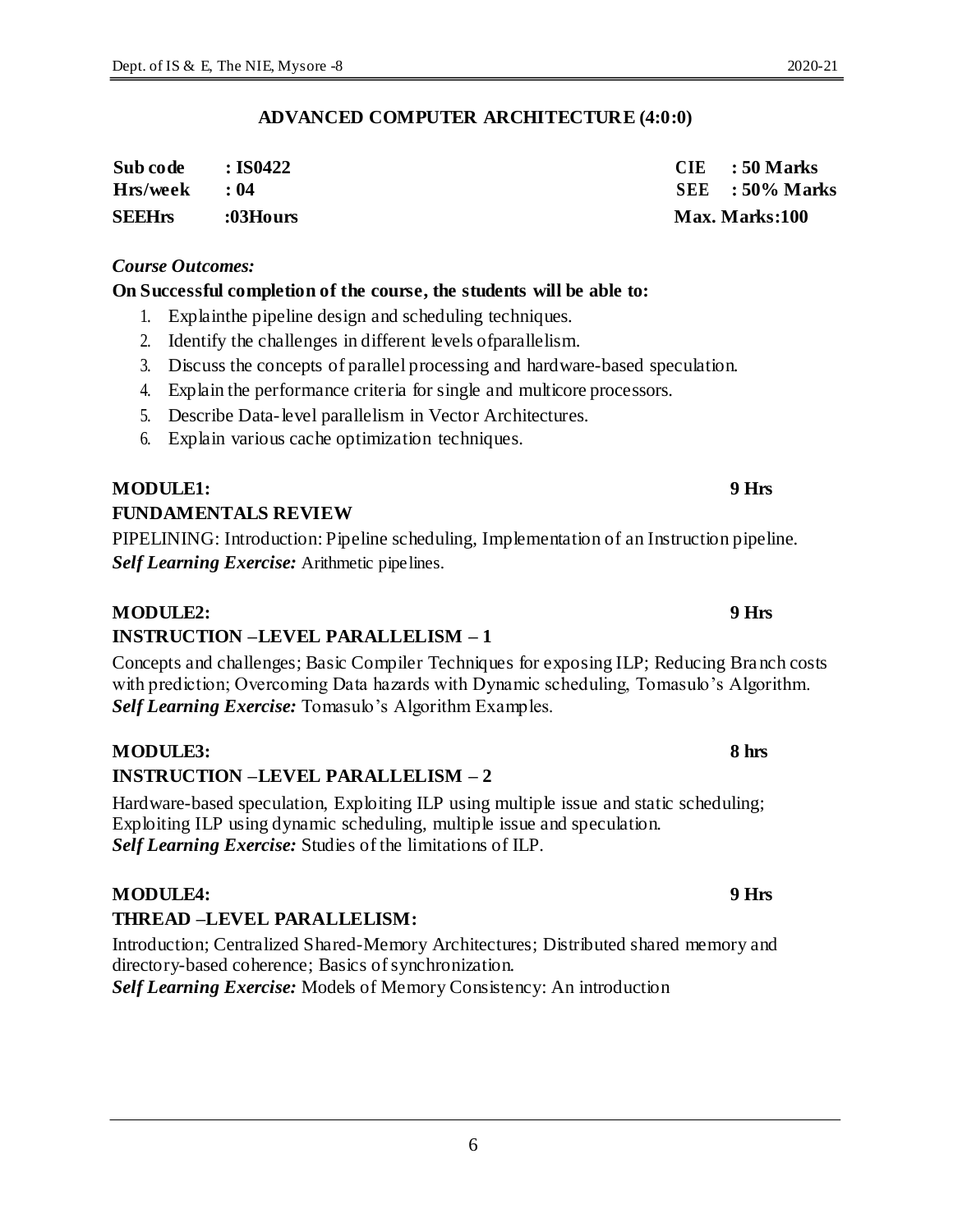## ADVANCED COMPUTER ARCHITECTURE (4:0:0)

| | | | |
|---|---|---|---|
| **Sub code** | **: IS0422** | **CIE** | **: 50 Marks** |
| **Hrs/week** | **: 04** | **SEE** | **: 50% Marks** |
| **SEEHrs** | **:03Hours** | **Max. Marks:100** | |

***Course Outcomes:***

**On Successful completion of the course, the students will be able to:**

1. Explainthe pipeline design and scheduling techniques.
2. Identify the challenges in different levels ofparallelism.
3. Discuss the concepts of parallel processing and hardware-based speculation.
4. Explain the performance criteria for single and multicore processors.
5. Describe Data-level parallelism in Vector Architectures.
6. Explain various cache optimization techniques.

**MODULE1: 9 Hrs**

**FUNDAMENTALS REVIEW**

PIPELINING: Introduction: Pipeline scheduling, Implementation of an Instruction pipeline.
***Self Learning Exercise:*** Arithmetic pipelines.

**MODULE2: 9 Hrs**

**INSTRUCTION –LEVEL PARALLELISM – 1**

Concepts and challenges; Basic Compiler Techniques for exposing ILP; Reducing Branch costs with prediction; Overcoming Data hazards with Dynamic scheduling, Tomasulo's Algorithm.
***Self Learning Exercise:*** Tomasulo's Algorithm Examples.

**MODULE3: 8 hrs**

**INSTRUCTION –LEVEL PARALLELISM – 2**

Hardware-based speculation, Exploiting ILP using multiple issue and static scheduling; Exploiting ILP using dynamic scheduling, multiple issue and speculation.
***Self Learning Exercise:*** Studies of the limitations of ILP.

**MODULE4: 9 Hrs**

**THREAD –LEVEL PARALLELISM:**

Introduction; Centralized Shared-Memory Architectures; Distributed shared memory and directory-based coherence; Basics of synchronization.
***Self Learning Exercise:*** Models of Memory Consistency: An introduction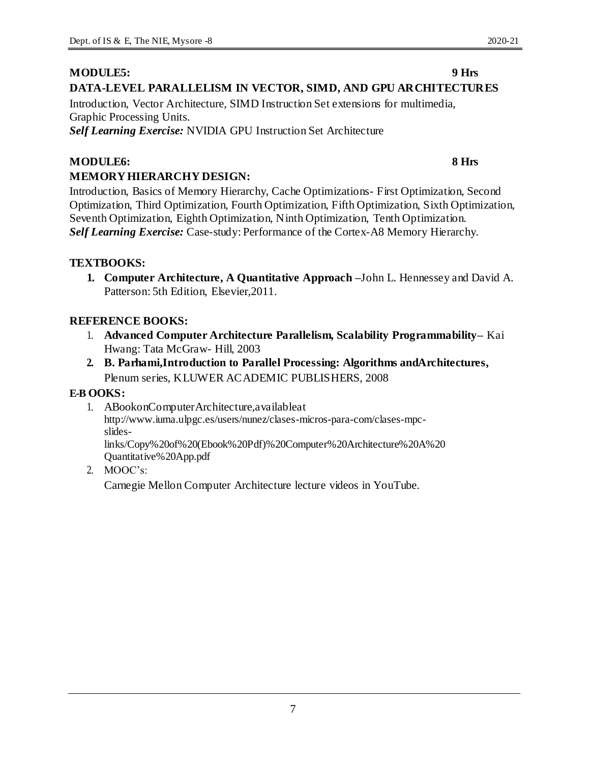**MODULE5: 9 Hrs**

**DATA-LEVEL PARALLELISM IN VECTOR, SIMD, AND GPU ARCHITECTURES**

Introduction, Vector Architecture, SIMD Instruction Set extensions for multimedia, Graphic Processing Units.

***Self Learning Exercise:*** NVIDIA GPU Instruction Set Architecture

**MODULE6: 8 Hrs**

**MEMORY HIERARCHY DESIGN:**

Introduction, Basics of Memory Hierarchy, Cache Optimizations- First Optimization, Second Optimization, Third Optimization, Fourth Optimization, Fifth Optimization, Sixth Optimization, Seventh Optimization, Eighth Optimization, Ninth Optimization, Tenth Optimization.

***Self Learning Exercise:*** Case-study: Performance of the Cortex-A8 Memory Hierarchy.

**TEXTBOOKS:**

1. **Computer Architecture, A Quantitative Approach** –John L. Hennessey and David A. Patterson: 5th Edition, Elsevier,2011.

**REFERENCE BOOKS:**

1. **Advanced Computer Architecture Parallelism, Scalability Programmability**– Kai Hwang: Tata McGraw- Hill, 2003
2. **B. Parhami,Introduction to Parallel Processing: Algorithms andArchitectures,** Plenum series, KLUWER ACADEMIC PUBLISHERS, 2008

**E-BOOKS:**

1. ABookonComputerArchitecture,availableat http://www.iuma.ulpgc.es/users/nunez/clases-micros-para-com/clases-mpc-slides-links/Copy%20of%20(Ebook%20Pdf)%20Computer%20Architecture%20A%20Quantitative%20App.pdf
2. MOOC's:
   Carnegie Mellon Computer Architecture lecture videos in YouTube.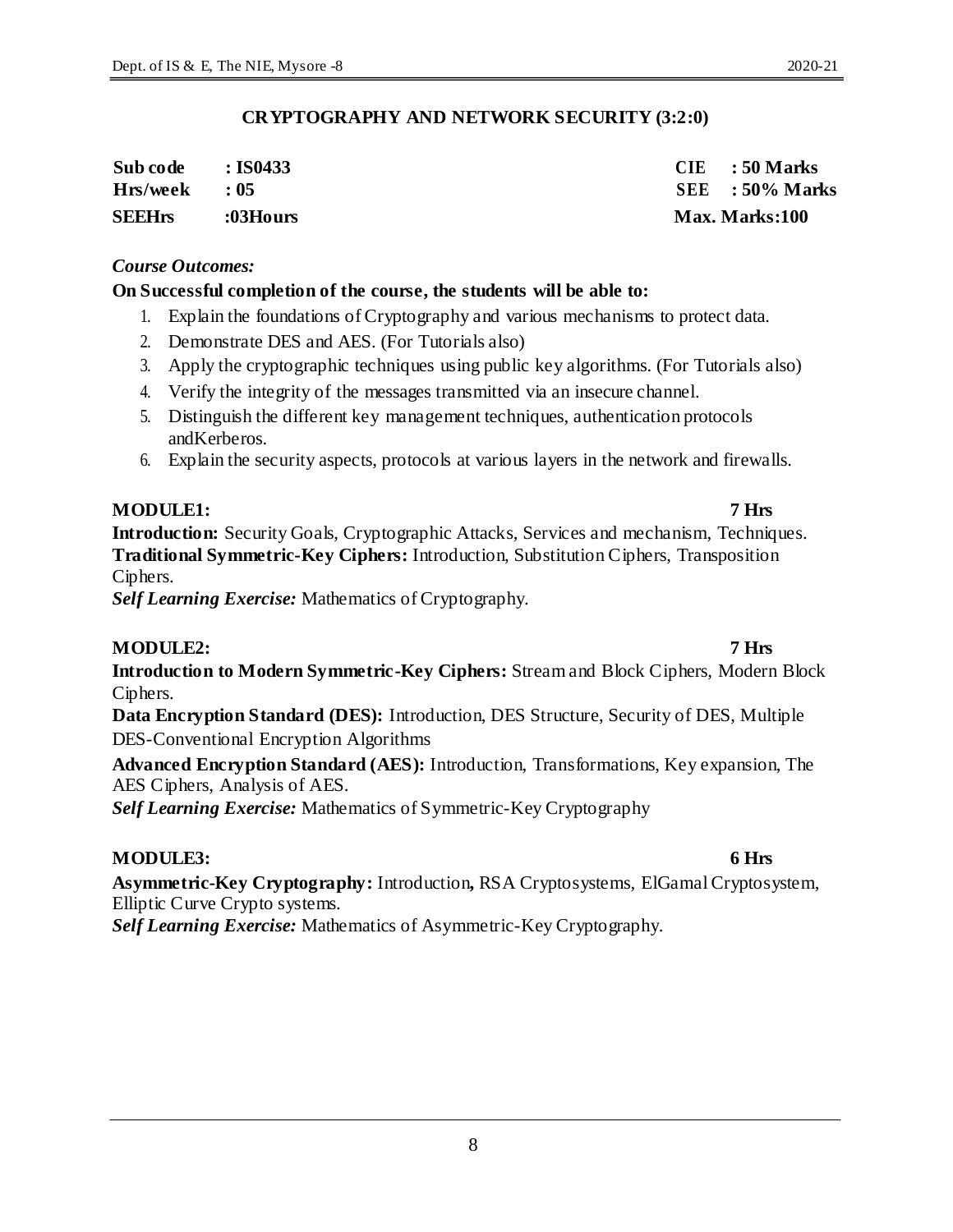## CRYPTOGRAPHY AND NETWORK SECURITY (3:2:0)

| | | | |
|---|---|---|---|
| **Sub code** | **: IS0433** | **CIE** | **: 50 Marks** |
| **Hrs/week** | **: 05** | **SEE** | **: 50% Marks** |
| **SEEHrs** | **:03Hours** | **Max. Marks:100** | |

### *Course Outcomes:*

**On Successful completion of the course, the students will be able to:**

1. Explain the foundations of Cryptography and various mechanisms to protect data.
2. Demonstrate DES and AES. (For Tutorials also)
3. Apply the cryptographic techniques using public key algorithms. (For Tutorials also)
4. Verify the integrity of the messages transmitted via an insecure channel.
5. Distinguish the different key management techniques, authentication protocols andKerberos.
6. Explain the security aspects, protocols at various layers in the network and firewalls.

### MODULE1: 7 Hrs

**Introduction:** Security Goals, Cryptographic Attacks, Services and mechanism, Techniques.
**Traditional Symmetric-Key Ciphers:** Introduction, Substitution Ciphers, Transposition Ciphers.
***Self Learning Exercise:*** Mathematics of Cryptography.

### MODULE2: 7 Hrs

**Introduction to Modern Symmetric-Key Ciphers:** Stream and Block Ciphers, Modern Block Ciphers.

**Data Encryption Standard (DES):** Introduction, DES Structure, Security of DES, Multiple DES-Conventional Encryption Algorithms

**Advanced Encryption Standard (AES):** Introduction, Transformations, Key expansion, The AES Ciphers, Analysis of AES.
***Self Learning Exercise:*** Mathematics of Symmetric-Key Cryptography

### MODULE3: 6 Hrs

**Asymmetric-Key Cryptography:** Introduction**,** RSA Cryptosystems, ElGamal Cryptosystem, Elliptic Curve Crypto systems.
***Self Learning Exercise:*** Mathematics of Asymmetric-Key Cryptography.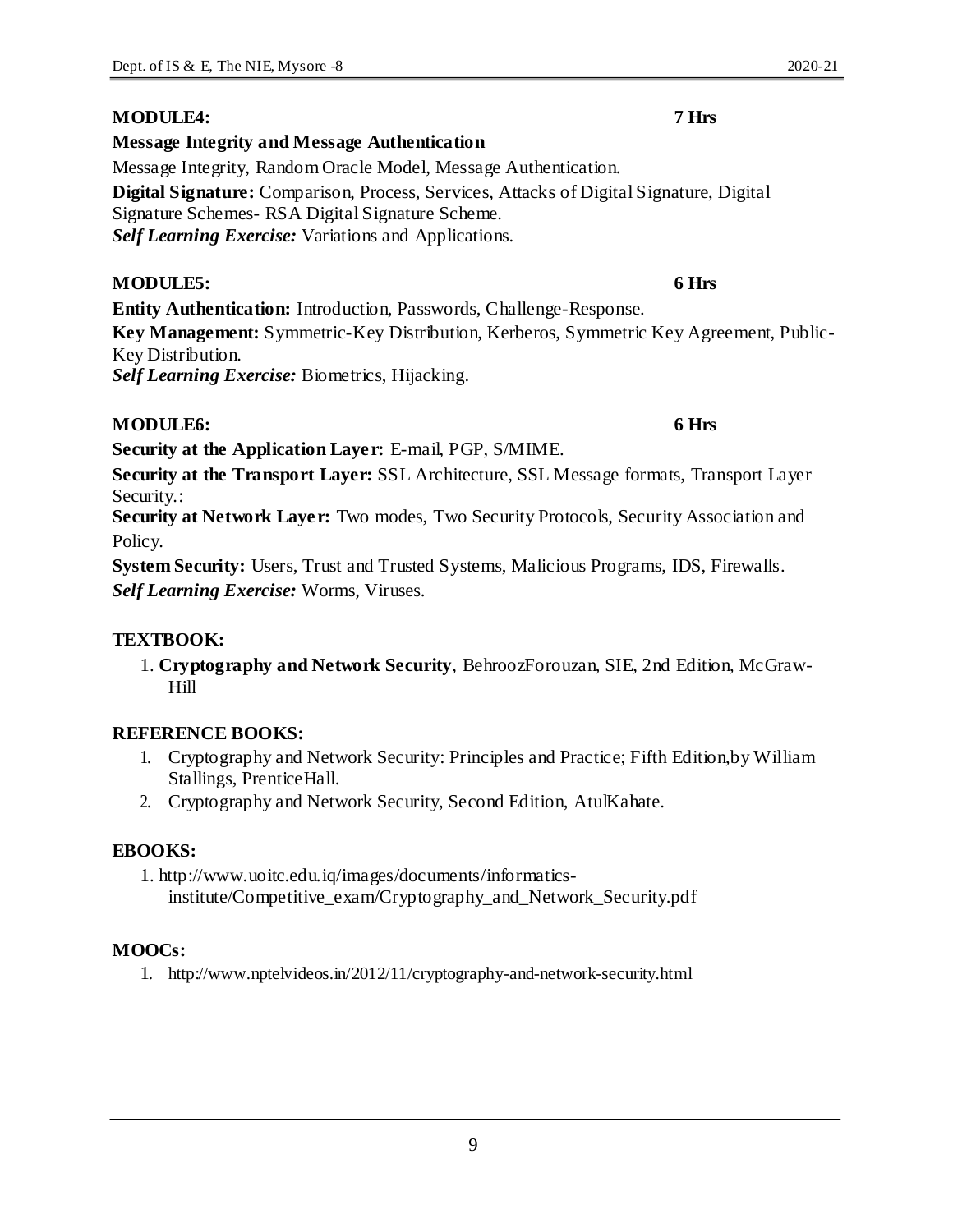**MODULE4: 7 Hrs**

**Message Integrity and Message Authentication**

Message Integrity, Random Oracle Model, Message Authentication.

**Digital Signature:** Comparison, Process, Services, Attacks of Digital Signature, Digital Signature Schemes- RSA Digital Signature Scheme.

***Self Learning Exercise:*** Variations and Applications.

**MODULE5: 6 Hrs**

**Entity Authentication:** Introduction, Passwords, Challenge-Response.

**Key Management:** Symmetric-Key Distribution, Kerberos, Symmetric Key Agreement, Public-Key Distribution.

***Self Learning Exercise:*** Biometrics, Hijacking.

**MODULE6: 6 Hrs**

**Security at the Application Layer:** E-mail, PGP, S/MIME.

**Security at the Transport Layer:** SSL Architecture, SSL Message formats, Transport Layer Security.:

**Security at Network Layer:** Two modes, Two Security Protocols, Security Association and Policy.

**System Security:** Users, Trust and Trusted Systems, Malicious Programs, IDS, Firewalls.

***Self Learning Exercise:*** Worms, Viruses.

**TEXTBOOK:**

1. **Cryptography and Network Security**, BehroozForouzan, SIE, 2nd Edition, McGraw-Hill

**REFERENCE BOOKS:**

1. Cryptography and Network Security: Principles and Practice; Fifth Edition,by William Stallings, PrenticeHall.
2. Cryptography and Network Security, Second Edition, AtulKahate.

**EBOOKS:**

1. http://www.uoitc.edu.iq/images/documents/informatics-institute/Competitive_exam/Cryptography_and_Network_Security.pdf

**MOOCs:**

1. http://www.nptelvideos.in/2012/11/cryptography-and-network-security.html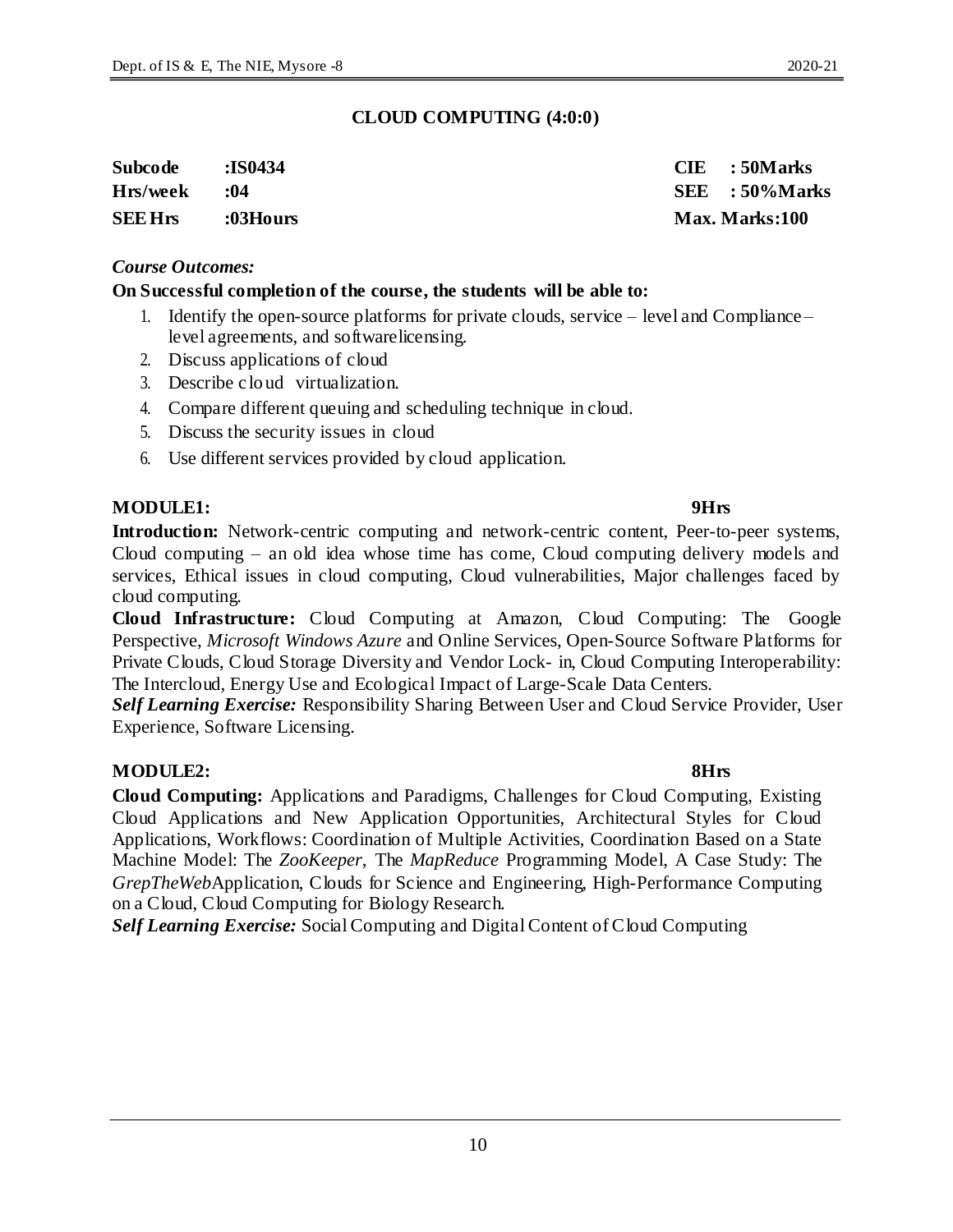## CLOUD COMPUTING (4:0:0)

| | | | |
|---|---|---|---|
| **Subcode** | **:IS0434** | **CIE** | **: 50Marks** |
| **Hrs/week** | **:04** | **SEE** | **: 50%Marks** |
| **SEE Hrs** | **:03Hours** | **Max. Marks:100** | |

***Course Outcomes:***

**On Successful completion of the course, the students will be able to:**

1. Identify the open-source platforms for private clouds, service – level and Compliance – level agreements, and softwarelicensing.
2. Discuss applications of cloud
3. Describe cloud virtualization.
4. Compare different queuing and scheduling technique in cloud.
5. Discuss the security issues in cloud
6. Use different services provided by cloud application.

### MODULE1: 9Hrs

**Introduction:** Network-centric computing and network-centric content, Peer-to-peer systems, Cloud computing – an old idea whose time has come, Cloud computing delivery models and services, Ethical issues in cloud computing, Cloud vulnerabilities, Major challenges faced by cloud computing.

**Cloud Infrastructure:** Cloud Computing at Amazon, Cloud Computing: The Google Perspective, *Microsoft Windows Azure* and Online Services, Open-Source Software Platforms for Private Clouds, Cloud Storage Diversity and Vendor Lock- in, Cloud Computing Interoperability: The Intercloud, Energy Use and Ecological Impact of Large-Scale Data Centers.

***Self Learning Exercise:*** Responsibility Sharing Between User and Cloud Service Provider, User Experience, Software Licensing.

### MODULE2: 8Hrs

**Cloud Computing:** Applications and Paradigms, Challenges for Cloud Computing, Existing Cloud Applications and New Application Opportunities, Architectural Styles for Cloud Applications, Workflows: Coordination of Multiple Activities, Coordination Based on a State Machine Model: The *ZooKeeper*, The *MapReduce* Programming Model, A Case Study: The *GrepTheWeb*Application, Clouds for Science and Engineering, High-Performance Computing on a Cloud, Cloud Computing for Biology Research.

***Self Learning Exercise:*** Social Computing and Digital Content of Cloud Computing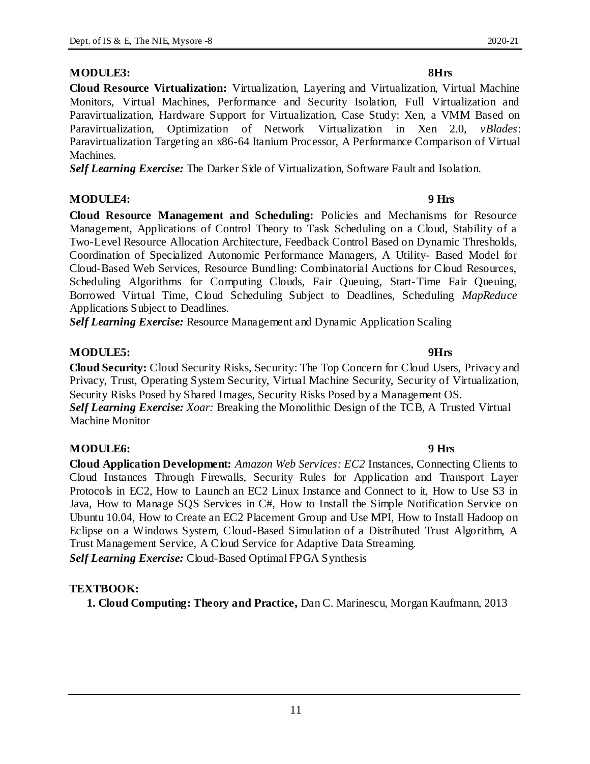**MODULE3:** **8Hrs**

**Cloud Resource Virtualization:** Virtualization, Layering and Virtualization, Virtual Machine Monitors, Virtual Machines, Performance and Security Isolation, Full Virtualization and Paravirtualization, Hardware Support for Virtualization, Case Study: Xen, a VMM Based on Paravirtualization, Optimization of Network Virtualization in Xen 2.0, *vBlades*: Paravirtualization Targeting an x86-64 Itanium Processor, A Performance Comparison of Virtual Machines.

***Self Learning Exercise:*** The Darker Side of Virtualization, Software Fault and Isolation.

**MODULE4:** **9 Hrs**

**Cloud Resource Management and Scheduling:** Policies and Mechanisms for Resource Management, Applications of Control Theory to Task Scheduling on a Cloud, Stability of a Two-Level Resource Allocation Architecture, Feedback Control Based on Dynamic Thresholds, Coordination of Specialized Autonomic Performance Managers, A Utility- Based Model for Cloud-Based Web Services, Resource Bundling: Combinatorial Auctions for Cloud Resources, Scheduling Algorithms for Computing Clouds, Fair Queuing, Start-Time Fair Queuing, Borrowed Virtual Time, Cloud Scheduling Subject to Deadlines, Scheduling *MapReduce* Applications Subject to Deadlines.

***Self Learning Exercise:*** Resource Management and Dynamic Application Scaling

**MODULE5:** **9Hrs**

**Cloud Security:** Cloud Security Risks, Security: The Top Concern for Cloud Users, Privacy and Privacy, Trust, Operating System Security, Virtual Machine Security, Security of Virtualization, Security Risks Posed by Shared Images, Security Risks Posed by a Management OS.

***Self Learning Exercise:*** *Xoar:* Breaking the Monolithic Design of the TCB, A Trusted Virtual Machine Monitor

**MODULE6:** **9 Hrs**

**Cloud Application Development:** *Amazon Web Services: EC2* Instances, Connecting Clients to Cloud Instances Through Firewalls, Security Rules for Application and Transport Layer Protocols in EC2, How to Launch an EC2 Linux Instance and Connect to it, How to Use S3 in Java, How to Manage SQS Services in C#, How to Install the Simple Notification Service on Ubuntu 10.04, How to Create an EC2 Placement Group and Use MPI, How to Install Hadoop on Eclipse on a Windows System, Cloud-Based Simulation of a Distributed Trust Algorithm, A Trust Management Service, A Cloud Service for Adaptive Data Streaming.

***Self Learning Exercise:*** Cloud-Based Optimal FPGA Synthesis

**TEXTBOOK:**

1. **Cloud Computing: Theory and Practice,** Dan C. Marinescu, Morgan Kaufmann, 2013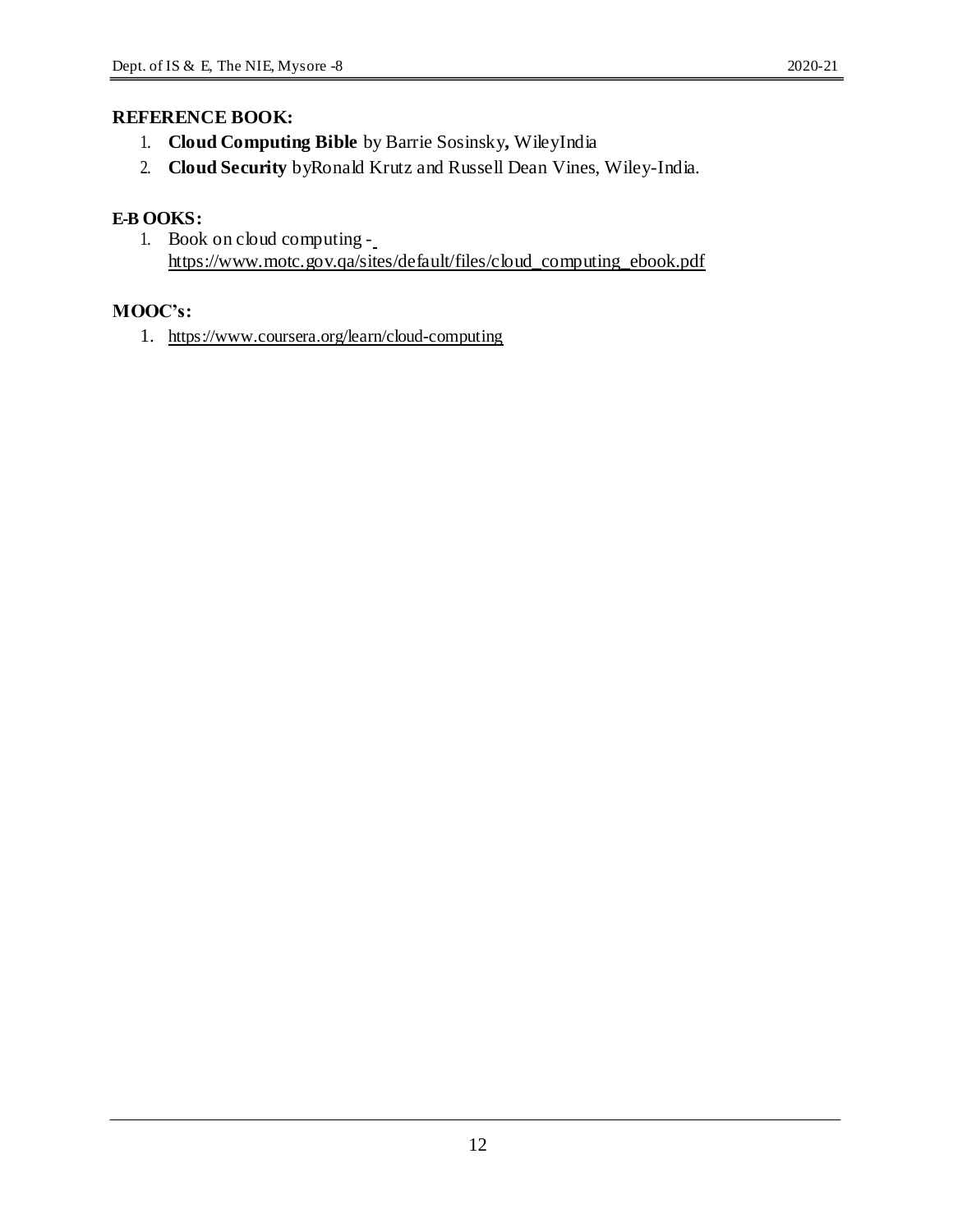**REFERENCE BOOK:**

1. **Cloud Computing Bible** by Barrie Sosinsky**,** WileyIndia
2. **Cloud Security** byRonald Krutz and Russell Dean Vines, Wiley-India.

**E-B OOKS:**

1. Book on cloud computing - https://www.motc.gov.qa/sites/default/files/cloud_computing_ebook.pdf

**MOOC's:**

1. https://www.coursera.org/learn/cloud-computing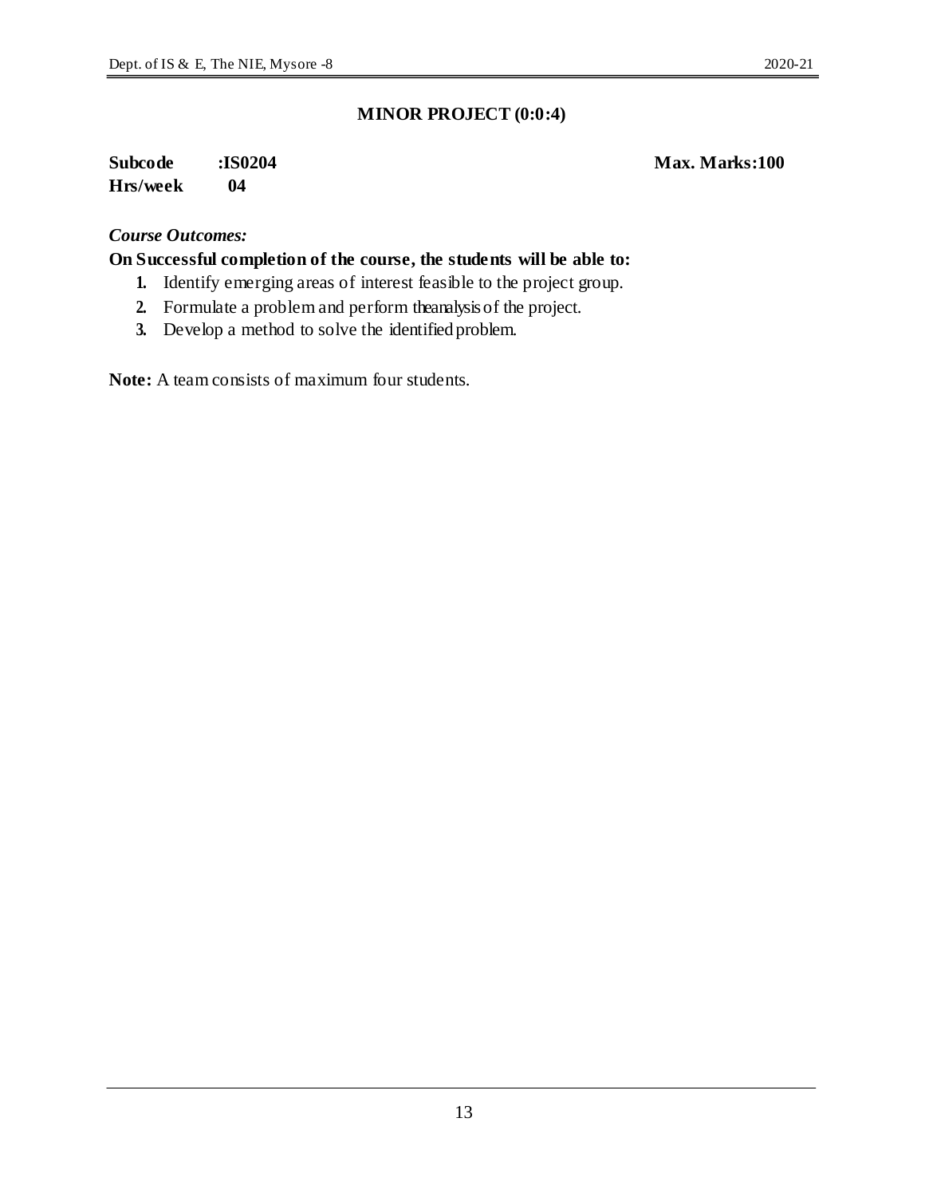## MINOR PROJECT (0:0:4)

**Subcode :IS0204** **Max. Marks:100**
**Hrs/week 04**

*Course Outcomes:*

**On Successful completion of the course, the students will be able to:**

1. Identify emerging areas of interest feasible to the project group.
2. Formulate a problem and perform the analysis of the project.
3. Develop a method to solve the identified problem.

**Note:** A team consists of maximum four students.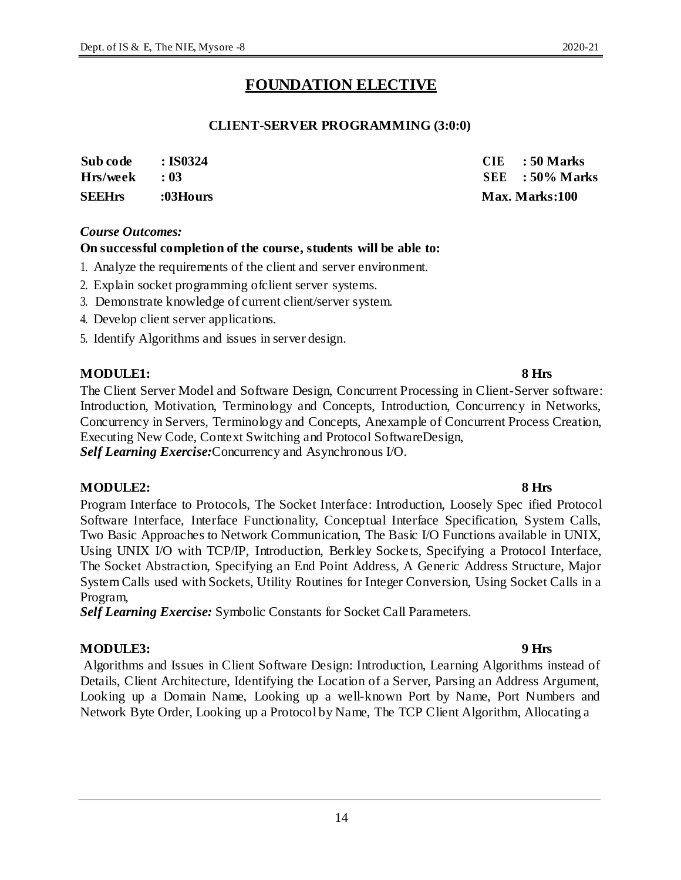# FOUNDATION ELECTIVE

## CLIENT-SERVER PROGRAMMING (3:0:0)

| | | | |
|---|---|---|---|
| **Sub code** | **: IS0324** | **CIE** | **: 50 Marks** |
| **Hrs/week** | **: 03** | **SEE** | **: 50% Marks** |
| **SEEHrs** | **:03Hours** | **Max. Marks:100** | |

***Course Outcomes:***

**On successful completion of the course, students will be able to:**

1. Analyze the requirements of the client and server environment.
2. Explain socket programming ofclient server systems.
3. Demonstrate knowledge of current client/server system.
4. Develop client server applications.
5. Identify Algorithms and issues in server design.

**MODULE1: 8 Hrs**

The Client Server Model and Software Design, Concurrent Processing in Client-Server software: Introduction, Motivation, Terminology and Concepts, Introduction, Concurrency in Networks, Concurrency in Servers, Terminology and Concepts, Anexample of Concurrent Process Creation, Executing New Code, Context Switching and Protocol SoftwareDesign,
***Self Learning Exercise:***Concurrency and Asynchronous I/O.

**MODULE2: 8 Hrs**

Program Interface to Protocols, The Socket Interface: Introduction, Loosely Spec ified Protocol Software Interface, Interface Functionality, Conceptual Interface Specification, System Calls, Two Basic Approaches to Network Communication, The Basic I/O Functions available in UNIX, Using UNIX I/O with TCP/IP, Introduction, Berkley Sockets, Specifying a Protocol Interface, The Socket Abstraction, Specifying an End Point Address, A Generic Address Structure, Major System Calls used with Sockets, Utility Routines for Integer Conversion, Using Socket Calls in a Program,
***Self Learning Exercise:*** Symbolic Constants for Socket Call Parameters.

**MODULE3: 9 Hrs**

Algorithms and Issues in Client Software Design: Introduction, Learning Algorithms instead of Details, Client Architecture, Identifying the Location of a Server, Parsing an Address Argument, Looking up a Domain Name, Looking up a well-known Port by Name, Port Numbers and Network Byte Order, Looking up a Protocol by Name, The TCP Client Algorithm, Allocating a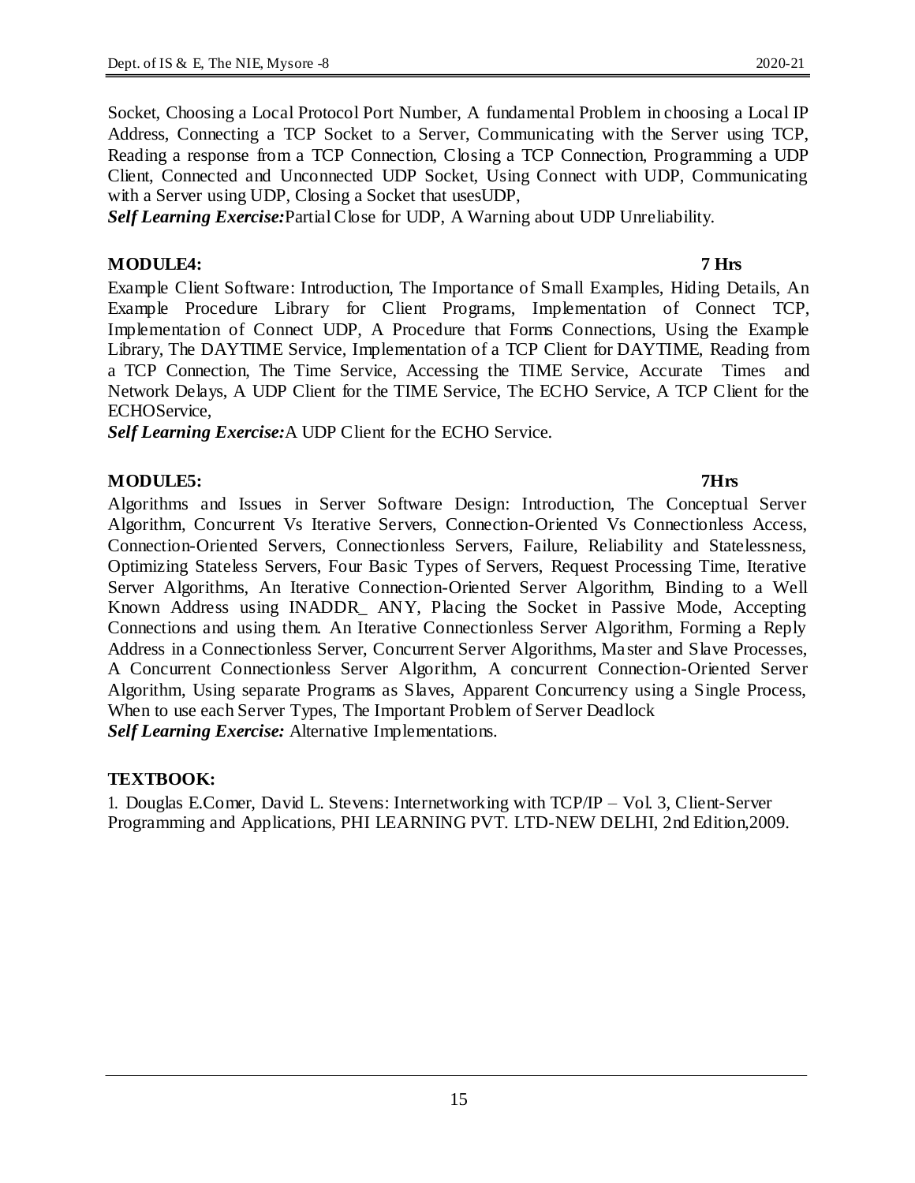Socket, Choosing a Local Protocol Port Number, A fundamental Problem in choosing a Local IP Address, Connecting a TCP Socket to a Server, Communicating with the Server using TCP, Reading a response from a TCP Connection, Closing a TCP Connection, Programming a UDP Client, Connected and Unconnected UDP Socket, Using Connect with UDP, Communicating with a Server using UDP, Closing a Socket that usesUDP,

***Self Learning Exercise:***Partial Close for UDP, A Warning about UDP Unreliability.

**MODULE4: 7 Hrs**

Example Client Software: Introduction, The Importance of Small Examples, Hiding Details, An Example Procedure Library for Client Programs, Implementation of Connect TCP, Implementation of Connect UDP, A Procedure that Forms Connections, Using the Example Library, The DAYTIME Service, Implementation of a TCP Client for DAYTIME, Reading from a TCP Connection, The Time Service, Accessing the TIME Service, Accurate Times and Network Delays, A UDP Client for the TIME Service, The ECHO Service, A TCP Client for the ECHOService,

***Self Learning Exercise:***A UDP Client for the ECHO Service.

**MODULE5: 7Hrs**

Algorithms and Issues in Server Software Design: Introduction, The Conceptual Server Algorithm, Concurrent Vs Iterative Servers, Connection-Oriented Vs Connectionless Access, Connection-Oriented Servers, Connectionless Servers, Failure, Reliability and Statelessness, Optimizing Stateless Servers, Four Basic Types of Servers, Request Processing Time, Iterative Server Algorithms, An Iterative Connection-Oriented Server Algorithm, Binding to a Well Known Address using INADDR_ ANY, Placing the Socket in Passive Mode, Accepting Connections and using them. An Iterative Connectionless Server Algorithm, Forming a Reply Address in a Connectionless Server, Concurrent Server Algorithms, Master and Slave Processes, A Concurrent Connectionless Server Algorithm, A concurrent Connection-Oriented Server Algorithm, Using separate Programs as Slaves, Apparent Concurrency using a Single Process, When to use each Server Types, The Important Problem of Server Deadlock

***Self Learning Exercise:*** Alternative Implementations.

**TEXTBOOK:**

1. Douglas E.Comer, David L. Stevens: Internetworking with TCP/IP – Vol. 3, Client-Server Programming and Applications, PHI LEARNING PVT. LTD-NEW DELHI, 2nd Edition,2009.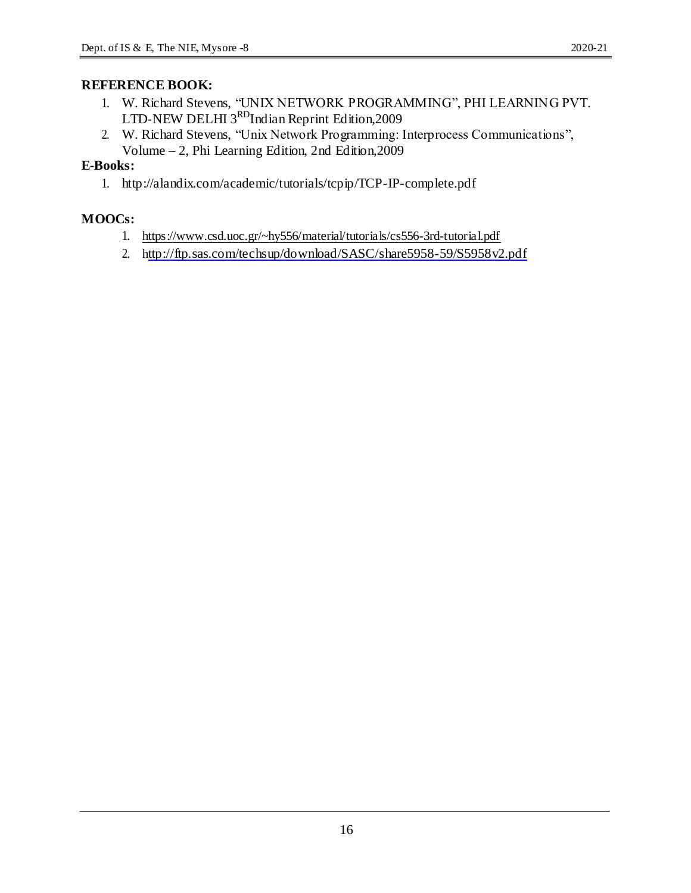**REFERENCE BOOK:**

1. W. Richard Stevens, "UNIX NETWORK PROGRAMMING", PHI LEARNING PVT. LTD-NEW DELHI 3RD Indian Reprint Edition,2009
2. W. Richard Stevens, "Unix Network Programming: Interprocess Communications", Volume – 2, Phi Learning Edition, 2nd Edition,2009

**E-Books:**

1. http://alandix.com/academic/tutorials/tcpip/TCP-IP-complete.pdf

**MOOCs:**

1. https://www.csd.uoc.gr/~hy556/material/tutorials/cs556-3rd-tutorial.pdf
2. http://ftp.sas.com/techsup/download/SASC/share5958-59/S5958v2.pdf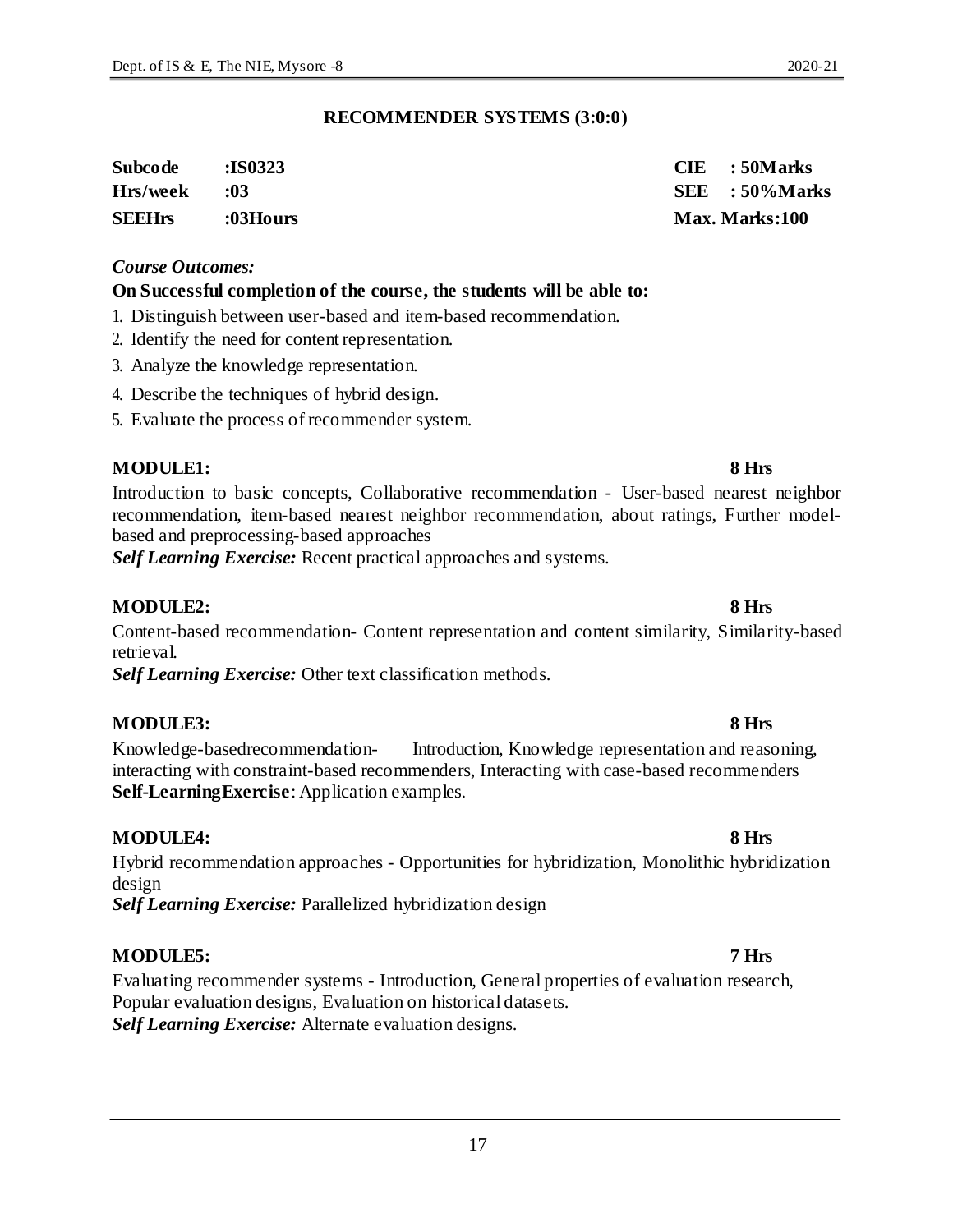## RECOMMENDER SYSTEMS (3:0:0)

| | | | |
|---|---|---|---|
| **Subcode** | **:IS0323** | **CIE** | **: 50Marks** |
| **Hrs/week** | **:03** | **SEE** | **: 50%Marks** |
| **SEEHrs** | **:03Hours** | **Max. Marks:100** | |

***Course Outcomes:***

**On Successful completion of the course, the students will be able to:**

1. Distinguish between user-based and item-based recommendation.
2. Identify the need for content representation.
3. Analyze the knowledge representation.
4. Describe the techniques of hybrid design.
5. Evaluate the process of recommender system.

**MODULE1: 8 Hrs**

Introduction to basic concepts, Collaborative recommendation - User-based nearest neighbor recommendation, item-based nearest neighbor recommendation, about ratings, Further model-based and preprocessing-based approaches

***Self Learning Exercise:*** Recent practical approaches and systems.

**MODULE2: 8 Hrs**

Content-based recommendation- Content representation and content similarity, Similarity-based retrieval.

***Self Learning Exercise:*** Other text classification methods.

**MODULE3: 8 Hrs**

Knowledge-basedrecommendation- Introduction, Knowledge representation and reasoning, interacting with constraint-based recommenders, Interacting with case-based recommenders

**Self-LearningExercise**: Application examples.

**MODULE4: 8 Hrs**

Hybrid recommendation approaches - Opportunities for hybridization, Monolithic hybridization design

***Self Learning Exercise:*** Parallelized hybridization design

**MODULE5: 7 Hrs**

Evaluating recommender systems - Introduction, General properties of evaluation research, Popular evaluation designs, Evaluation on historical datasets.

***Self Learning Exercise:*** Alternate evaluation designs.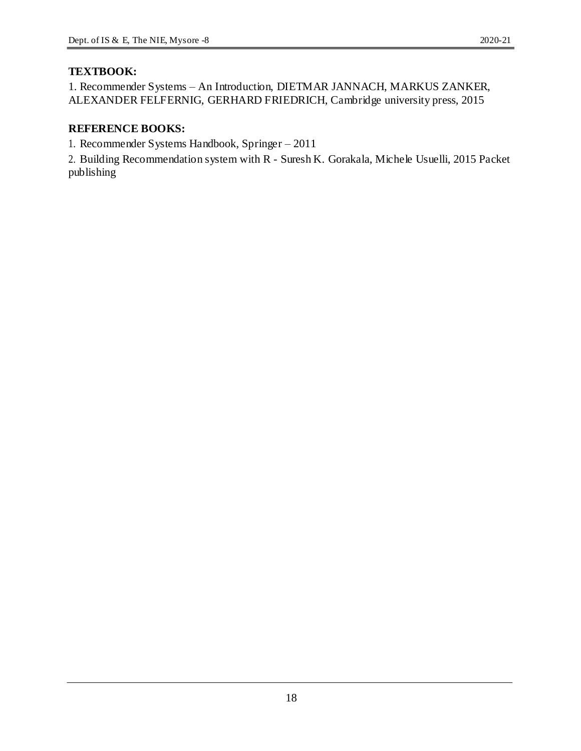**TEXTBOOK:**

1. Recommender Systems – An Introduction, DIETMAR JANNACH, MARKUS ZANKER, ALEXANDER FELFERNIG, GERHARD FRIEDRICH, Cambridge university press, 2015

**REFERENCE BOOKS:**

1. Recommender Systems Handbook, Springer – 2011
2. Building Recommendation system with R - Suresh K. Gorakala, Michele Usuelli, 2015 Packet publishing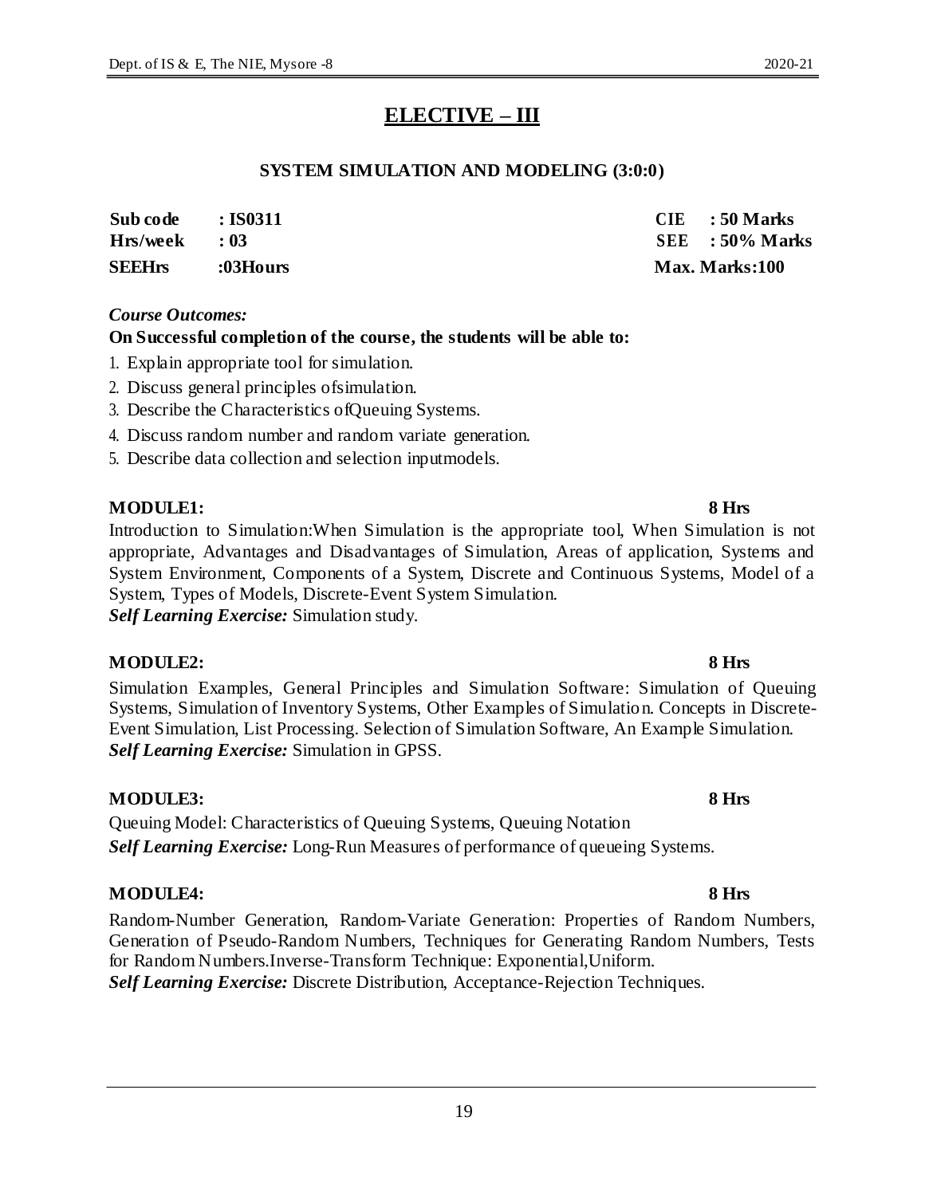# ELECTIVE – III

## SYSTEM SIMULATION AND MODELING (3:0:0)

| | | | |
|---|---|---|---|
| **Sub code** | **: IS0311** | **CIE** | **: 50 Marks** |
| **Hrs/week** | **: 03** | **SEE** | **: 50% Marks** |
| **SEEHrs** | **:03Hours** | **Max. Marks:100** | |

***Course Outcomes:***

**On Successful completion of the course, the students will be able to:**

1. Explain appropriate tool for simulation.
2. Discuss general principles ofsimulation.
3. Describe the Characteristics ofQueuing Systems.
4. Discuss random number and random variate generation.
5. Describe data collection and selection inputmodels.

**MODULE1: 8 Hrs**

Introduction to Simulation:When Simulation is the appropriate tool, When Simulation is not appropriate, Advantages and Disadvantages of Simulation, Areas of application, Systems and System Environment, Components of a System, Discrete and Continuous Systems, Model of a System, Types of Models, Discrete-Event System Simulation.

***Self Learning Exercise:*** Simulation study.

**MODULE2: 8 Hrs**

Simulation Examples, General Principles and Simulation Software: Simulation of Queuing Systems, Simulation of Inventory Systems, Other Examples of Simulation. Concepts in Discrete-Event Simulation, List Processing. Selection of Simulation Software, An Example Simulation.

***Self Learning Exercise:*** Simulation in GPSS.

**MODULE3: 8 Hrs**

Queuing Model: Characteristics of Queuing Systems, Queuing Notation

***Self Learning Exercise:*** Long-Run Measures of performance of queueing Systems.

**MODULE4: 8 Hrs**

Random-Number Generation, Random-Variate Generation: Properties of Random Numbers, Generation of Pseudo-Random Numbers, Techniques for Generating Random Numbers, Tests for Random Numbers.Inverse-Transform Technique: Exponential,Uniform.

***Self Learning Exercise:*** Discrete Distribution, Acceptance-Rejection Techniques.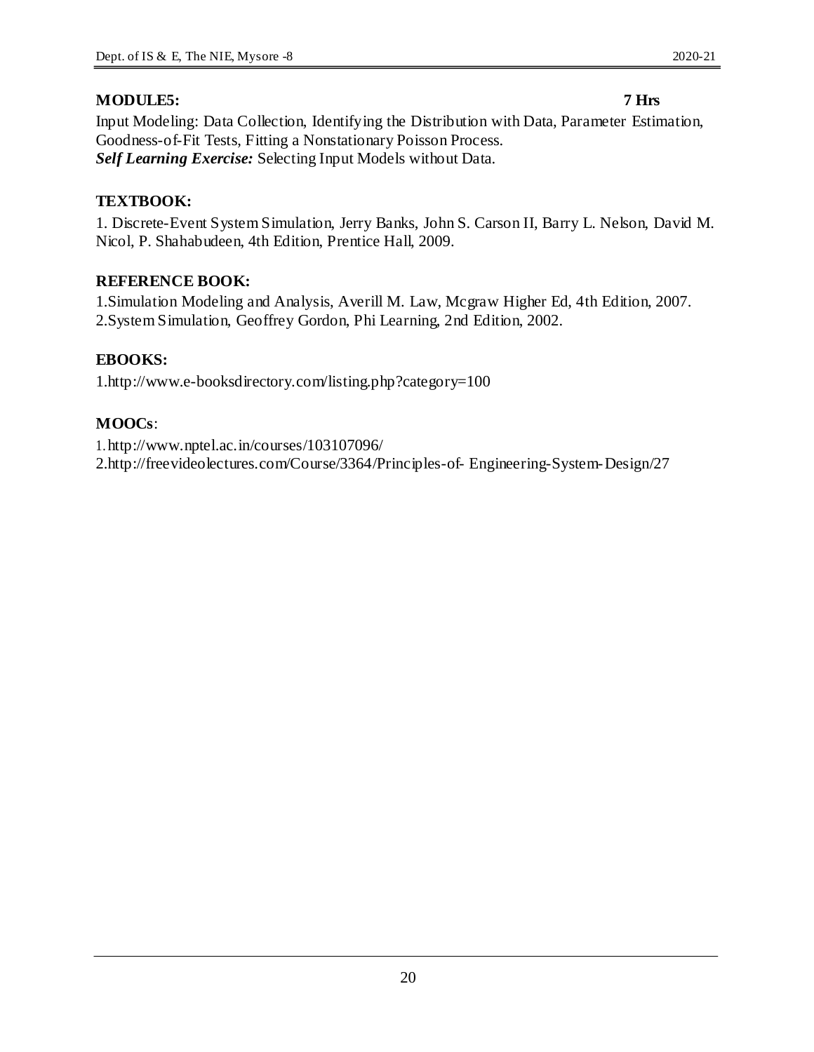**MODULE5: 7 Hrs**

Input Modeling: Data Collection, Identifying the Distribution with Data, Parameter Estimation, Goodness-of-Fit Tests, Fitting a Nonstationary Poisson Process.
***Self Learning Exercise:*** Selecting Input Models without Data.

**TEXTBOOK:**

1. Discrete-Event System Simulation, Jerry Banks, John S. Carson II, Barry L. Nelson, David M. Nicol, P. Shahabudeen, 4th Edition, Prentice Hall, 2009.

**REFERENCE BOOK:**

1.Simulation Modeling and Analysis, Averill M. Law, Mcgraw Higher Ed, 4th Edition, 2007.
2.System Simulation, Geoffrey Gordon, Phi Learning, 2nd Edition, 2002.

**EBOOKS:**

1.http://www.e-booksdirectory.com/listing.php?category=100

**MOOCs**:

1. http://www.nptel.ac.in/courses/103107096/
2.http://freevideolectures.com/Course/3364/Principles-of- Engineering-System-Design/27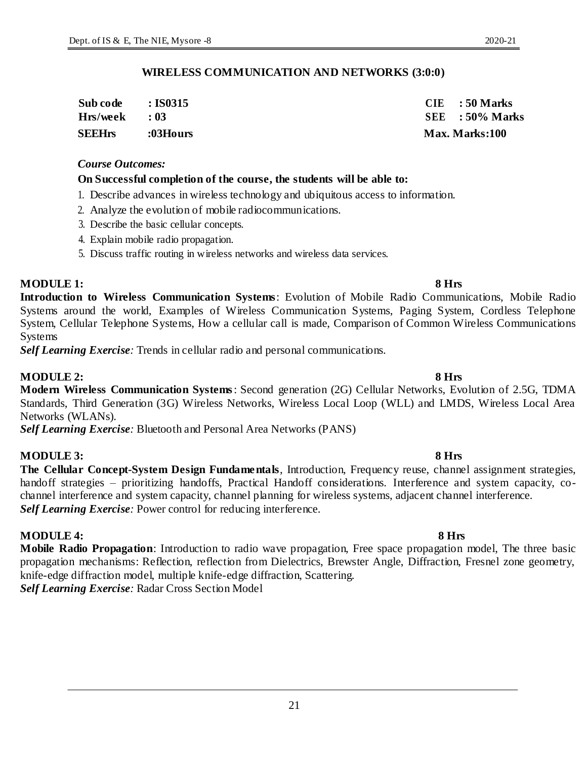## WIRELESS COMMUNICATION AND NETWORKS (3:0:0)

| | | | |
|---|---|---|---|
| **Sub code** | **: IS0315** | **CIE** | **: 50 Marks** |
| **Hrs/week** | **: 03** | **SEE** | **: 50% Marks** |
| **SEEHrs** | **:03Hours** | **Max. Marks:100** | |

***Course Outcomes:***

**On Successful completion of the course, the students will be able to:**

1. Describe advances in wireless technology and ubiquitous access to information.
2. Analyze the evolution of mobile radiocommunications.
3. Describe the basic cellular concepts.
4. Explain mobile radio propagation.
5. Discuss traffic routing in wireless networks and wireless data services.

**MODULE 1: 8 Hrs**

**Introduction to Wireless Communication Systems**: Evolution of Mobile Radio Communications, Mobile Radio Systems around the world, Examples of Wireless Communication Systems, Paging System, Cordless Telephone System, Cellular Telephone Systems, How a cellular call is made, Comparison of Common Wireless Communications Systems

***Self Learning Exercise:*** Trends in cellular radio and personal communications.

**MODULE 2: 8 Hrs**

**Modern Wireless Communication Systems**: Second generation (2G) Cellular Networks, Evolution of 2.5G, TDMA Standards, Third Generation (3G) Wireless Networks, Wireless Local Loop (WLL) and LMDS, Wireless Local Area Networks (WLANs).

***Self Learning Exercise:*** Bluetooth and Personal Area Networks (PANS)

**MODULE 3: 8 Hrs**

**The Cellular Concept-System Design Fundamentals**, Introduction, Frequency reuse, channel assignment strategies, handoff strategies – prioritizing handoffs, Practical Handoff considerations. Interference and system capacity, co-channel interference and system capacity, channel planning for wireless systems, adjacent channel interference.

***Self Learning Exercise:*** Power control for reducing interference.

**MODULE 4: 8 Hrs**

**Mobile Radio Propagation**: Introduction to radio wave propagation, Free space propagation model, The three basic propagation mechanisms: Reflection, reflection from Dielectrics, Brewster Angle, Diffraction, Fresnel zone geometry, knife-edge diffraction model, multiple knife-edge diffraction, Scattering.

***Self Learning Exercise:*** Radar Cross Section Model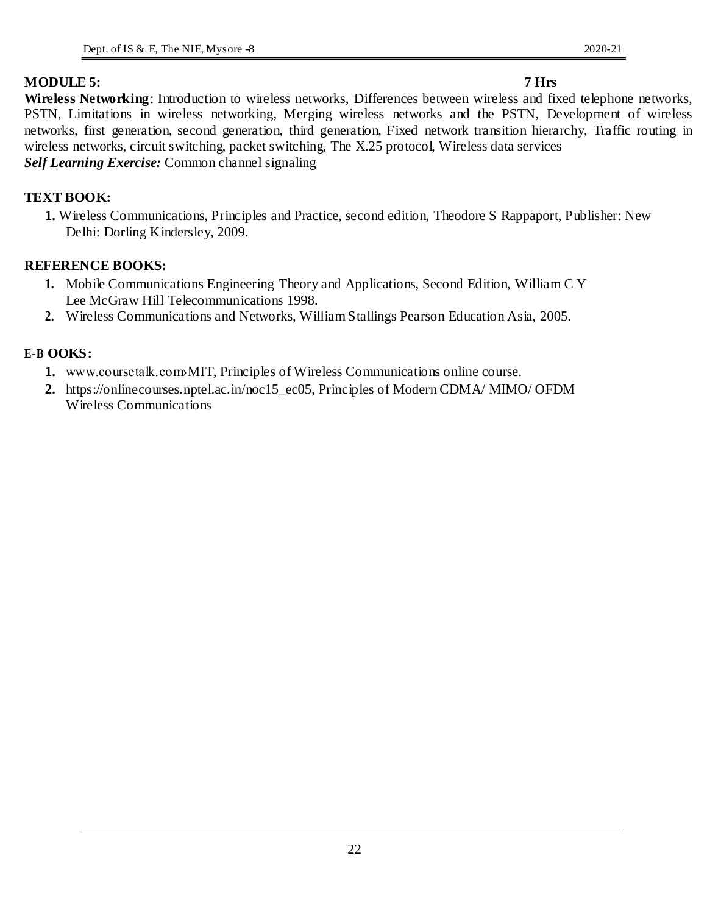**MODULE 5: 7 Hrs**

**Wireless Networking**: Introduction to wireless networks, Differences between wireless and fixed telephone networks, PSTN, Limitations in wireless networking, Merging wireless networks and the PSTN, Development of wireless networks, first generation, second generation, third generation, Fixed network transition hierarchy, Traffic routing in wireless networks, circuit switching, packet switching, The X.25 protocol, Wireless data services

***Self Learning Exercise:*** Common channel signaling

**TEXT BOOK:**

1. Wireless Communications, Principles and Practice, second edition, Theodore S Rappaport, Publisher: New Delhi: Dorling Kindersley, 2009.

**REFERENCE BOOKS:**

1. Mobile Communications Engineering Theory and Applications, Second Edition, William C Y Lee McGraw Hill Telecommunications 1998.
2. Wireless Communications and Networks, William Stallings Pearson Education Asia, 2005.

**E-B OOKS:**

1. www.coursetalk.com›MIT, Principles of Wireless Communications online course.
2. https://onlinecourses.nptel.ac.in/noc15_ec05, Principles of Modern CDMA/ MIMO/ OFDM Wireless Communications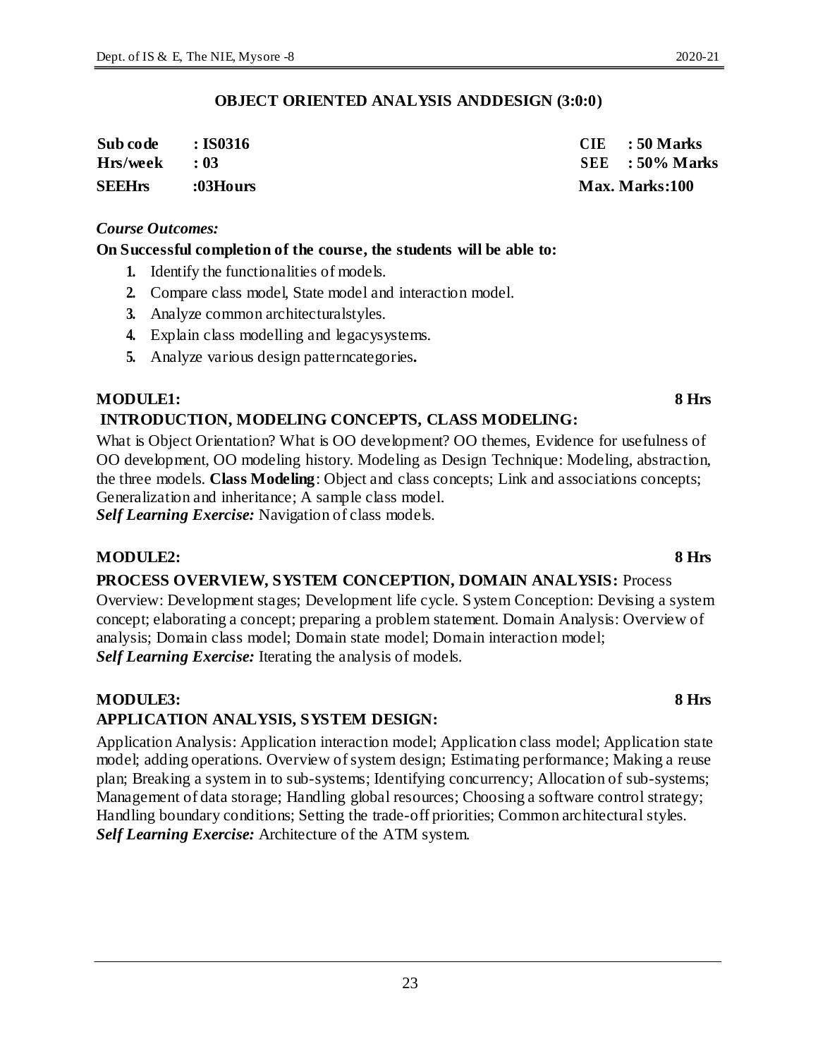## OBJECT ORIENTED ANALYSIS ANDDESIGN (3:0:0)

| | | | |
|---|---|---|---|
| **Sub code** | **: IS0316** | **CIE** | **: 50 Marks** |
| **Hrs/week** | **: 03** | **SEE** | **: 50% Marks** |
| **SEEHrs** | **:03Hours** | **Max. Marks:100** | |

***Course Outcomes:***

**On Successful completion of the course, the students will be able to:**

1. Identify the functionalities of models.
2. Compare class model, State model and interaction model.
3. Analyze common architecturalstyles.
4. Explain class modelling and legacysystems.
5. Analyze various design patterncategories**.**

**MODULE1: 8 Hrs**

**INTRODUCTION, MODELING CONCEPTS, CLASS MODELING:**

What is Object Orientation? What is OO development? OO themes, Evidence for usefulness of OO development, OO modeling history. Modeling as Design Technique: Modeling, abstraction, the three models. **Class Modeling**: Object and class concepts; Link and associations concepts; Generalization and inheritance; A sample class model.

***Self Learning Exercise:*** Navigation of class models.

**MODULE2: 8 Hrs**

**PROCESS OVERVIEW, SYSTEM CONCEPTION, DOMAIN ANALYSIS:** Process Overview: Development stages; Development life cycle. System Conception: Devising a system concept; elaborating a concept; preparing a problem statement. Domain Analysis: Overview of analysis; Domain class model; Domain state model; Domain interaction model;

***Self Learning Exercise:*** Iterating the analysis of models.

**MODULE3: 8 Hrs**

**APPLICATION ANALYSIS, SYSTEM DESIGN:**

Application Analysis: Application interaction model; Application class model; Application state model; adding operations. Overview of system design; Estimating performance; Making a reuse plan; Breaking a system in to sub-systems; Identifying concurrency; Allocation of sub-systems; Management of data storage; Handling global resources; Choosing a software control strategy; Handling boundary conditions; Setting the trade-off priorities; Common architectural styles.

***Self Learning Exercise:*** Architecture of the ATM system.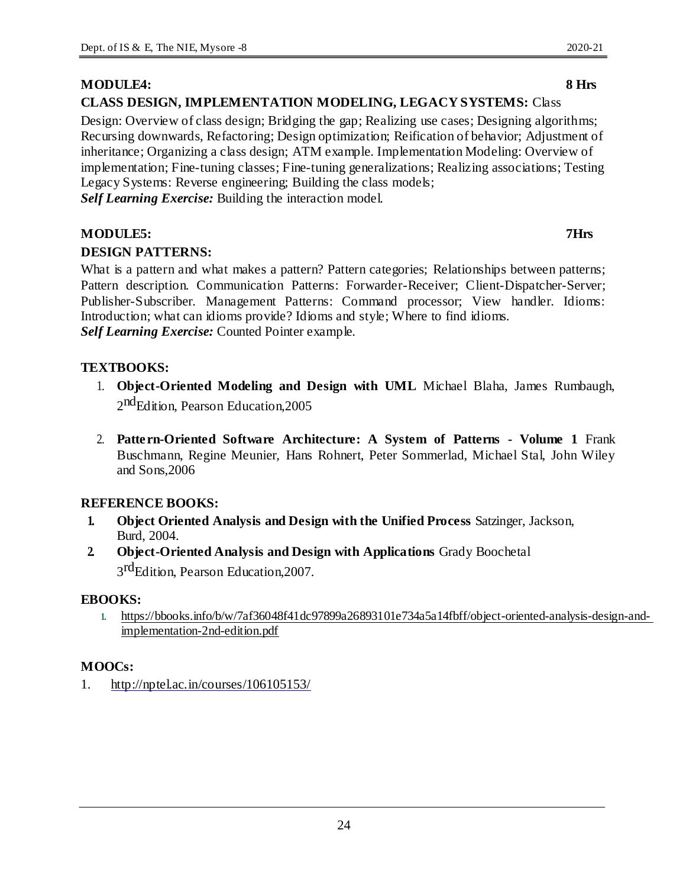**MODULE4:** **8 Hrs**

**CLASS DESIGN, IMPLEMENTATION MODELING, LEGACY SYSTEMS:** Class Design: Overview of class design; Bridging the gap; Realizing use cases; Designing algorithms; Recursing downwards, Refactoring; Design optimization; Reification of behavior; Adjustment of inheritance; Organizing a class design; ATM example. Implementation Modeling: Overview of implementation; Fine-tuning classes; Fine-tuning generalizations; Realizing associations; Testing Legacy Systems: Reverse engineering; Building the class models;

***Self Learning Exercise:*** Building the interaction model.

**MODULE5:** **7Hrs**

**DESIGN PATTERNS:**

What is a pattern and what makes a pattern? Pattern categories; Relationships between patterns; Pattern description. Communication Patterns: Forwarder-Receiver; Client-Dispatcher-Server; Publisher-Subscriber. Management Patterns: Command processor; View handler. Idioms: Introduction; what can idioms provide? Idioms and style; Where to find idioms.

***Self Learning Exercise:*** Counted Pointer example.

**TEXTBOOKS:**

1. **Object-Oriented Modeling and Design with UML** Michael Blaha, James Rumbaugh, 2nd Edition, Pearson Education,2005
2. **Pattern-Oriented Software Architecture: A System of Patterns - Volume 1** Frank Buschmann, Regine Meunier, Hans Rohnert, Peter Sommerlad, Michael Stal, John Wiley and Sons,2006

**REFERENCE BOOKS:**

1. **Object Oriented Analysis and Design with the Unified Process** Satzinger, Jackson, Burd, 2004.
2. **Object-Oriented Analysis and Design with Applications** Grady Boochetal 3rd Edition, Pearson Education,2007.

**EBOOKS:**

1. https://bbooks.info/b/w/7af36048f41dc97899a26893101e734a5a14fbff/object-oriented-analysis-design-and-implementation-2nd-edition.pdf

**MOOCs:**

1. http://nptel.ac.in/courses/106105153/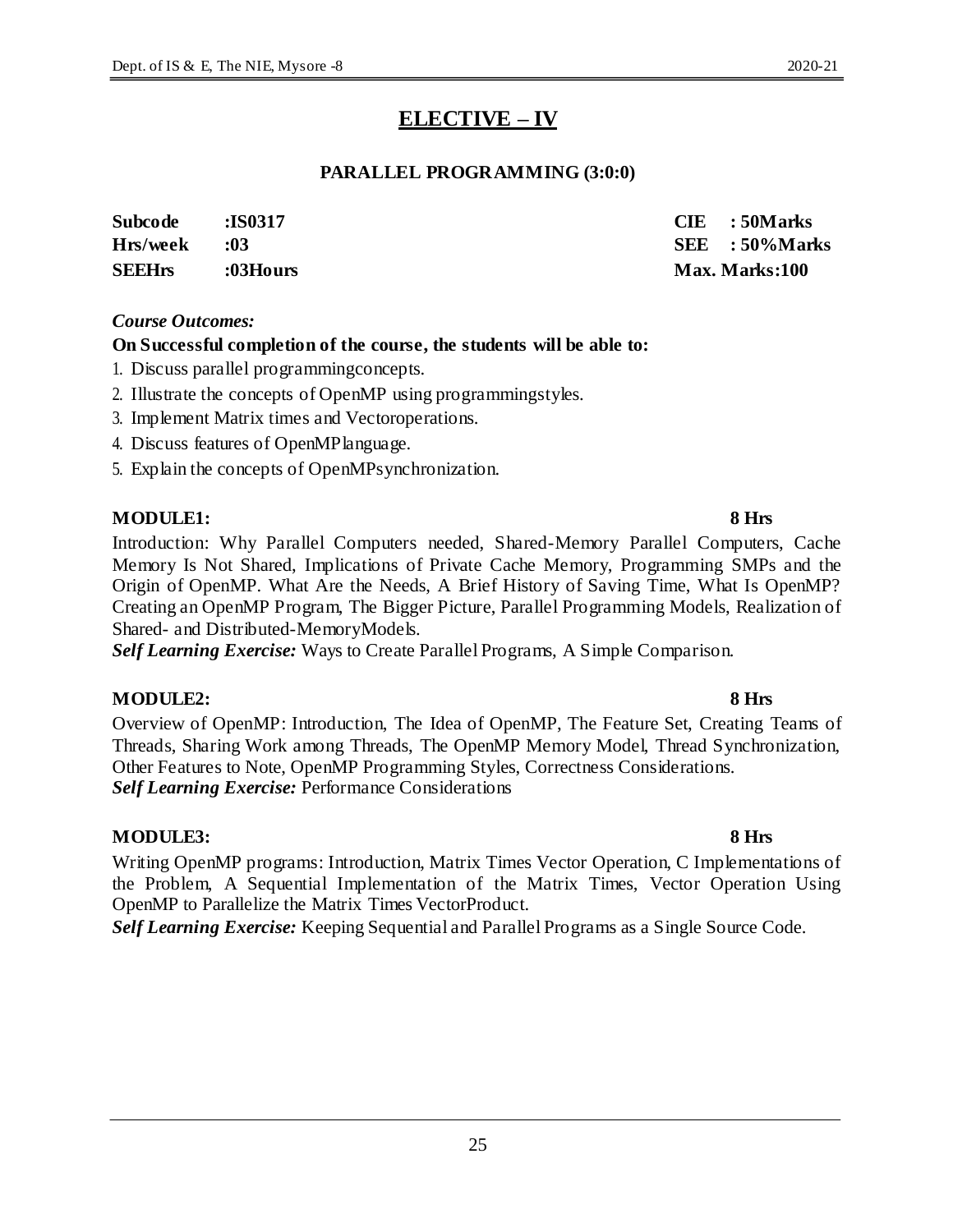# ELECTIVE – IV

## PARALLEL PROGRAMMING (3:0:0)

| | | | |
|---|---|---|---|
| **Subcode** | **:IS0317** | **CIE** | **: 50Marks** |
| **Hrs/week** | **:03** | **SEE** | **: 50%Marks** |
| **SEEHrs** | **:03Hours** | **Max. Marks:100** | |

***Course Outcomes:***

**On Successful completion of the course, the students will be able to:**

1. Discuss parallel programmingconcepts.
2. Illustrate the concepts of OpenMP using programmingstyles.
3. Implement Matrix times and Vectoroperations.
4. Discuss features of OpenMPlanguage.
5. Explain the concepts of OpenMPsynchronization.

**MODULE1: 8 Hrs**

Introduction: Why Parallel Computers needed, Shared-Memory Parallel Computers, Cache Memory Is Not Shared, Implications of Private Cache Memory, Programming SMPs and the Origin of OpenMP. What Are the Needs, A Brief History of Saving Time, What Is OpenMP? Creating an OpenMP Program, The Bigger Picture, Parallel Programming Models, Realization of Shared- and Distributed-MemoryModels.

***Self Learning Exercise:*** Ways to Create Parallel Programs, A Simple Comparison.

**MODULE2: 8 Hrs**

Overview of OpenMP: Introduction, The Idea of OpenMP, The Feature Set, Creating Teams of Threads, Sharing Work among Threads, The OpenMP Memory Model, Thread Synchronization, Other Features to Note, OpenMP Programming Styles, Correctness Considerations.

***Self Learning Exercise:*** Performance Considerations

**MODULE3: 8 Hrs**

Writing OpenMP programs: Introduction, Matrix Times Vector Operation, C Implementations of the Problem, A Sequential Implementation of the Matrix Times, Vector Operation Using OpenMP to Parallelize the Matrix Times VectorProduct.

***Self Learning Exercise:*** Keeping Sequential and Parallel Programs as a Single Source Code.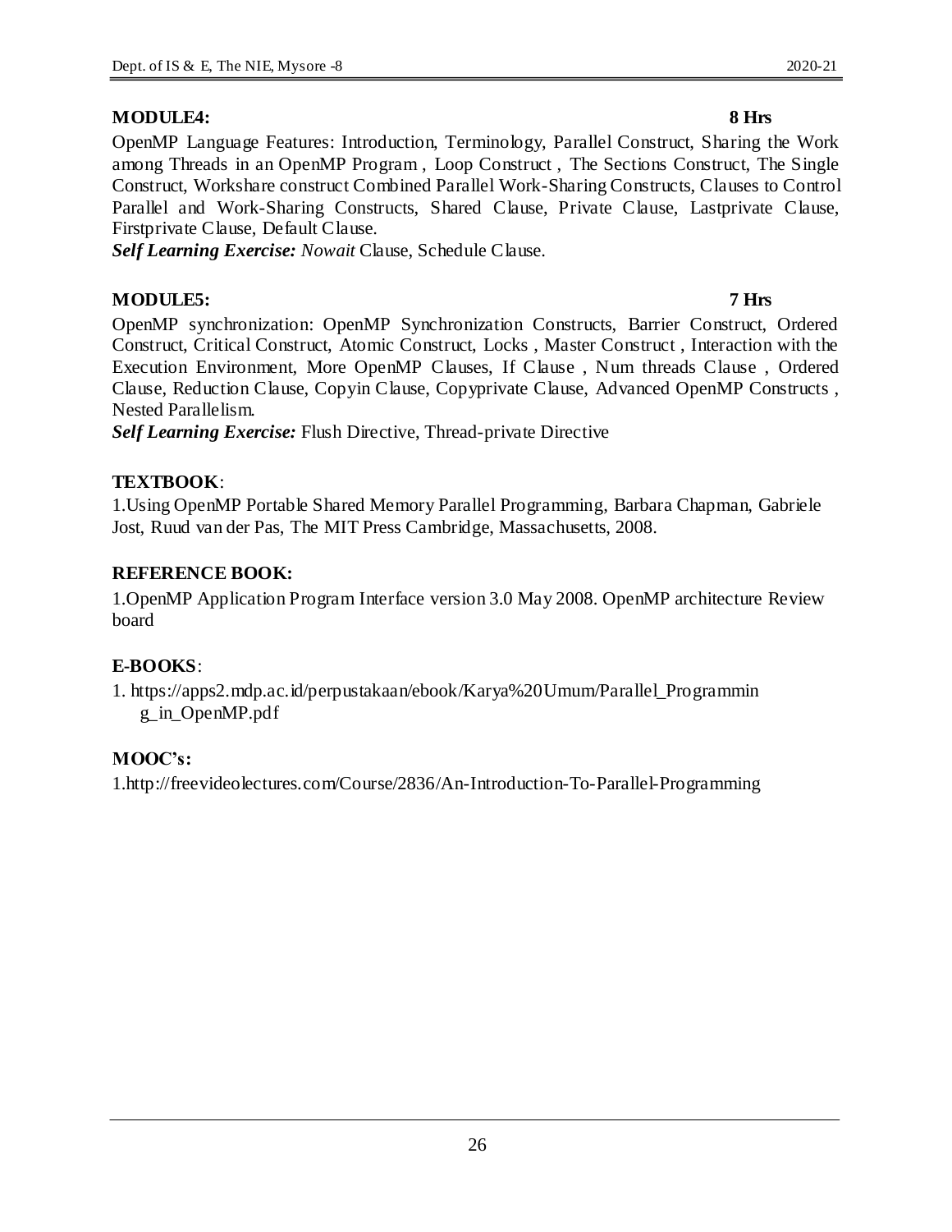**MODULE4: 8 Hrs**

OpenMP Language Features: Introduction, Terminology, Parallel Construct, Sharing the Work among Threads in an OpenMP Program , Loop Construct , The Sections Construct, The Single Construct, Workshare construct Combined Parallel Work-Sharing Constructs, Clauses to Control Parallel and Work-Sharing Constructs, Shared Clause, Private Clause, Lastprivate Clause, Firstprivate Clause, Default Clause.

***Self Learning Exercise:*** *Nowait* Clause, Schedule Clause.

**MODULE5: 7 Hrs**

OpenMP synchronization: OpenMP Synchronization Constructs, Barrier Construct, Ordered Construct, Critical Construct, Atomic Construct, Locks , Master Construct , Interaction with the Execution Environment, More OpenMP Clauses, If Clause , Num threads Clause , Ordered Clause, Reduction Clause, Copyin Clause, Copyprivate Clause, Advanced OpenMP Constructs , Nested Parallelism.

***Self Learning Exercise:*** Flush Directive, Thread-private Directive

**TEXTBOOK**:

1.Using OpenMP Portable Shared Memory Parallel Programming, Barbara Chapman, Gabriele Jost, Ruud van der Pas, The MIT Press Cambridge, Massachusetts, 2008.

**REFERENCE BOOK:**

1.OpenMP Application Program Interface version 3.0 May 2008. OpenMP architecture Review board

**E-BOOKS**:

1. https://apps2.mdp.ac.id/perpustakaan/ebook/Karya%20Umum/Parallel_Programming_in_OpenMP.pdf

**MOOC's:**

1.http://freevideolectures.com/Course/2836/An-Introduction-To-Parallel-Programming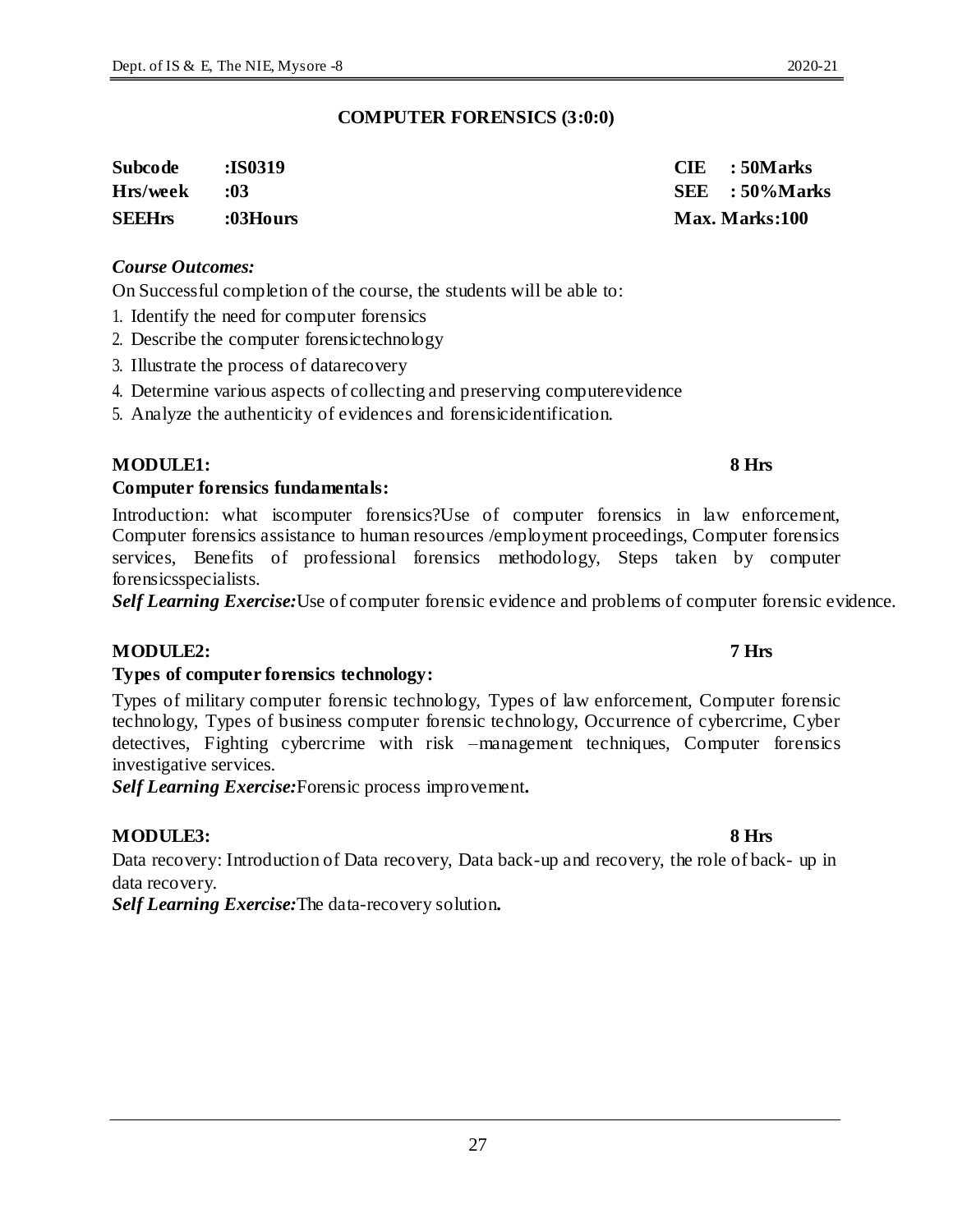## COMPUTER FORENSICS (3:0:0)

| | | | |
|---|---|---|---|
| **Subcode** | **:IS0319** | **CIE** | **: 50Marks** |
| **Hrs/week** | **:03** | **SEE** | **: 50%Marks** |
| **SEEHrs** | **:03Hours** | **Max. Marks:100** | |

***Course Outcomes:***

On Successful completion of the course, the students will be able to:

1. Identify the need for computer forensics
2. Describe the computer forensictechnology
3. Illustrate the process of datarecovery
4. Determine various aspects of collecting and preserving computerevidence
5. Analyze the authenticity of evidences and forensicidentification.

**MODULE1: 8 Hrs**

**Computer forensics fundamentals:**

Introduction: what iscomputer forensics?Use of computer forensics in law enforcement, Computer forensics assistance to human resources /employment proceedings, Computer forensics services, Benefits of professional forensics methodology, Steps taken by computer forensicsspecialists.

***Self Learning Exercise:***Use of computer forensic evidence and problems of computer forensic evidence.

**MODULE2: 7 Hrs**

**Types of computer forensics technology:**

Types of military computer forensic technology, Types of law enforcement, Computer forensic technology, Types of business computer forensic technology, Occurrence of cybercrime, Cyber detectives, Fighting cybercrime with risk –management techniques, Computer forensics investigative services.

***Self Learning Exercise:***Forensic process improvement**.**

**MODULE3: 8 Hrs**

Data recovery: Introduction of Data recovery, Data back-up and recovery, the role of back- up in data recovery.

***Self Learning Exercise:***The data-recovery solution**.**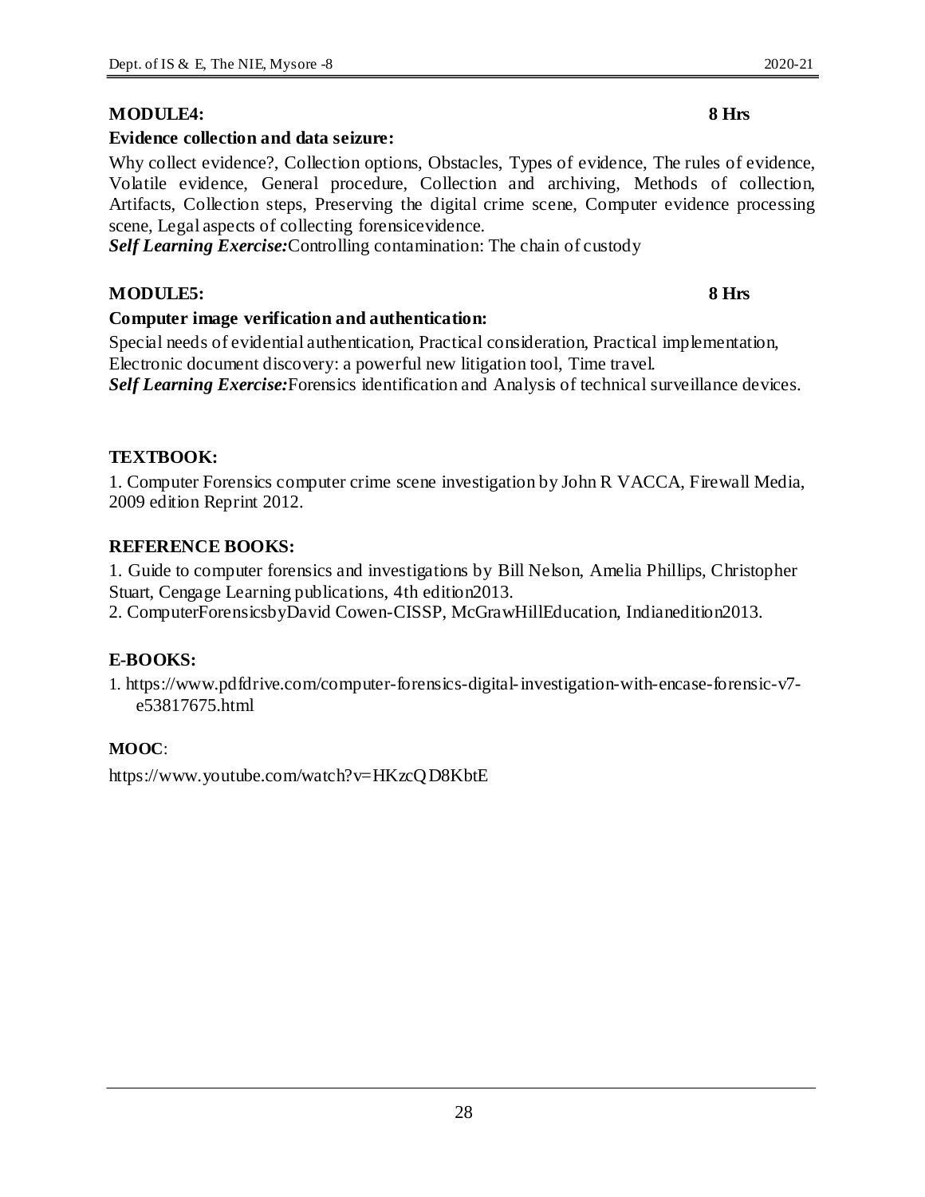**MODULE4: 8 Hrs**

**Evidence collection and data seizure:**

Why collect evidence?, Collection options, Obstacles, Types of evidence, The rules of evidence, Volatile evidence, General procedure, Collection and archiving, Methods of collection, Artifacts, Collection steps, Preserving the digital crime scene, Computer evidence processing scene, Legal aspects of collecting forensicevidence.

***Self Learning Exercise:***Controlling contamination: The chain of custody

**MODULE5: 8 Hrs**

**Computer image verification and authentication:**

Special needs of evidential authentication, Practical consideration, Practical implementation, Electronic document discovery: a powerful new litigation tool, Time travel.

***Self Learning Exercise:***Forensics identification and Analysis of technical surveillance devices.

**TEXTBOOK:**

1. Computer Forensics computer crime scene investigation by John R VACCA, Firewall Media, 2009 edition Reprint 2012.

**REFERENCE BOOKS:**

1. Guide to computer forensics and investigations by Bill Nelson, Amelia Phillips, Christopher Stuart, Cengage Learning publications, 4th edition2013.
2. ComputerForensicsbyDavid Cowen-CISSP, McGrawHillEducation, Indianedition2013.

**E-BOOKS:**

1. https://www.pdfdrive.com/computer-forensics-digital-investigation-with-encase-forensic-v7-e53817675.html

**MOOC**:

https://www.youtube.com/watch?v=HKzcQD8KbtE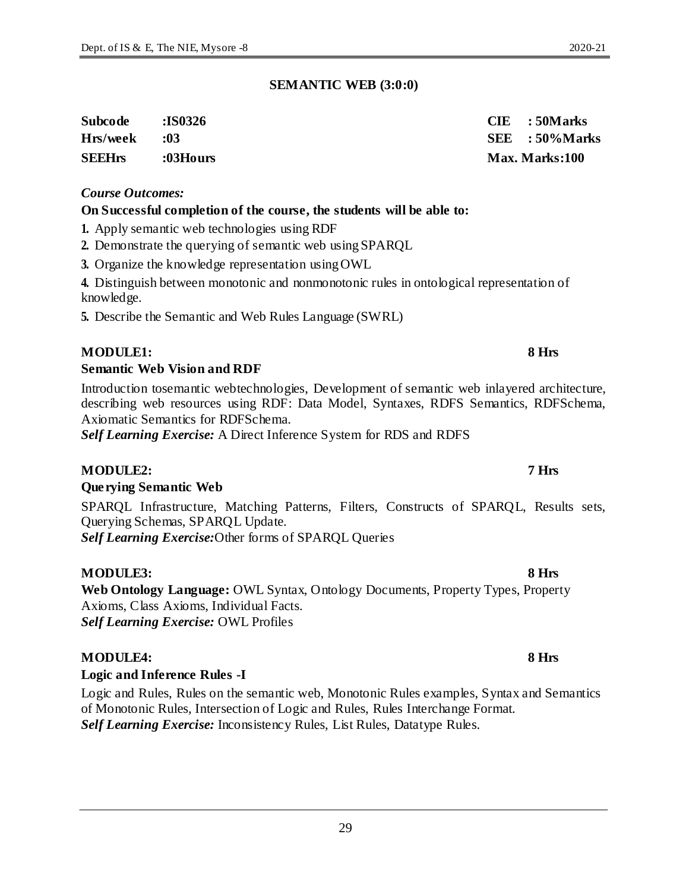## SEMANTIC WEB (3:0:0)

| | | | |
|---|---|---|---|
| **Subcode** | **:IS0326** | **CIE** | **: 50Marks** |
| **Hrs/week** | **:03** | **SEE** | **: 50%Marks** |
| **SEEHrs** | **:03Hours** | **Max. Marks:100** | |

***Course Outcomes:***

**On Successful completion of the course, the students will be able to:**

1. Apply semantic web technologies using RDF
2. Demonstrate the querying of semantic web using SPARQL
3. Organize the knowledge representation using OWL
4. Distinguish between monotonic and nonmonotonic rules in ontological representation of knowledge.
5. Describe the Semantic and Web Rules Language (SWRL)

**MODULE1: 8 Hrs**

**Semantic Web Vision and RDF**

Introduction tosemantic webtechnologies, Development of semantic web inlayered architecture, describing web resources using RDF: Data Model, Syntaxes, RDFS Semantics, RDFSchema, Axiomatic Semantics for RDFSchema.

***Self Learning Exercise:*** A Direct Inference System for RDS and RDFS

**MODULE2: 7 Hrs**

**Querying Semantic Web**

SPARQL Infrastructure, Matching Patterns, Filters, Constructs of SPARQL, Results sets, Querying Schemas, SPARQL Update.

***Self Learning Exercise:***Other forms of SPARQL Queries

**MODULE3: 8 Hrs**

**Web Ontology Language:** OWL Syntax, Ontology Documents, Property Types, Property Axioms, Class Axioms, Individual Facts.

***Self Learning Exercise:*** OWL Profiles

**MODULE4: 8 Hrs**

**Logic and Inference Rules -I**

Logic and Rules, Rules on the semantic web, Monotonic Rules examples, Syntax and Semantics of Monotonic Rules, Intersection of Logic and Rules, Rules Interchange Format.

***Self Learning Exercise:*** Inconsistency Rules, List Rules, Datatype Rules.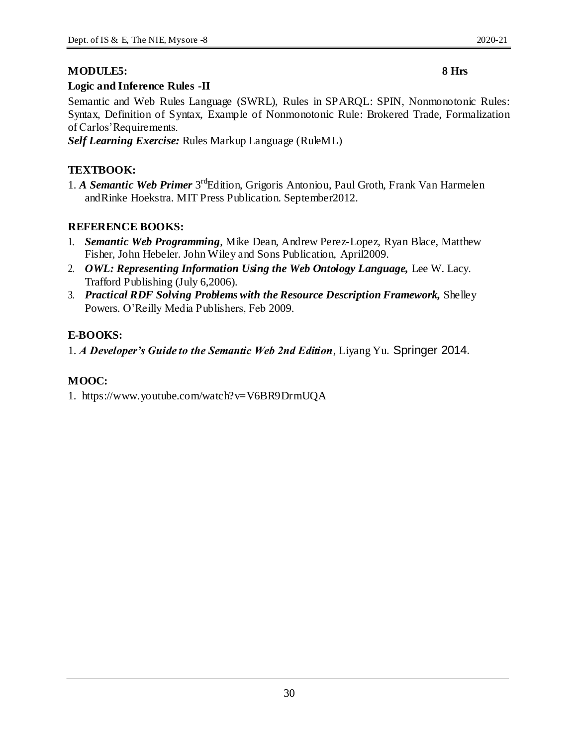**MODULE5: 8 Hrs**

**Logic and Inference Rules -II**

Semantic and Web Rules Language (SWRL), Rules in SPARQL: SPIN, Nonmonotonic Rules: Syntax, Definition of Syntax, Example of Nonmonotonic Rule: Brokered Trade, Formalization of Carlos' Requirements.

***Self Learning Exercise:*** Rules Markup Language (RuleML)

**TEXTBOOK:**

1. ***A Semantic Web Primer*** 3rd Edition, Grigoris Antoniou, Paul Groth, Frank Van Harmelen andRinke Hoekstra. MIT Press Publication. September2012.

**REFERENCE BOOKS:**

1. ***Semantic Web Programming***, Mike Dean, Andrew Perez-Lopez, Ryan Blace, Matthew Fisher, John Hebeler. John Wiley and Sons Publication, April2009.
2. ***OWL: Representing Information Using the Web Ontology Language,*** Lee W. Lacy. Trafford Publishing (July 6,2006).
3. ***Practical RDF Solving Problems with the Resource Description Framework,*** Shelley Powers. O'Reilly Media Publishers, Feb 2009.

**E-BOOKS:**

1. ***A Developer's Guide to the Semantic Web 2nd Edition***, Liyang Yu. Springer 2014.

**MOOC:**

1. https://www.youtube.com/watch?v=V6BR9DrmUQA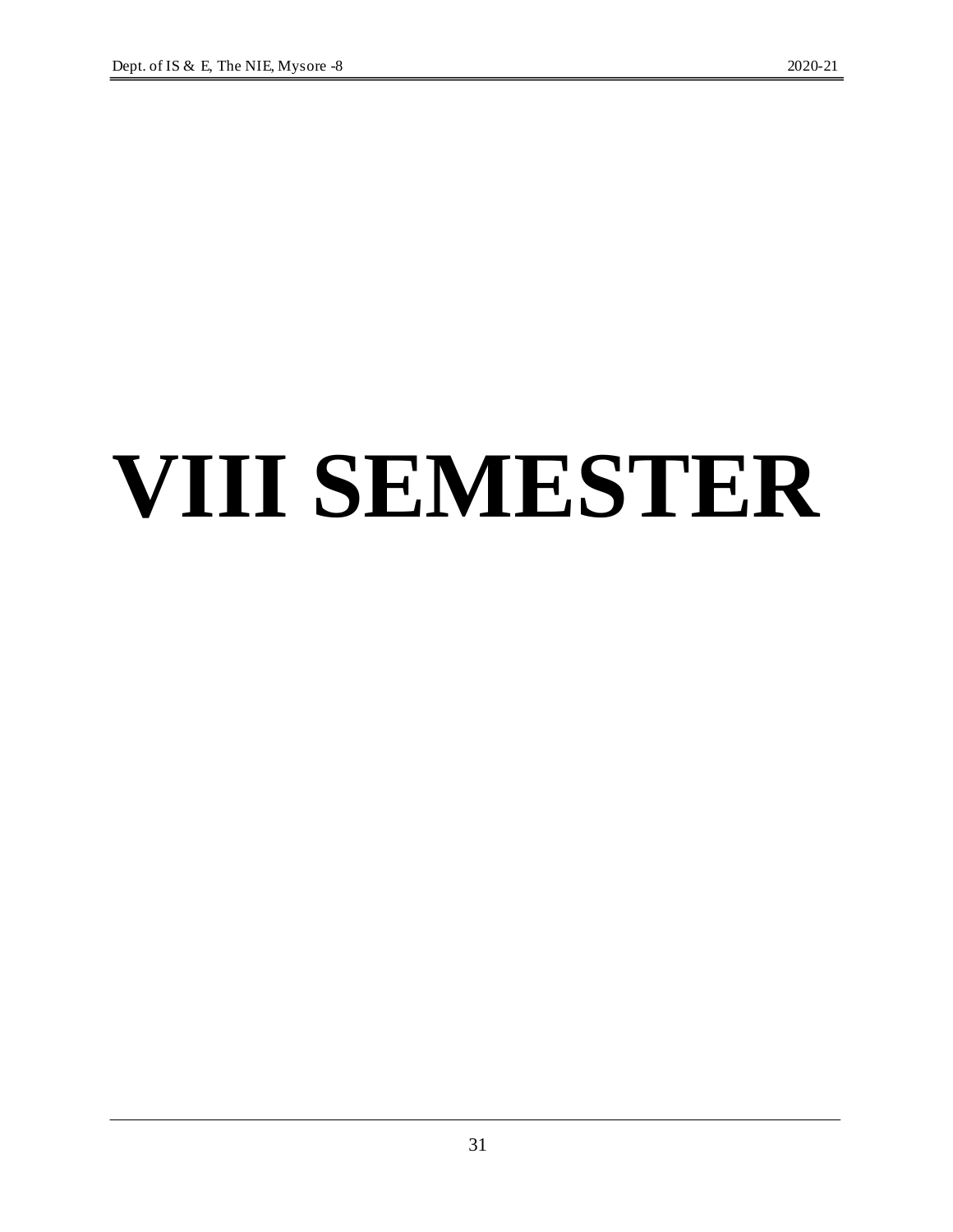# VIII SEMESTER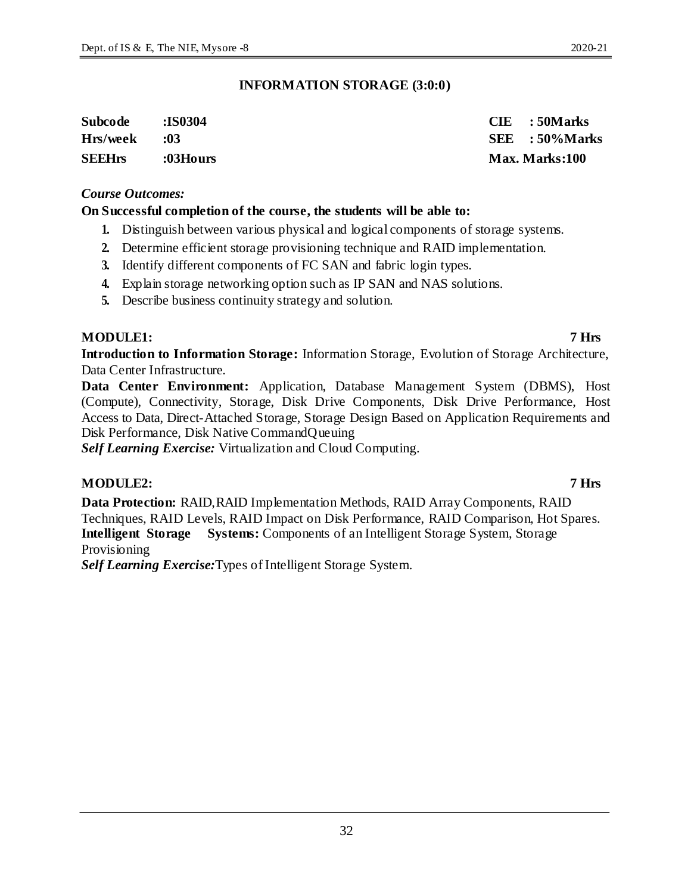## INFORMATION STORAGE (3:0:0)

| | | | |
|---|---|---|---|
| **Subcode** | **:IS0304** | **CIE** | **: 50Marks** |
| **Hrs/week** | **:03** | **SEE** | **: 50%Marks** |
| **SEEHrs** | **:03Hours** | **Max. Marks:100** | |

***Course Outcomes:***

**On Successful completion of the course, the students will be able to:**

1. Distinguish between various physical and logical components of storage systems.
2. Determine efficient storage provisioning technique and RAID implementation.
3. Identify different components of FC SAN and fabric login types.
4. Explain storage networking option such as IP SAN and NAS solutions.
5. Describe business continuity strategy and solution.

**MODULE1: 7 Hrs**

**Introduction to Information Storage:** Information Storage, Evolution of Storage Architecture, Data Center Infrastructure.

**Data Center Environment:** Application, Database Management System (DBMS), Host (Compute), Connectivity, Storage, Disk Drive Components, Disk Drive Performance, Host Access to Data, Direct-Attached Storage, Storage Design Based on Application Requirements and Disk Performance, Disk Native CommandQueuing

***Self Learning Exercise:*** Virtualization and Cloud Computing.

**MODULE2: 7 Hrs**

**Data Protection:** RAID,RAID Implementation Methods, RAID Array Components, RAID Techniques, RAID Levels, RAID Impact on Disk Performance, RAID Comparison, Hot Spares.

**Intelligent Storage Systems:** Components of an Intelligent Storage System, Storage Provisioning

***Self Learning Exercise:***Types of Intelligent Storage System.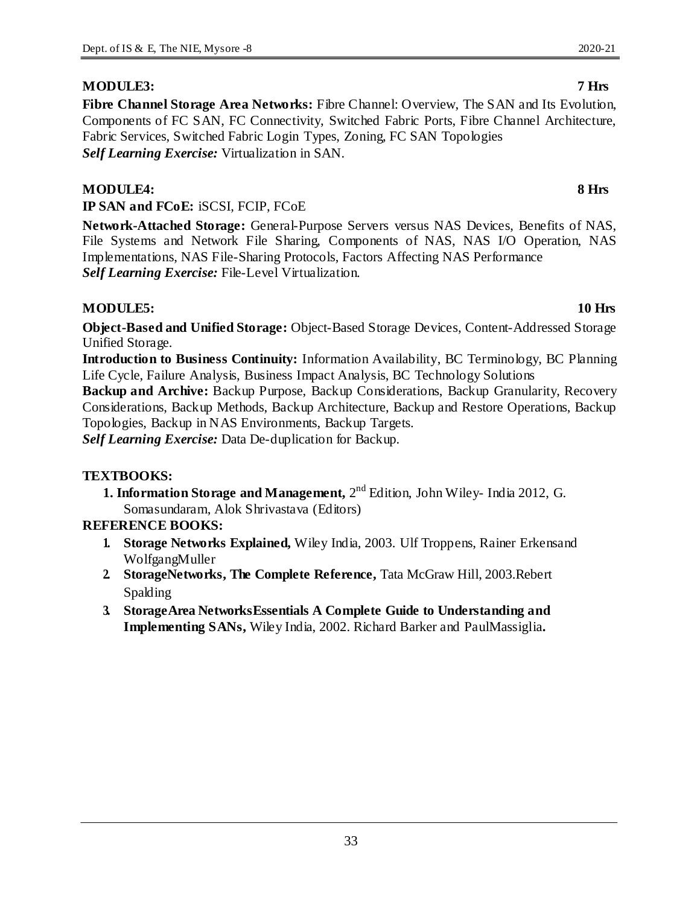**MODULE3: 7 Hrs**

**Fibre Channel Storage Area Networks:** Fibre Channel: Overview, The SAN and Its Evolution, Components of FC SAN, FC Connectivity, Switched Fabric Ports, Fibre Channel Architecture, Fabric Services, Switched Fabric Login Types, Zoning, FC SAN Topologies

***Self Learning Exercise:*** Virtualization in SAN.

**MODULE4: 8 Hrs**

**IP SAN and FCoE:** iSCSI, FCIP, FCoE

**Network-Attached Storage:** General-Purpose Servers versus NAS Devices, Benefits of NAS, File Systems and Network File Sharing, Components of NAS, NAS I/O Operation, NAS Implementations, NAS File-Sharing Protocols, Factors Affecting NAS Performance

***Self Learning Exercise:*** File-Level Virtualization.

**MODULE5: 10 Hrs**

**Object-Based and Unified Storage:** Object-Based Storage Devices, Content-Addressed Storage Unified Storage.

**Introduction to Business Continuity:** Information Availability, BC Terminology, BC Planning Life Cycle, Failure Analysis, Business Impact Analysis, BC Technology Solutions

**Backup and Archive:** Backup Purpose, Backup Considerations, Backup Granularity, Recovery Considerations, Backup Methods, Backup Architecture, Backup and Restore Operations, Backup Topologies, Backup in NAS Environments, Backup Targets.

***Self Learning Exercise:*** Data De-duplication for Backup.

**TEXTBOOKS:**

1. **Information Storage and Management,** 2nd Edition, John Wiley- India 2012, G. Somasundaram, Alok Shrivastava (Editors)

**REFERENCE BOOKS:**

1. **Storage Networks Explained,** Wiley India, 2003. Ulf Troppens, Rainer Erkensand WolfgangMuller
2. **StorageNetworks, The Complete Reference,** Tata McGraw Hill, 2003.Rebert Spalding
3. **StorageArea NetworksEssentials A Complete Guide to Understanding and Implementing SANs,** Wiley India, 2002. Richard Barker and PaulMassiglia**.**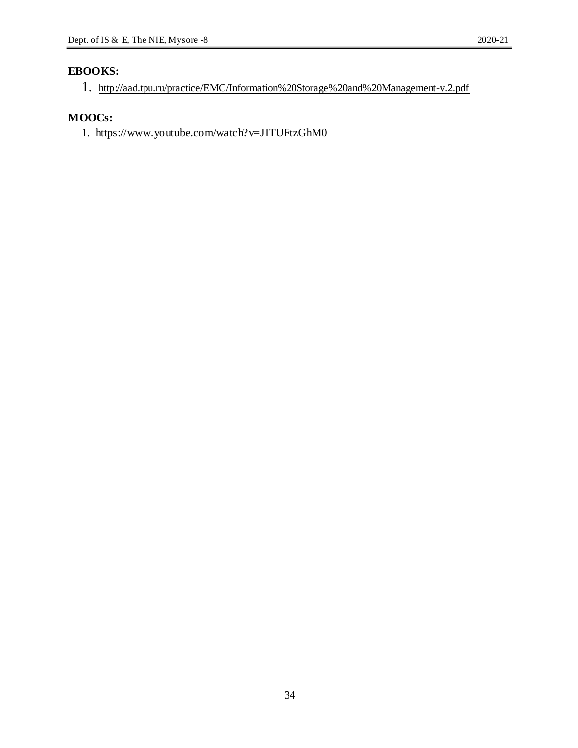**EBOOKS:**

1. http://aad.tpu.ru/practice/EMC/Information%20Storage%20and%20Management-v.2.pdf

**MOOCs:**

1. https://www.youtube.com/watch?v=JITUFtzGhM0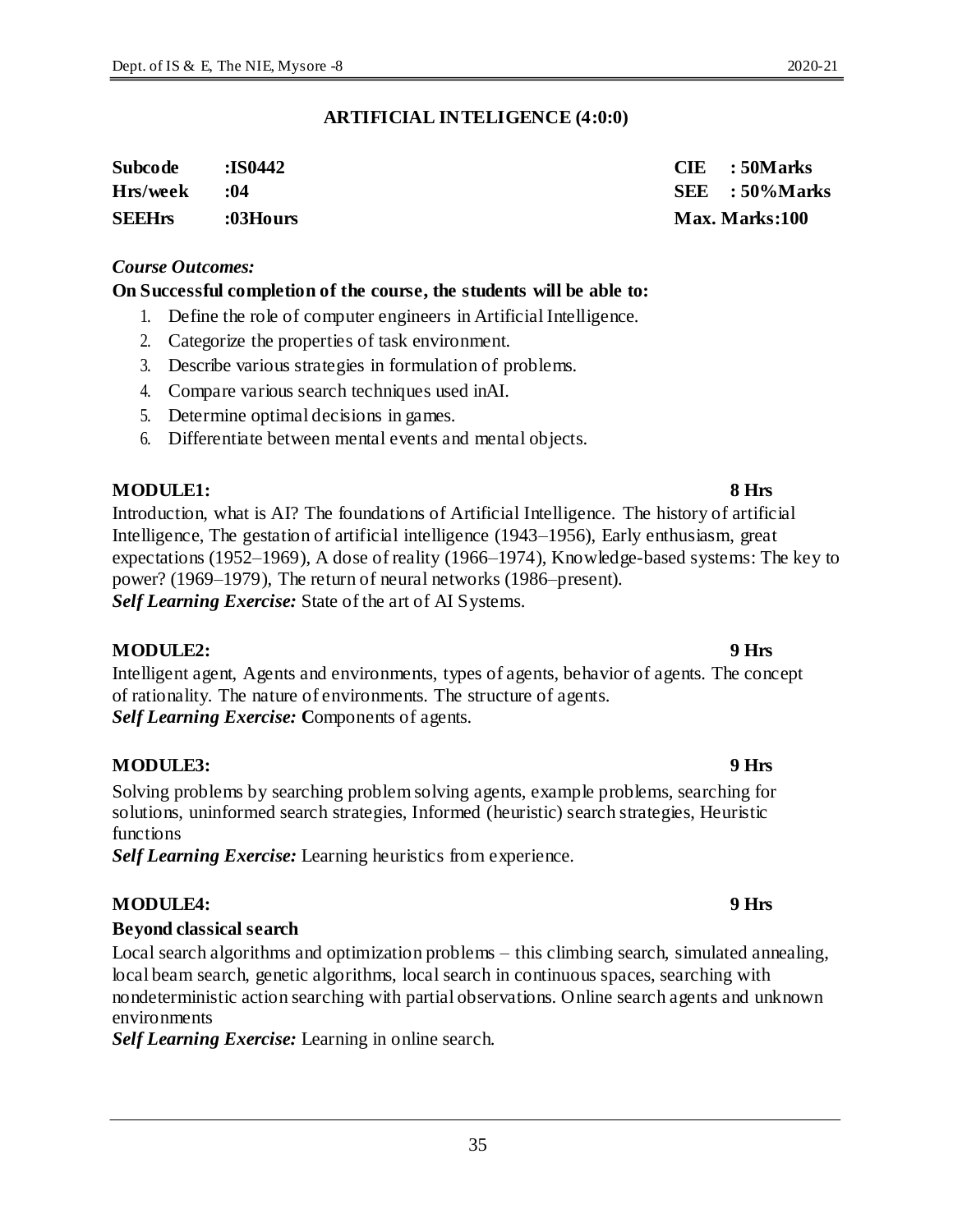## ARTIFICIAL INTELIGENCE (4:0:0)

| | | | |
|---|---|---|---|
| **Subcode** | **:IS0442** | **CIE** | **: 50Marks** |
| **Hrs/week** | **:04** | **SEE** | **: 50%Marks** |
| **SEEHrs** | **:03Hours** | **Max. Marks:100** | |

***Course Outcomes:***

**On Successful completion of the course, the students will be able to:**

1. Define the role of computer engineers in Artificial Intelligence.
2. Categorize the properties of task environment.
3. Describe various strategies in formulation of problems.
4. Compare various search techniques used inAI.
5. Determine optimal decisions in games.
6. Differentiate between mental events and mental objects.

**MODULE1: 8 Hrs**

Introduction, what is AI? The foundations of Artificial Intelligence. The history of artificial Intelligence, The gestation of artificial intelligence (1943–1956), Early enthusiasm, great expectations (1952–1969), A dose of reality (1966–1974), Knowledge-based systems: The key to power? (1969–1979), The return of neural networks (1986–present).

***Self Learning Exercise:*** State of the art of AI Systems.

**MODULE2: 9 Hrs**

Intelligent agent, Agents and environments, types of agents, behavior of agents. The concept of rationality. The nature of environments. The structure of agents.

***Self Learning Exercise:*** **C**omponents of agents.

**MODULE3: 9 Hrs**

Solving problems by searching problem solving agents, example problems, searching for solutions, uninformed search strategies, Informed (heuristic) search strategies, Heuristic functions

***Self Learning Exercise:*** Learning heuristics from experience.

**MODULE4: 9 Hrs**

**Beyond classical search**

Local search algorithms and optimization problems – this climbing search, simulated annealing, local beam search, genetic algorithms, local search in continuous spaces, searching with nondeterministic action searching with partial observations. Online search agents and unknown environments

***Self Learning Exercise:*** Learning in online search.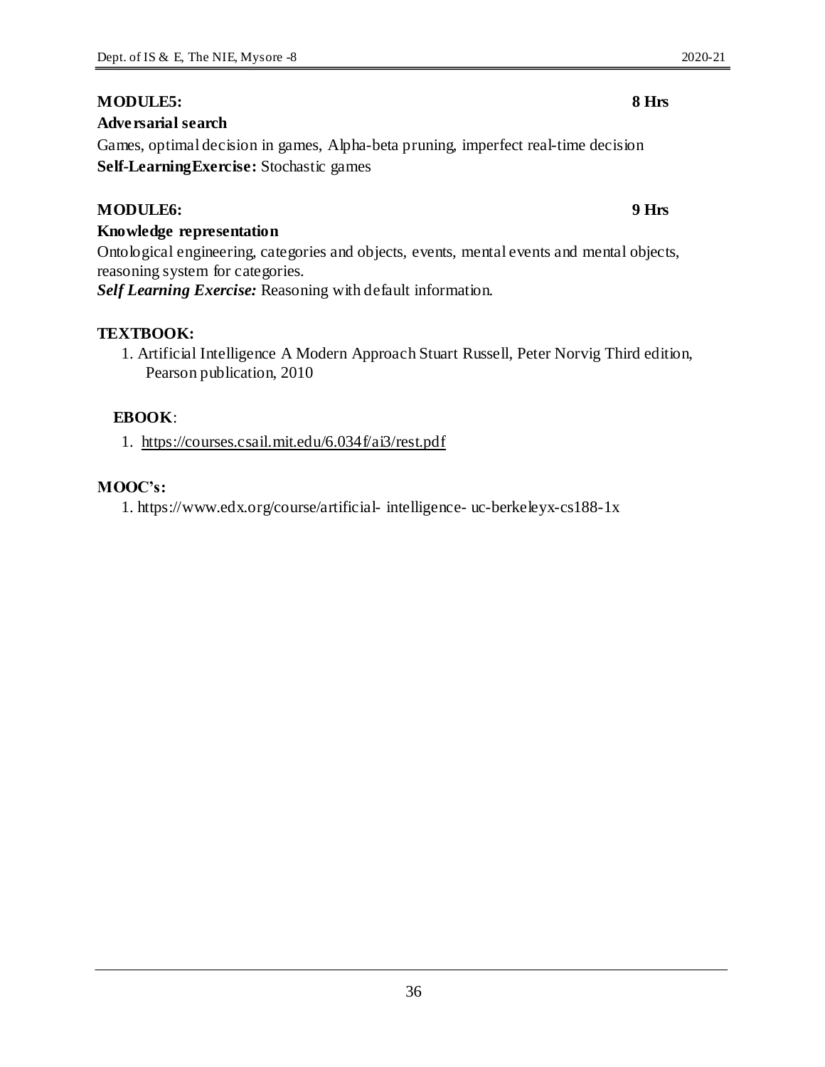**MODULE5: 8 Hrs**

**Adversarial search**

Games, optimal decision in games, Alpha-beta pruning, imperfect real-time decision

**Self-LearningExercise:** Stochastic games

**MODULE6: 9 Hrs**

**Knowledge representation**

Ontological engineering, categories and objects, events, mental events and mental objects, reasoning system for categories.

***Self Learning Exercise:*** Reasoning with default information.

**TEXTBOOK:**

1. Artificial Intelligence A Modern Approach Stuart Russell, Peter Norvig Third edition, Pearson publication, 2010

**EBOOK**:

1. https://courses.csail.mit.edu/6.034f/ai3/rest.pdf

**MOOC's:**

1. https://www.edx.org/course/artificial- intelligence- uc-berkeleyx-cs188-1x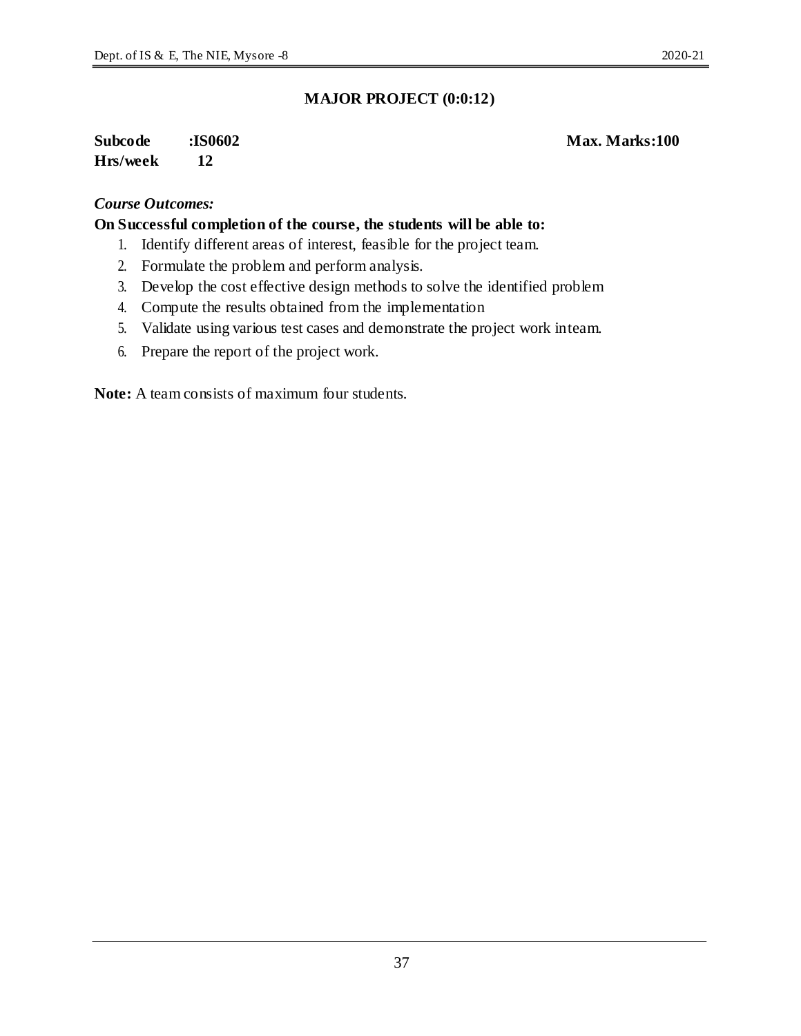## MAJOR PROJECT (0:0:12)

**Subcode :IS0602** **Max. Marks:100**
**Hrs/week 12**

*Course Outcomes:*

**On Successful completion of the course, the students will be able to:**

1. Identify different areas of interest, feasible for the project team.
2. Formulate the problem and perform analysis.
3. Develop the cost effective design methods to solve the identified problem
4. Compute the results obtained from the implementation
5. Validate using various test cases and demonstrate the project work in team.
6. Prepare the report of the project work.

**Note:** A team consists of maximum four students.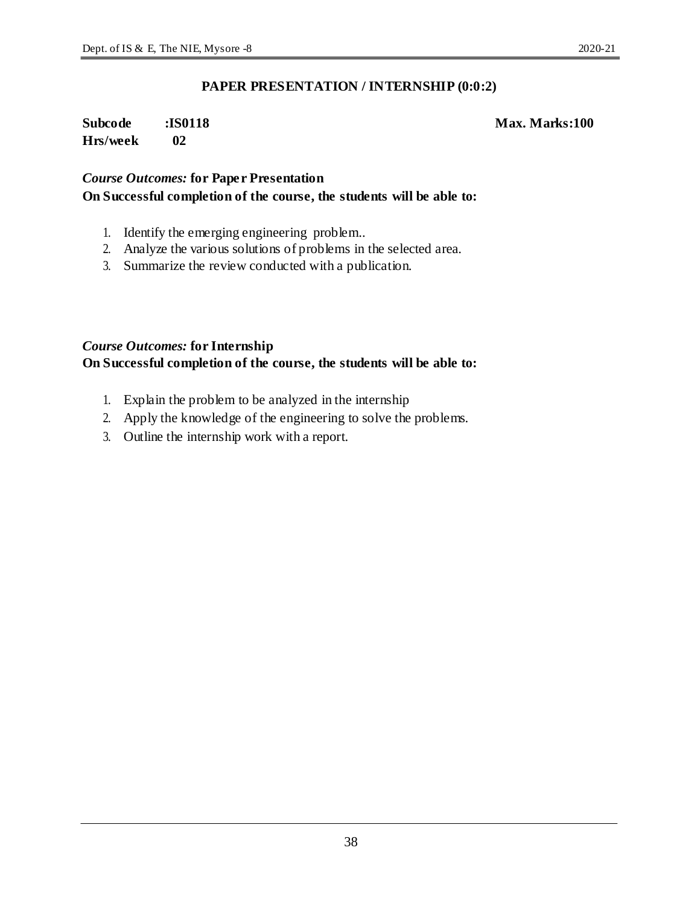## PAPER PRESENTATION / INTERNSHIP (0:0:2)

**Subcode :IS0118** **Max. Marks:100**
**Hrs/week 02**

***Course Outcomes:* for Paper Presentation**
**On Successful completion of the course, the students will be able to:**

1. Identify the emerging engineering problem..
2. Analyze the various solutions of problems in the selected area.
3. Summarize the review conducted with a publication.

***Course Outcomes:* for Internship**
**On Successful completion of the course, the students will be able to:**

1. Explain the problem to be analyzed in the internship
2. Apply the knowledge of the engineering to solve the problems.
3. Outline the internship work with a report.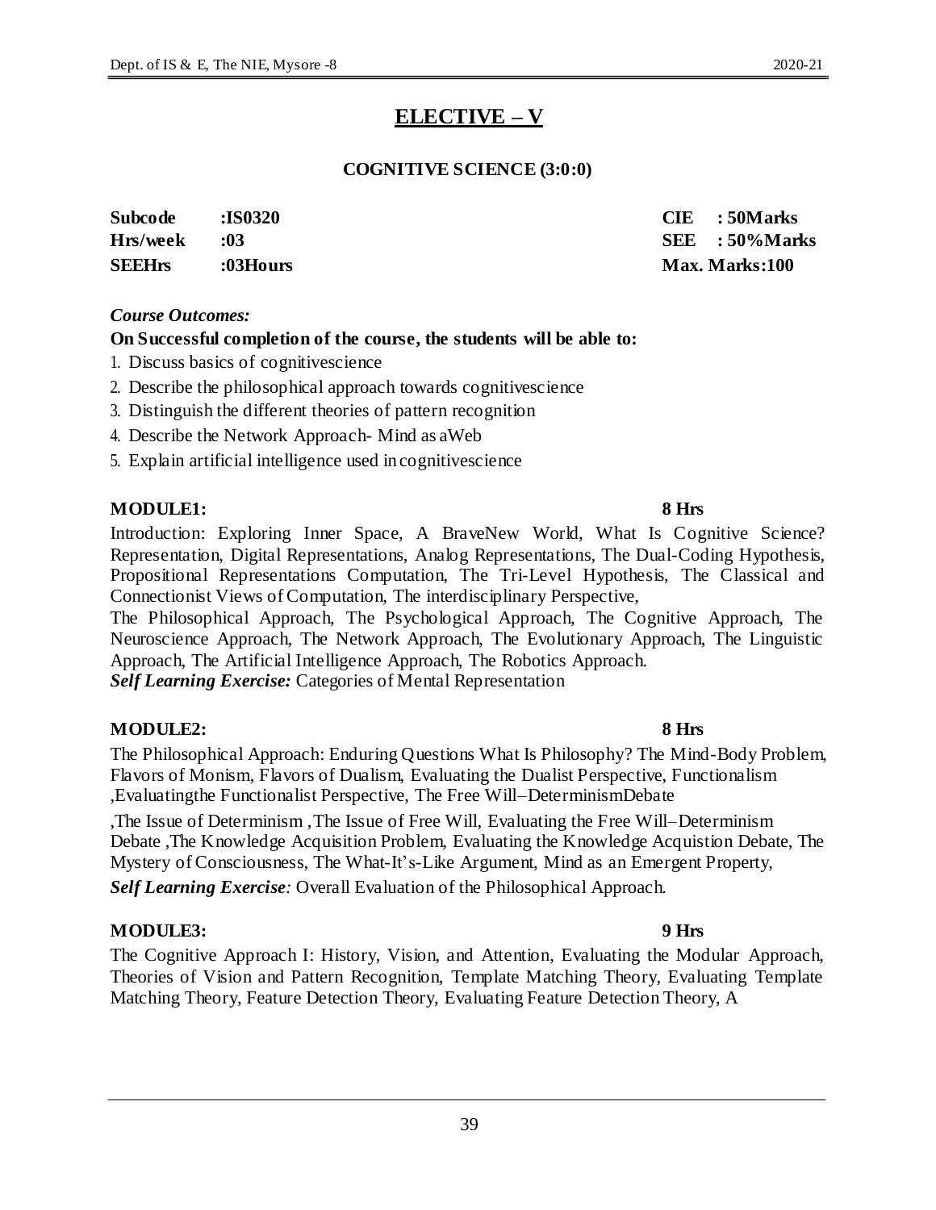# ELECTIVE – V

## COGNITIVE SCIENCE (3:0:0)

| | | | |
|---|---|---|---|
| **Subcode** | **:IS0320** | **CIE** | **: 50Marks** |
| **Hrs/week** | **:03** | **SEE** | **: 50%Marks** |
| **SEEHrs** | **:03Hours** | **Max. Marks:100** | |

***Course Outcomes:***

**On Successful completion of the course, the students will be able to:**

1. Discuss basics of cognitivescience
2. Describe the philosophical approach towards cognitivescience
3. Distinguish the different theories of pattern recognition
4. Describe the Network Approach- Mind as aWeb
5. Explain artificial intelligence used in cognitivescience

**MODULE1: 8 Hrs**

Introduction: Exploring Inner Space, A BraveNew World, What Is Cognitive Science? Representation, Digital Representations, Analog Representations, The Dual-Coding Hypothesis, Propositional Representations Computation, The Tri-Level Hypothesis, The Classical and Connectionist Views of Computation, The interdisciplinary Perspective,

The Philosophical Approach, The Psychological Approach, The Cognitive Approach, The Neuroscience Approach, The Network Approach, The Evolutionary Approach, The Linguistic Approach, The Artificial Intelligence Approach, The Robotics Approach.

***Self Learning Exercise:*** Categories of Mental Representation

**MODULE2: 8 Hrs**

The Philosophical Approach: Enduring Questions What Is Philosophy? The Mind-Body Problem, Flavors of Monism, Flavors of Dualism, Evaluating the Dualist Perspective, Functionalism ,Evaluatingthe Functionalist Perspective, The Free Will–DeterminismDebate

,The Issue of Determinism ,The Issue of Free Will, Evaluating the Free Will–Determinism Debate ,The Knowledge Acquisition Problem, Evaluating the Knowledge Acquistion Debate, The Mystery of Consciousness, The What-It's-Like Argument, Mind as an Emergent Property,

***Self Learning Exercise:*** Overall Evaluation of the Philosophical Approach.

**MODULE3: 9 Hrs**

The Cognitive Approach I: History, Vision, and Attention, Evaluating the Modular Approach, Theories of Vision and Pattern Recognition, Template Matching Theory, Evaluating Template Matching Theory, Feature Detection Theory, Evaluating Feature Detection Theory, A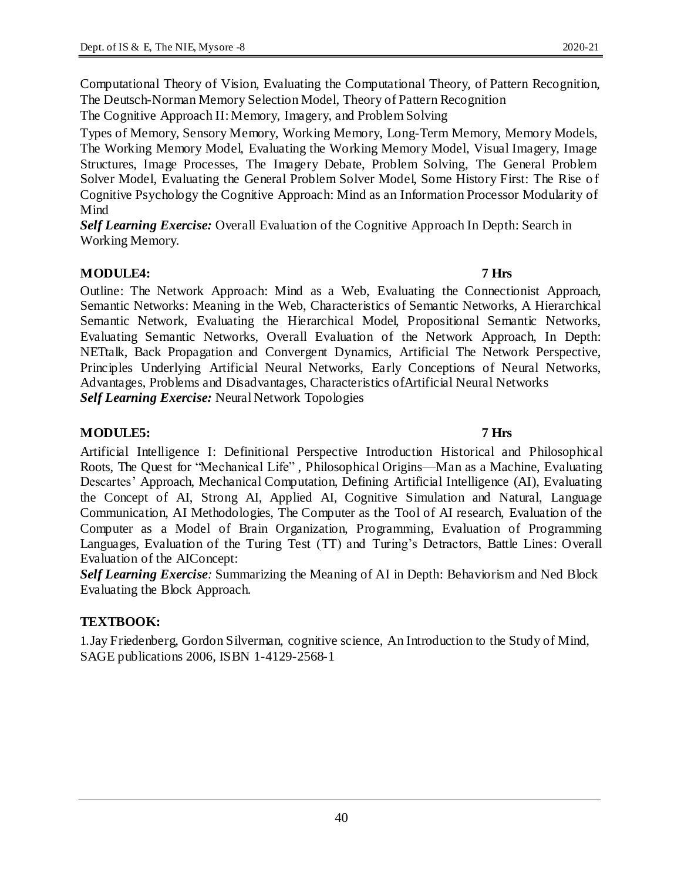Computational Theory of Vision, Evaluating the Computational Theory, of Pattern Recognition, The Deutsch-Norman Memory Selection Model, Theory of Pattern Recognition

The Cognitive Approach II: Memory, Imagery, and Problem Solving

Types of Memory, Sensory Memory, Working Memory, Long-Term Memory, Memory Models, The Working Memory Model, Evaluating the Working Memory Model, Visual Imagery, Image Structures, Image Processes, The Imagery Debate, Problem Solving, The General Problem Solver Model, Evaluating the General Problem Solver Model, Some History First: The Rise of Cognitive Psychology the Cognitive Approach: Mind as an Information Processor Modularity of Mind

***Self Learning Exercise:*** Overall Evaluation of the Cognitive Approach In Depth: Search in Working Memory.

**MODULE4: 7 Hrs**

Outline: The Network Approach: Mind as a Web, Evaluating the Connectionist Approach, Semantic Networks: Meaning in the Web, Characteristics of Semantic Networks, A Hierarchical Semantic Network, Evaluating the Hierarchical Model, Propositional Semantic Networks, Evaluating Semantic Networks, Overall Evaluation of the Network Approach, In Depth: NETtalk, Back Propagation and Convergent Dynamics, Artificial The Network Perspective, Principles Underlying Artificial Neural Networks, Early Conceptions of Neural Networks, Advantages, Problems and Disadvantages, Characteristics ofArtificial Neural Networks

***Self Learning Exercise:*** Neural Network Topologies

**MODULE5: 7 Hrs**

Artificial Intelligence I: Definitional Perspective Introduction Historical and Philosophical Roots, The Quest for "Mechanical Life" , Philosophical Origins—Man as a Machine, Evaluating Descartes' Approach, Mechanical Computation, Defining Artificial Intelligence (AI), Evaluating the Concept of AI, Strong AI, Applied AI, Cognitive Simulation and Natural, Language Communication, AI Methodologies, The Computer as the Tool of AI research, Evaluation of the Computer as a Model of Brain Organization, Programming, Evaluation of Programming Languages, Evaluation of the Turing Test (TT) and Turing's Detractors, Battle Lines: Overall Evaluation of the AIConcept:

***Self Learning Exercise:*** Summarizing the Meaning of AI in Depth: Behaviorism and Ned Block Evaluating the Block Approach.

**TEXTBOOK:**

1. Jay Friedenberg, Gordon Silverman, cognitive science, An Introduction to the Study of Mind, SAGE publications 2006, ISBN 1-4129-2568-1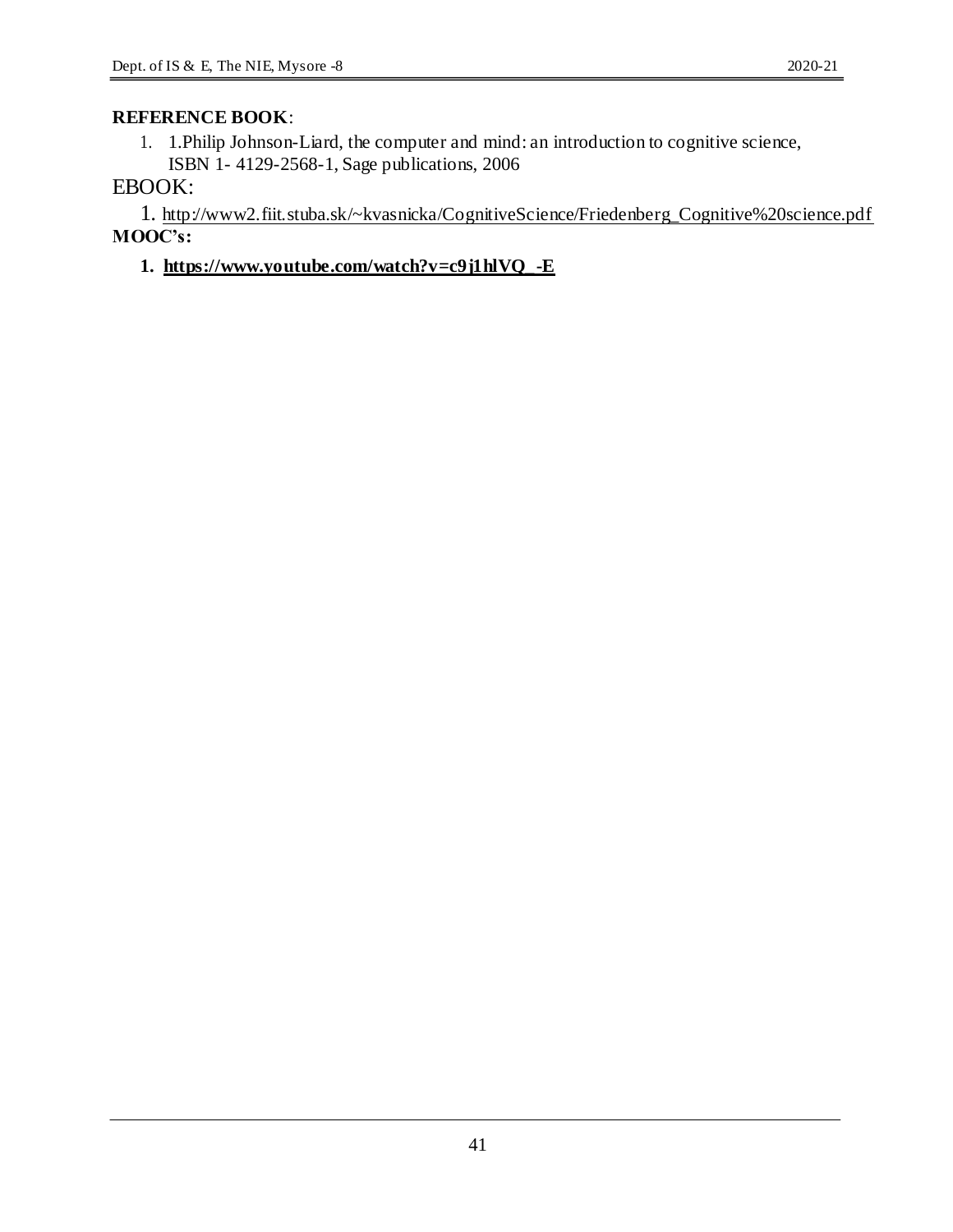**REFERENCE BOOK**:

1. 1.Philip Johnson-Liard, the computer and mind: an introduction to cognitive science, ISBN 1- 4129-2568-1, Sage publications, 2006

EBOOK:

1. http://www2.fiit.stuba.sk/~kvasnicka/CognitiveScience/Friedenberg_Cognitive%20science.pdf

**MOOC's:**

1. **https://www.youtube.com/watch?v=c9j1hlVQ_-E**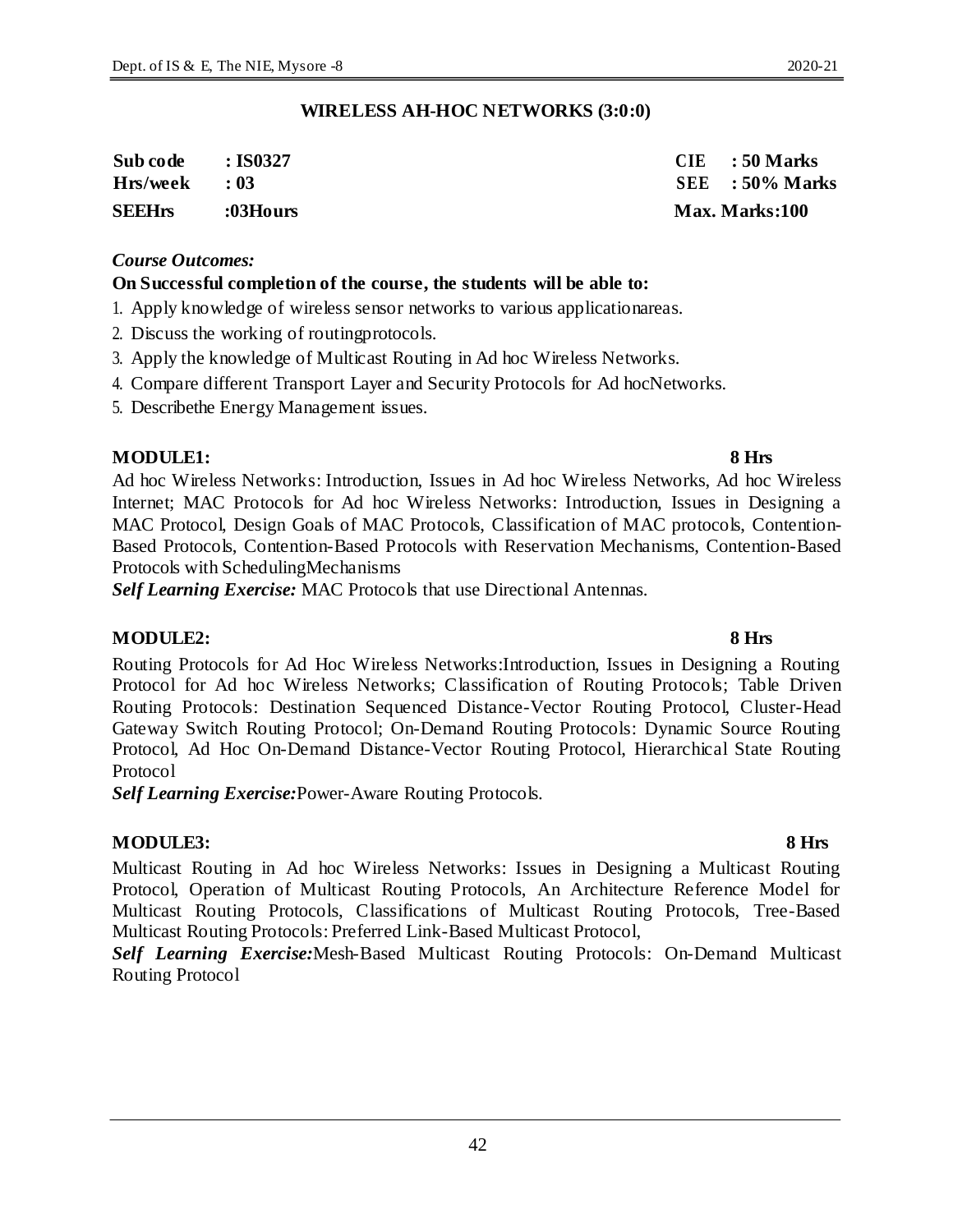## WIRELESS AH-HOC NETWORKS (3:0:0)

| | | | |
|---|---|---|---|
| **Sub code** | **: IS0327** | **CIE** | **: 50 Marks** |
| **Hrs/week** | **: 03** | **SEE** | **: 50% Marks** |
| **SEEHrs** | **:03Hours** | **Max. Marks:100** | |

***Course Outcomes:***

**On Successful completion of the course, the students will be able to:**

1. Apply knowledge of wireless sensor networks to various applicationareas.
2. Discuss the working of routingprotocols.
3. Apply the knowledge of Multicast Routing in Ad hoc Wireless Networks.
4. Compare different Transport Layer and Security Protocols for Ad hocNetworks.
5. Describethe Energy Management issues.

**MODULE1: 8 Hrs**

Ad hoc Wireless Networks: Introduction, Issues in Ad hoc Wireless Networks, Ad hoc Wireless Internet; MAC Protocols for Ad hoc Wireless Networks: Introduction, Issues in Designing a MAC Protocol, Design Goals of MAC Protocols, Classification of MAC protocols, Contention-Based Protocols, Contention-Based Protocols with Reservation Mechanisms, Contention-Based Protocols with SchedulingMechanisms

***Self Learning Exercise:*** MAC Protocols that use Directional Antennas.

**MODULE2: 8 Hrs**

Routing Protocols for Ad Hoc Wireless Networks:Introduction, Issues in Designing a Routing Protocol for Ad hoc Wireless Networks; Classification of Routing Protocols; Table Driven Routing Protocols: Destination Sequenced Distance-Vector Routing Protocol, Cluster-Head Gateway Switch Routing Protocol; On-Demand Routing Protocols: Dynamic Source Routing Protocol, Ad Hoc On-Demand Distance-Vector Routing Protocol, Hierarchical State Routing Protocol

***Self Learning Exercise:***Power-Aware Routing Protocols.

**MODULE3: 8 Hrs**

Multicast Routing in Ad hoc Wireless Networks: Issues in Designing a Multicast Routing Protocol, Operation of Multicast Routing Protocols, An Architecture Reference Model for Multicast Routing Protocols, Classifications of Multicast Routing Protocols, Tree-Based Multicast Routing Protocols: Preferred Link-Based Multicast Protocol,

***Self Learning Exercise:***Mesh-Based Multicast Routing Protocols: On-Demand Multicast Routing Protocol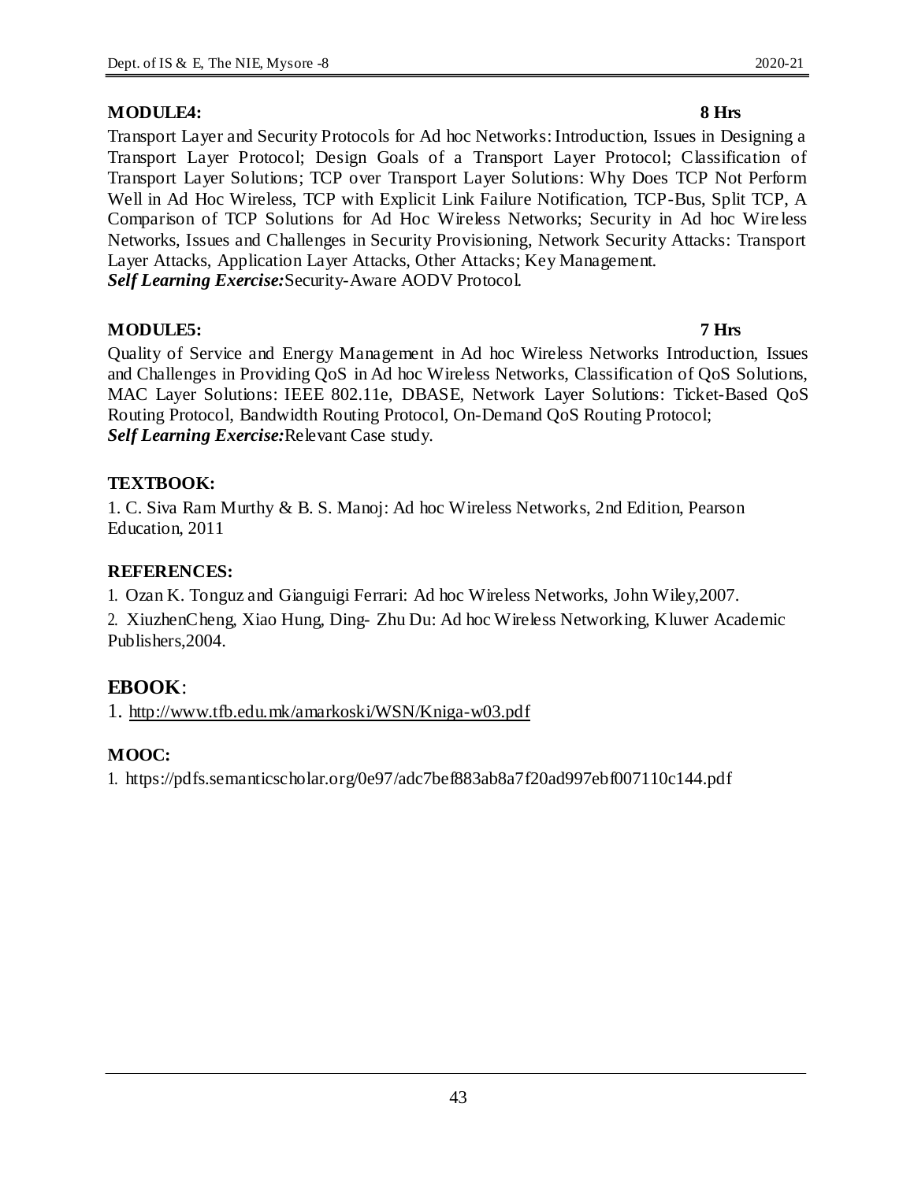**MODULE4: 8 Hrs**

Transport Layer and Security Protocols for Ad hoc Networks: Introduction, Issues in Designing a Transport Layer Protocol; Design Goals of a Transport Layer Protocol; Classification of Transport Layer Solutions; TCP over Transport Layer Solutions: Why Does TCP Not Perform Well in Ad Hoc Wireless, TCP with Explicit Link Failure Notification, TCP-Bus, Split TCP, A Comparison of TCP Solutions for Ad Hoc Wireless Networks; Security in Ad hoc Wireless Networks, Issues and Challenges in Security Provisioning, Network Security Attacks: Transport Layer Attacks, Application Layer Attacks, Other Attacks; Key Management.
***Self Learning Exercise:***Security-Aware AODV Protocol.

**MODULE5: 7 Hrs**

Quality of Service and Energy Management in Ad hoc Wireless Networks Introduction, Issues and Challenges in Providing QoS in Ad hoc Wireless Networks, Classification of QoS Solutions, MAC Layer Solutions: IEEE 802.11e, DBASE, Network Layer Solutions: Ticket-Based QoS Routing Protocol, Bandwidth Routing Protocol, On-Demand QoS Routing Protocol;
***Self Learning Exercise:***Relevant Case study.

**TEXTBOOK:**

1. C. Siva Ram Murthy & B. S. Manoj: Ad hoc Wireless Networks, 2nd Edition, Pearson Education, 2011

**REFERENCES:**

1. Ozan K. Tonguz and Gianguigi Ferrari: Ad hoc Wireless Networks, John Wiley,2007.
2. XiuzhenCheng, Xiao Hung, Ding- Zhu Du: Ad hoc Wireless Networking, Kluwer Academic Publishers,2004.

## EBOOK:

1. http://www.tfb.edu.mk/amarkoski/WSN/Kniga-w03.pdf

**MOOC:**

1. https://pdfs.semanticscholar.org/0e97/adc7bef883ab8a7f20ad997ebf007110c144.pdf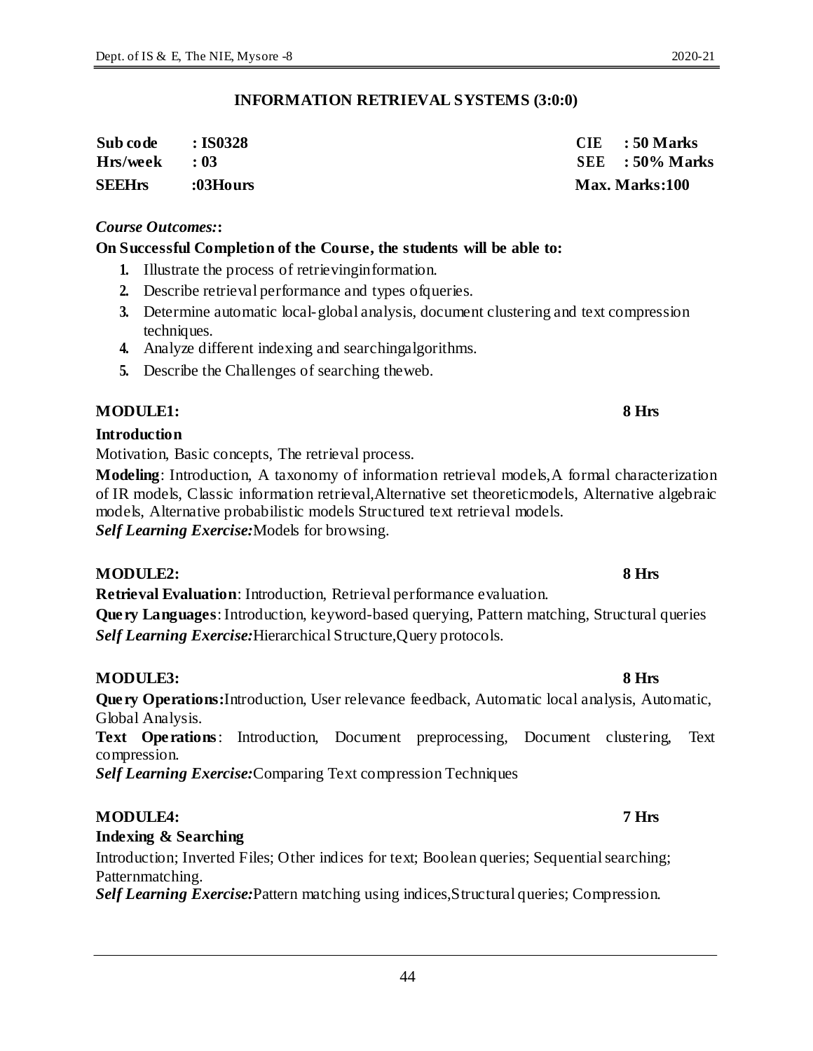## INFORMATION RETRIEVAL SYSTEMS (3:0:0)

| | | | |
|---|---|---|---|
| **Sub code** | **: IS0328** | **CIE** | **: 50 Marks** |
| **Hrs/week** | **: 03** | **SEE** | **: 50% Marks** |
| **SEEHrs** | **:03Hours** | **Max. Marks:100** | |

***Course Outcomes:*:**

**On Successful Completion of the Course, the students will be able to:**

1. Illustrate the process of retrievinginformation.
2. Describe retrieval performance and types ofqueries.
3. Determine automatic local-global analysis, document clustering and text compression techniques.
4. Analyze different indexing and searchingalgorithms.
5. Describe the Challenges of searching theweb.

**MODULE1: 8 Hrs**

**Introduction**

Motivation, Basic concepts, The retrieval process.

**Modeling**: Introduction, A taxonomy of information retrieval models,A formal characterization of IR models, Classic information retrieval,Alternative set theoreticmodels, Alternative algebraic models, Alternative probabilistic models Structured text retrieval models.

***Self Learning Exercise:***Models for browsing.

**MODULE2: 8 Hrs**

**Retrieval Evaluation**: Introduction, Retrieval performance evaluation.

**Query Languages**: Introduction, keyword-based querying, Pattern matching, Structural queries

***Self Learning Exercise:***Hierarchical Structure,Query protocols.

**MODULE3: 8 Hrs**

**Query Operations:**Introduction, User relevance feedback, Automatic local analysis, Automatic, Global Analysis.

**Text Operations**: Introduction, Document preprocessing, Document clustering, Text compression.

***Self Learning Exercise:***Comparing Text compression Techniques

**MODULE4: 7 Hrs**

**Indexing & Searching**

Introduction; Inverted Files; Other indices for text; Boolean queries; Sequential searching; Patternmatching.

***Self Learning Exercise:***Pattern matching using indices,Structural queries; Compression.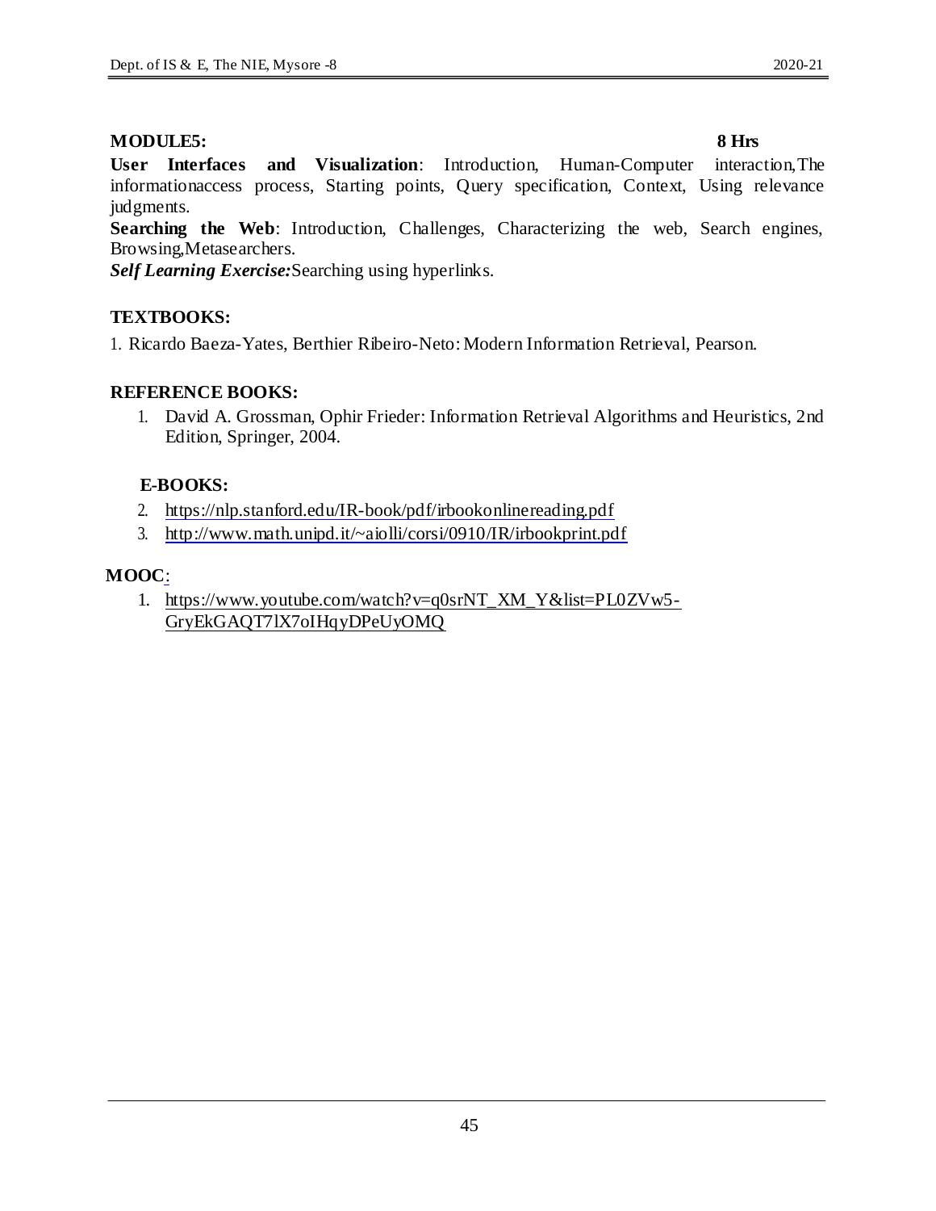**MODULE5: 8 Hrs**

**User Interfaces and Visualization**: Introduction, Human-Computer interaction,The informationaccess process, Starting points, Query specification, Context, Using relevance judgments.

**Searching the Web**: Introduction, Challenges, Characterizing the web, Search engines, Browsing,Metasearchers.

***Self Learning Exercise:***Searching using hyperlinks.

### TEXTBOOKS:

1. Ricardo Baeza-Yates, Berthier Ribeiro-Neto: Modern Information Retrieval, Pearson.

### REFERENCE BOOKS:

1. David A. Grossman, Ophir Frieder: Information Retrieval Algorithms and Heuristics, 2nd Edition, Springer, 2004.

### E-BOOKS:

2. https://nlp.stanford.edu/IR-book/pdf/irbookonlinereading.pdf
3. http://www.math.unipd.it/~aiolli/corsi/0910/IR/irbookprint.pdf

### MOOC:

1. https://www.youtube.com/watch?v=q0srNT_XM_Y&list=PL0ZVw5-GryEkGAQT7lX7oIHqyDPeUyOMQ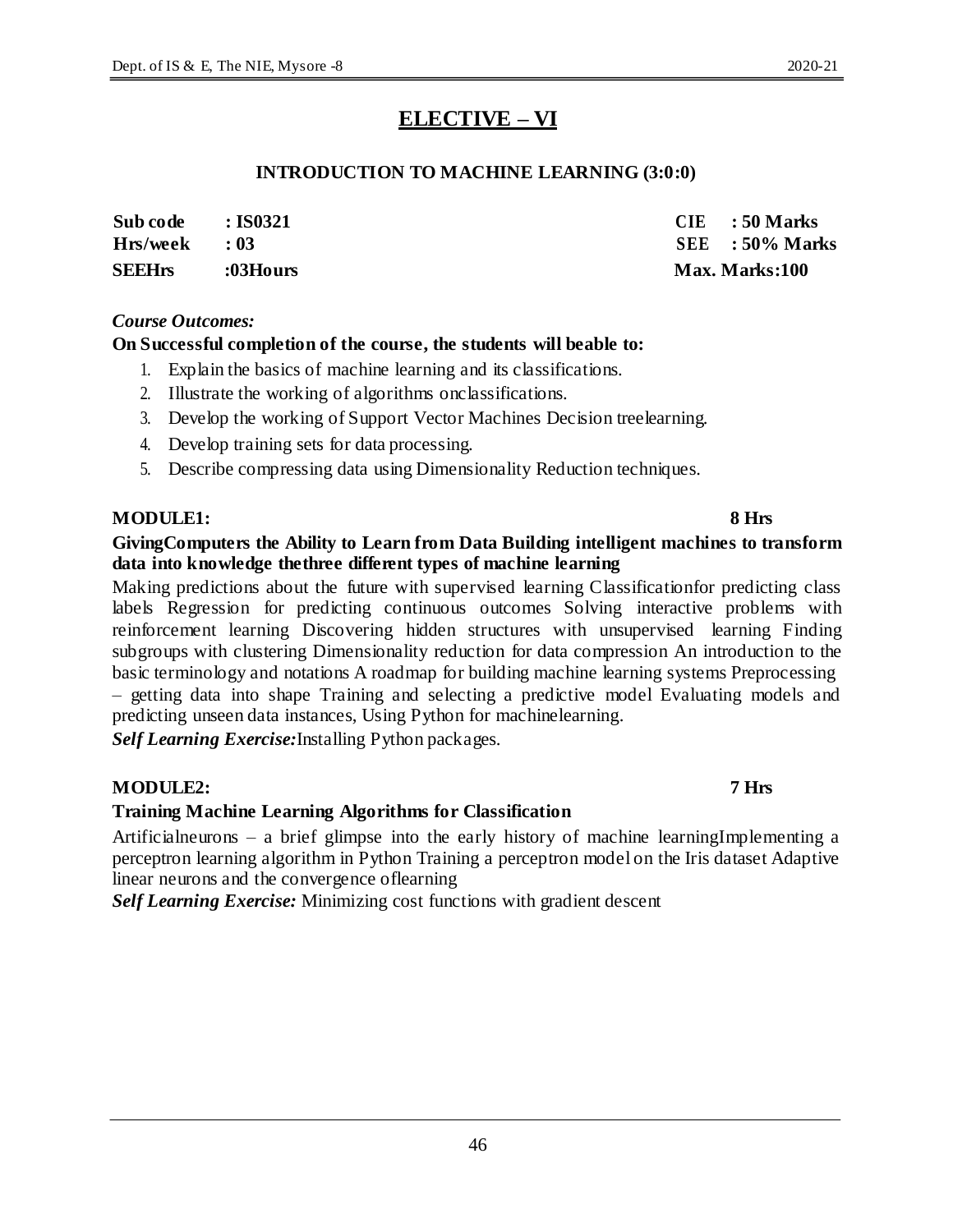# ELECTIVE – VI

## INTRODUCTION TO MACHINE LEARNING (3:0:0)

| | | | |
|---|---|---|---|
| **Sub code** | **: IS0321** | **CIE** | **: 50 Marks** |
| **Hrs/week** | **: 03** | **SEE** | **: 50% Marks** |
| **SEEHrs** | **:03Hours** | **Max. Marks:100** | |

***Course Outcomes:***

**On Successful completion of the course, the students will beable to:**

1. Explain the basics of machine learning and its classifications.
2. Illustrate the working of algorithms onclassifications.
3. Develop the working of Support Vector Machines Decision treelearning.
4. Develop training sets for data processing.
5. Describe compressing data using Dimensionality Reduction techniques.

**MODULE1: 8 Hrs**

**GivingComputers the Ability to Learn from Data Building intelligent machines to transform data into knowledge thethree different types of machine learning**

Making predictions about the future with supervised learning Classificationfor predicting class labels Regression for predicting continuous outcomes Solving interactive problems with reinforcement learning Discovering hidden structures with unsupervised learning Finding subgroups with clustering Dimensionality reduction for data compression An introduction to the basic terminology and notations A roadmap for building machine learning systems Preprocessing – getting data into shape Training and selecting a predictive model Evaluating models and predicting unseen data instances, Using Python for machinelearning.

***Self Learning Exercise:***Installing Python packages.

**MODULE2: 7 Hrs**

**Training Machine Learning Algorithms for Classification**

Artificialneurons – a brief glimpse into the early history of machine learningImplementing a perceptron learning algorithm in Python Training a perceptron model on the Iris dataset Adaptive linear neurons and the convergence oflearning

***Self Learning Exercise:*** Minimizing cost functions with gradient descent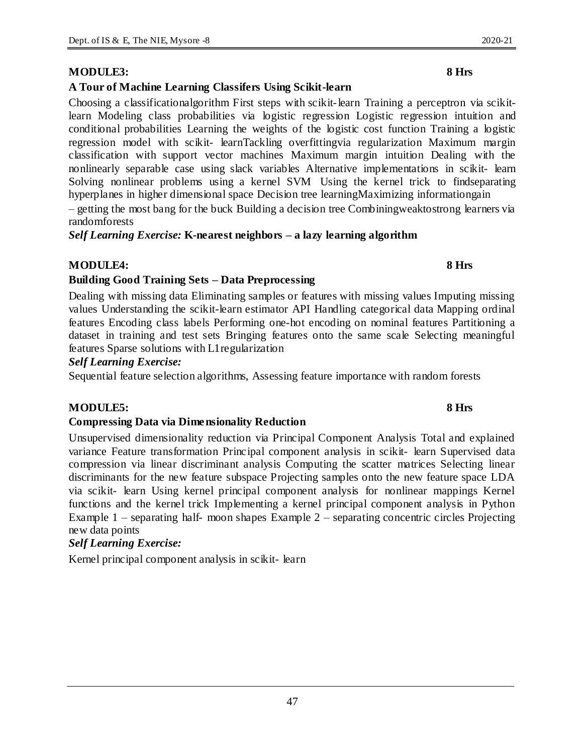**MODULE3: 8 Hrs**

**A Tour of Machine Learning Classifers Using Scikit-learn**

Choosing a classificationalgorithm First steps with scikit-learn Training a perceptron via scikit-learn Modeling class probabilities via logistic regression Logistic regression intuition and conditional probabilities Learning the weights of the logistic cost function Training a logistic regression model with scikit- learnTackling overfittingvia regularization Maximum margin classification with support vector machines Maximum margin intuition Dealing with the nonlinearly separable case using slack variables Alternative implementations in scikit- learn Solving nonlinear problems using a kernel SVM Using the kernel trick to findseparating hyperplanes in higher dimensional space Decision tree learningMaximizing informationgain – getting the most bang for the buck Building a decision tree Combiningweaktostrong learners via randomforests

***Self Learning Exercise:* K-nearest neighbors – a lazy learning algorithm**

**MODULE4: 8 Hrs**

**Building Good Training Sets – Data Preprocessing**

Dealing with missing data Eliminating samples or features with missing values Imputing missing values Understanding the scikit-learn estimator API Handling categorical data Mapping ordinal features Encoding class labels Performing one-hot encoding on nominal features Partitioning a dataset in training and test sets Bringing features onto the same scale Selecting meaningful features Sparse solutions with L1regularization

***Self Learning Exercise:***

Sequential feature selection algorithms, Assessing feature importance with random forests

**MODULE5: 8 Hrs**

**Compressing Data via Dimensionality Reduction**

Unsupervised dimensionality reduction via Principal Component Analysis Total and explained variance Feature transformation Principal component analysis in scikit- learn Supervised data compression via linear discriminant analysis Computing the scatter matrices Selecting linear discriminants for the new feature subspace Projecting samples onto the new feature space LDA via scikit- learn Using kernel principal component analysis for nonlinear mappings Kernel functions and the kernel trick Implementing a kernel principal component analysis in Python Example 1 – separating half- moon shapes Example 2 – separating concentric circles Projecting new data points

***Self Learning Exercise:***

Kernel principal component analysis in scikit- learn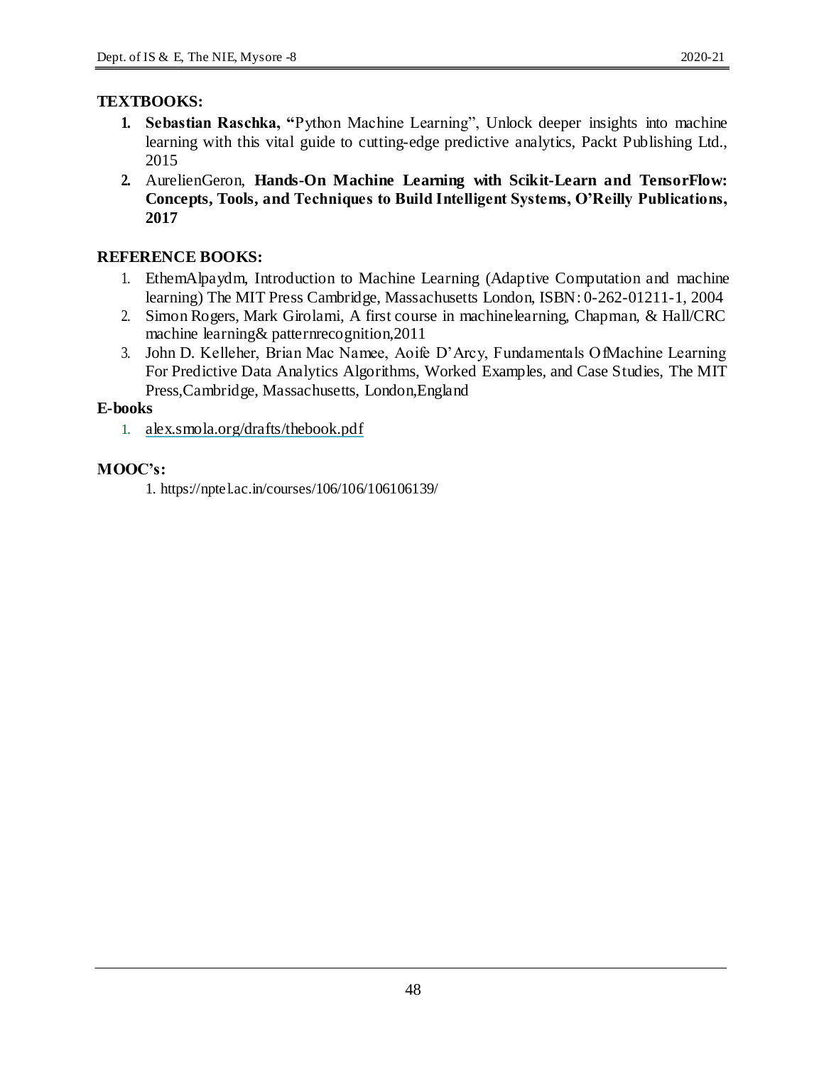**TEXTBOOKS:**

1. **Sebastian Raschka, "**Python Machine Learning", Unlock deeper insights into machine learning with this vital guide to cutting-edge predictive analytics, Packt Publishing Ltd., 2015
2. AurelienGeron, **Hands-On Machine Learning with Scikit-Learn and TensorFlow: Concepts, Tools, and Techniques to Build Intelligent Systems, O'Reilly Publications, 2017**

**REFERENCE BOOKS:**

1. EthemAlpaydın, Introduction to Machine Learning (Adaptive Computation and machine learning) The MIT Press Cambridge, Massachusetts London, ISBN: 0-262-01211-1, 2004
2. Simon Rogers, Mark Girolami, A first course in machinelearning, Chapman, & Hall/CRC machine learning& patternrecognition,2011
3. John D. Kelleher, Brian Mac Namee, Aoife D'Arcy, Fundamentals OfMachine Learning For Predictive Data Analytics Algorithms, Worked Examples, and Case Studies, The MIT Press,Cambridge, Massachusetts, London,England

**E-books**

1. alex.smola.org/drafts/thebook.pdf

**MOOC's:**

1. https://nptel.ac.in/courses/106/106/106106139/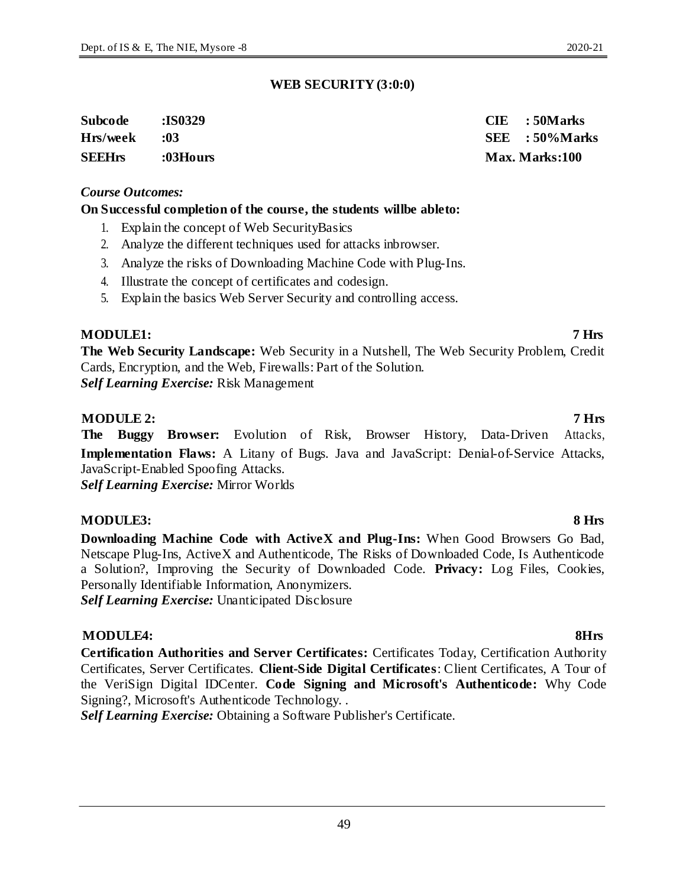## WEB SECURITY (3:0:0)

| | | |
|---|---|---|
| **Subcode** | **:IS0329** | **CIE : 50Marks** |
| **Hrs/week** | **:03** | **SEE : 50%Marks** |
| **SEEHrs** | **:03Hours** | **Max. Marks:100** |

***Course Outcomes:***

**On Successful completion of the course, the students willbe ableto:**

1. Explain the concept of Web SecurityBasics
2. Analyze the different techniques used for attacks inbrowser.
3. Analyze the risks of Downloading Machine Code with Plug-Ins.
4. Illustrate the concept of certificates and codesign.
5. Explain the basics Web Server Security and controlling access.

**MODULE1: 7 Hrs**

**The Web Security Landscape:** Web Security in a Nutshell, The Web Security Problem, Credit Cards, Encryption, and the Web, Firewalls: Part of the Solution.

***Self Learning Exercise:*** Risk Management

**MODULE 2: 7 Hrs**

**The Buggy Browser:** Evolution of Risk, Browser History, Data-Driven Attacks, **Implementation Flaws:** A Litany of Bugs. Java and JavaScript: Denial-of-Service Attacks, JavaScript-Enabled Spoofing Attacks.

***Self Learning Exercise:*** Mirror Worlds

**MODULE3: 8 Hrs**

**Downloading Machine Code with ActiveX and Plug-Ins:** When Good Browsers Go Bad, Netscape Plug-Ins, ActiveX and Authenticode, The Risks of Downloaded Code, Is Authenticode a Solution?, Improving the Security of Downloaded Code. **Privacy:** Log Files, Cookies, Personally Identifiable Information, Anonymizers.

***Self Learning Exercise:*** Unanticipated Disclosure

**MODULE4: 8Hrs**

**Certification Authorities and Server Certificates:** Certificates Today, Certification Authority Certificates, Server Certificates. **Client-Side Digital Certificates**: Client Certificates, A Tour of the VeriSign Digital IDCenter. **Code Signing and Microsoft's Authenticode:** Why Code Signing?, Microsoft's Authenticode Technology. .

***Self Learning Exercise:*** Obtaining a Software Publisher's Certificate.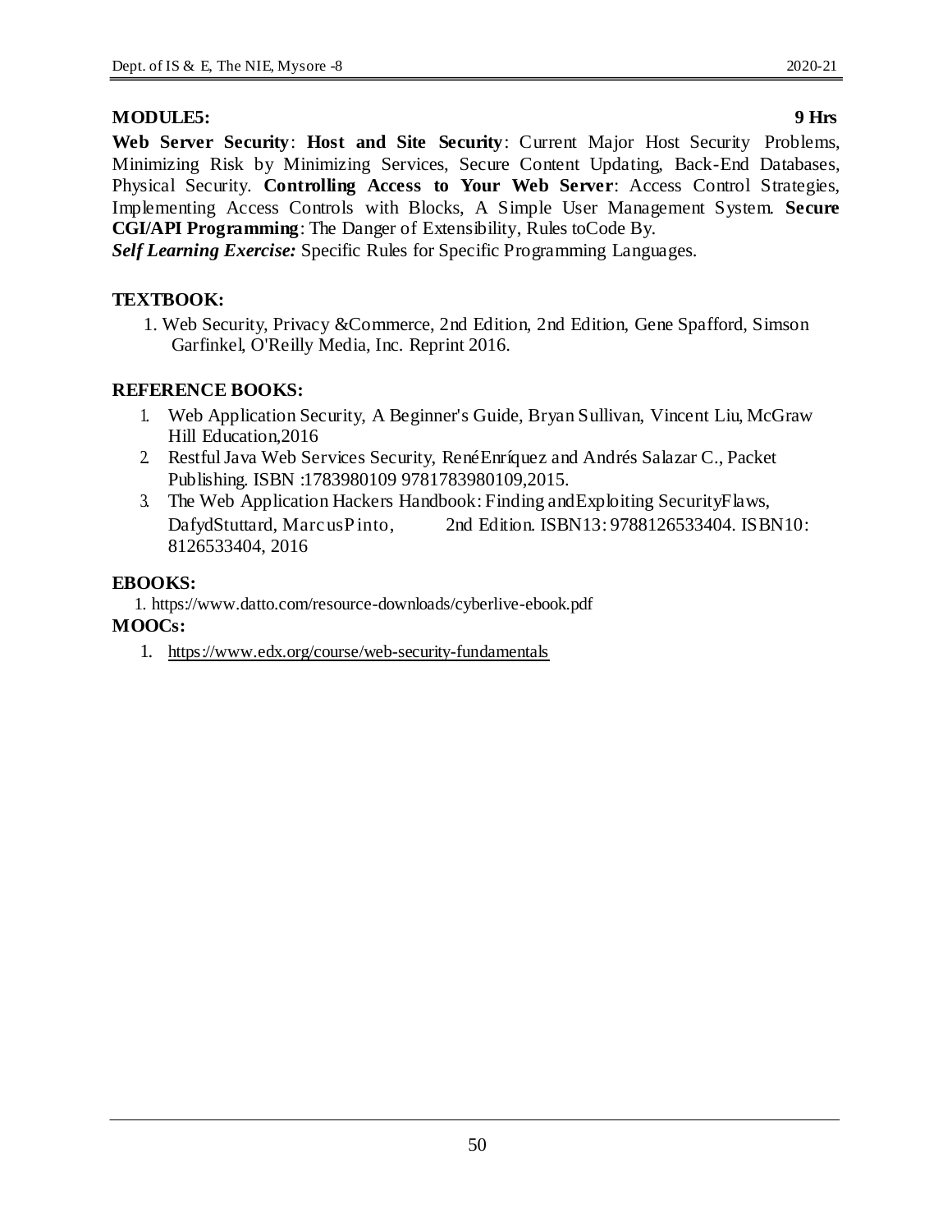**MODULE5: 9 Hrs**

**Web Server Security**: **Host and Site Security**: Current Major Host Security Problems, Minimizing Risk by Minimizing Services, Secure Content Updating, Back-End Databases, Physical Security. **Controlling Access to Your Web Server**: Access Control Strategies, Implementing Access Controls with Blocks, A Simple User Management System. **Secure CGI/API Programming**: The Danger of Extensibility, Rules toCode By.

***Self Learning Exercise:*** Specific Rules for Specific Programming Languages.

**TEXTBOOK:**

1. Web Security, Privacy &Commerce, 2nd Edition, 2nd Edition, Gene Spafford, Simson Garfinkel, O'Reilly Media, Inc. Reprint 2016.

**REFERENCE BOOKS:**

1. Web Application Security, A Beginner's Guide, Bryan Sullivan, Vincent Liu, McGraw Hill Education,2016
2. Restful Java Web Services Security, RenéEnríquez and Andrés Salazar C., Packet Publishing. ISBN :1783980109 9781783980109,2015.
3. The Web Application Hackers Handbook: Finding andExploiting SecurityFlaws, DafydStuttard, MarcusPinto, 2nd Edition. ISBN13: 9788126533404. ISBN10: 8126533404, 2016

**EBOOKS:**

1. https://www.datto.com/resource-downloads/cyberlive-ebook.pdf

**MOOCs:**

1. https://www.edx.org/course/web-security-fundamentals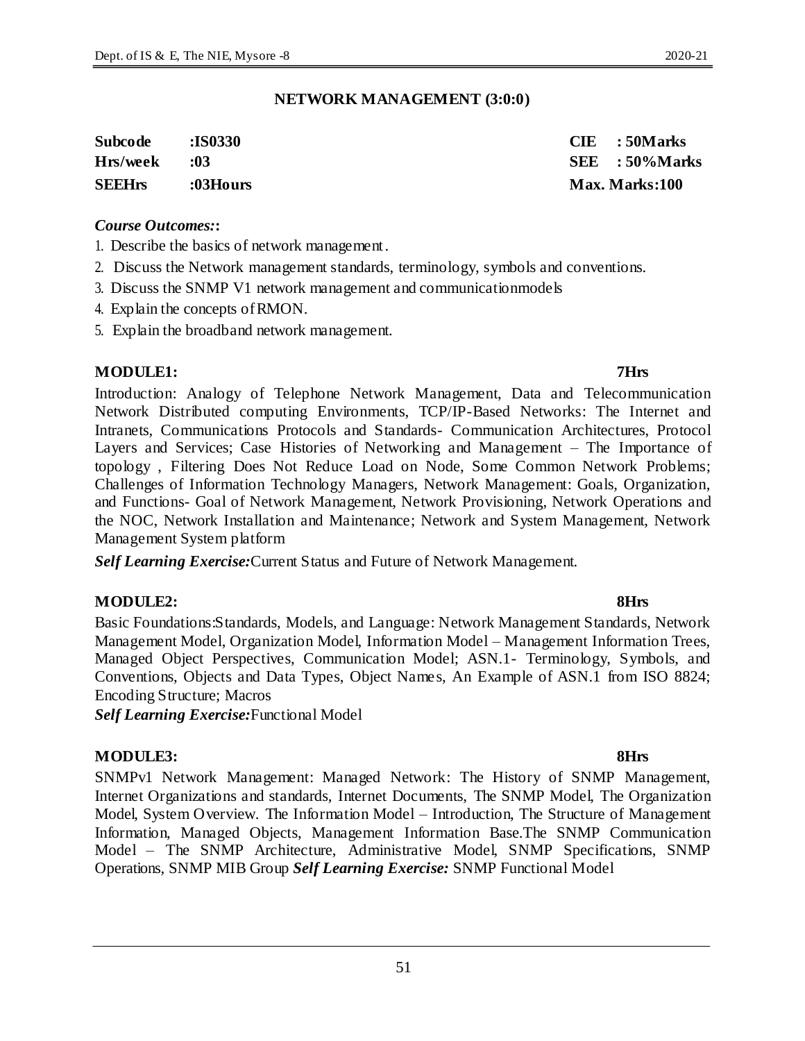## NETWORK MANAGEMENT (3:0:0)

| | | | |
|---|---|---|---|
| **Subcode** | **:IS0330** | **CIE** | **: 50Marks** |
| **Hrs/week** | **:03** | **SEE** | **: 50%Marks** |
| **SEEHrs** | **:03Hours** | **Max. Marks:100** | |

***Course Outcomes:*:**

1. Describe the basics of network management.
2. Discuss the Network management standards, terminology, symbols and conventions.
3. Discuss the SNMP V1 network management and communicationmodels
4. Explain the concepts of RMON.
5. Explain the broadband network management.

**MODULE1: 7Hrs**

Introduction: Analogy of Telephone Network Management, Data and Telecommunication Network Distributed computing Environments, TCP/IP-Based Networks: The Internet and Intranets, Communications Protocols and Standards- Communication Architectures, Protocol Layers and Services; Case Histories of Networking and Management – The Importance of topology , Filtering Does Not Reduce Load on Node, Some Common Network Problems; Challenges of Information Technology Managers, Network Management: Goals, Organization, and Functions- Goal of Network Management, Network Provisioning, Network Operations and the NOC, Network Installation and Maintenance; Network and System Management, Network Management System platform

***Self Learning Exercise:***Current Status and Future of Network Management.

**MODULE2: 8Hrs**

Basic Foundations:Standards, Models, and Language: Network Management Standards, Network Management Model, Organization Model, Information Model – Management Information Trees, Managed Object Perspectives, Communication Model; ASN.1- Terminology, Symbols, and Conventions, Objects and Data Types, Object Names, An Example of ASN.1 from ISO 8824; Encoding Structure; Macros

***Self Learning Exercise:***Functional Model

**MODULE3: 8Hrs**

SNMPv1 Network Management: Managed Network: The History of SNMP Management, Internet Organizations and standards, Internet Documents, The SNMP Model, The Organization Model, System Overview. The Information Model – Introduction, The Structure of Management Information, Managed Objects, Management Information Base.The SNMP Communication Model – The SNMP Architecture, Administrative Model, SNMP Specifications, SNMP Operations, SNMP MIB Group ***Self Learning Exercise:*** SNMP Functional Model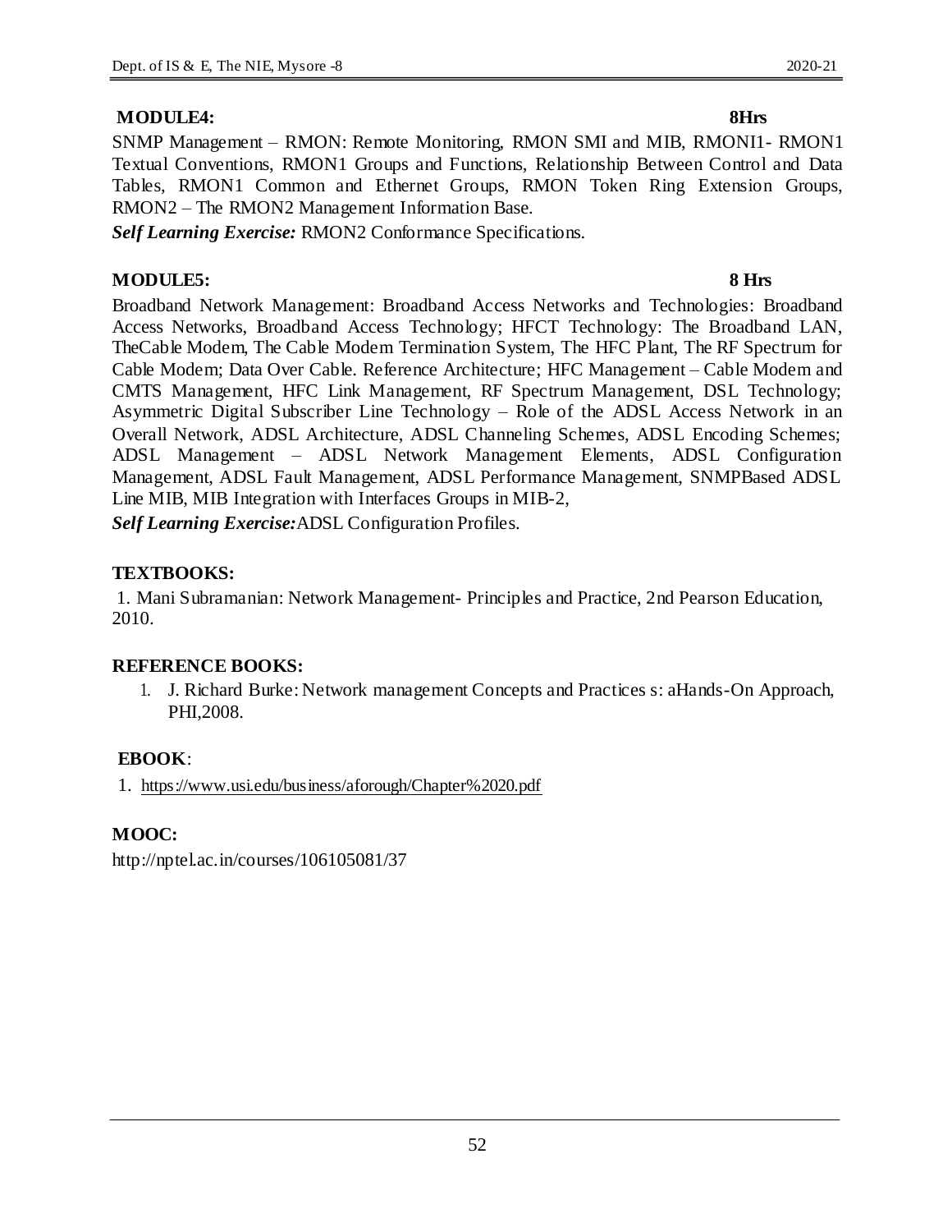**MODULE4: 8Hrs**

SNMP Management – RMON: Remote Monitoring, RMON SMI and MIB, RMONI1- RMON1 Textual Conventions, RMON1 Groups and Functions, Relationship Between Control and Data Tables, RMON1 Common and Ethernet Groups, RMON Token Ring Extension Groups, RMON2 – The RMON2 Management Information Base.

***Self Learning Exercise:*** RMON2 Conformance Specifications.

**MODULE5: 8 Hrs**

Broadband Network Management: Broadband Access Networks and Technologies: Broadband Access Networks, Broadband Access Technology; HFCT Technology: The Broadband LAN, TheCable Modem, The Cable Modem Termination System, The HFC Plant, The RF Spectrum for Cable Modem; Data Over Cable. Reference Architecture; HFC Management – Cable Modem and CMTS Management, HFC Link Management, RF Spectrum Management, DSL Technology; Asymmetric Digital Subscriber Line Technology – Role of the ADSL Access Network in an Overall Network, ADSL Architecture, ADSL Channeling Schemes, ADSL Encoding Schemes; ADSL Management – ADSL Network Management Elements, ADSL Configuration Management, ADSL Fault Management, ADSL Performance Management, SNMPBased ADSL Line MIB, MIB Integration with Interfaces Groups in MIB-2,

***Self Learning Exercise:***ADSL Configuration Profiles.

**TEXTBOOKS:**

1. Mani Subramanian: Network Management- Principles and Practice, 2nd Pearson Education, 2010.

**REFERENCE BOOKS:**

1. J. Richard Burke: Network management Concepts and Practices s: aHands-On Approach, PHI,2008.

**EBOOK**:

1. https://www.usi.edu/business/aforough/Chapter%2020.pdf

**MOOC:**

http://nptel.ac.in/courses/106105081/37